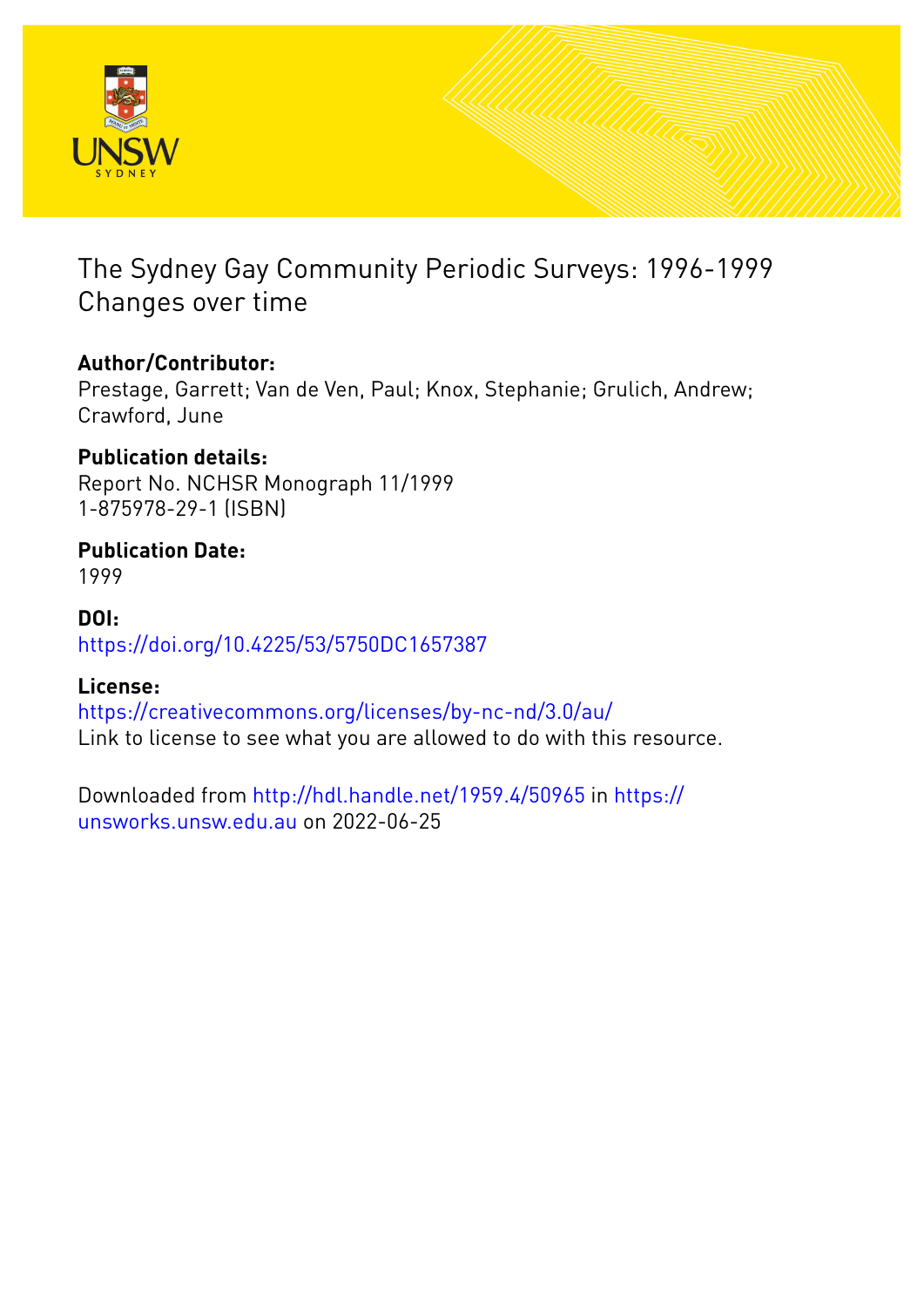# The Sydney Gay Community Periodic Surveys: 1996-1999 Changes over time

**Author/Contributor:**
Prestage, Garrett; Van de Ven, Paul; Knox, Stephanie; Grulich, Andrew; Crawford, June

**Publication details:**
Report No. NCHSR Monograph 11/1999
1-875978-29-1 (ISBN)

**Publication Date:**
1999

**DOI:**
https://doi.org/10.4225/53/5750DC1657387

**License:**
https://creativecommons.org/licenses/by-nc-nd/3.0/au/
Link to license to see what you are allowed to do with this resource.

Downloaded from http://hdl.handle.net/1959.4/50965 in https://unsworks.unsw.edu.au on 2022-06-25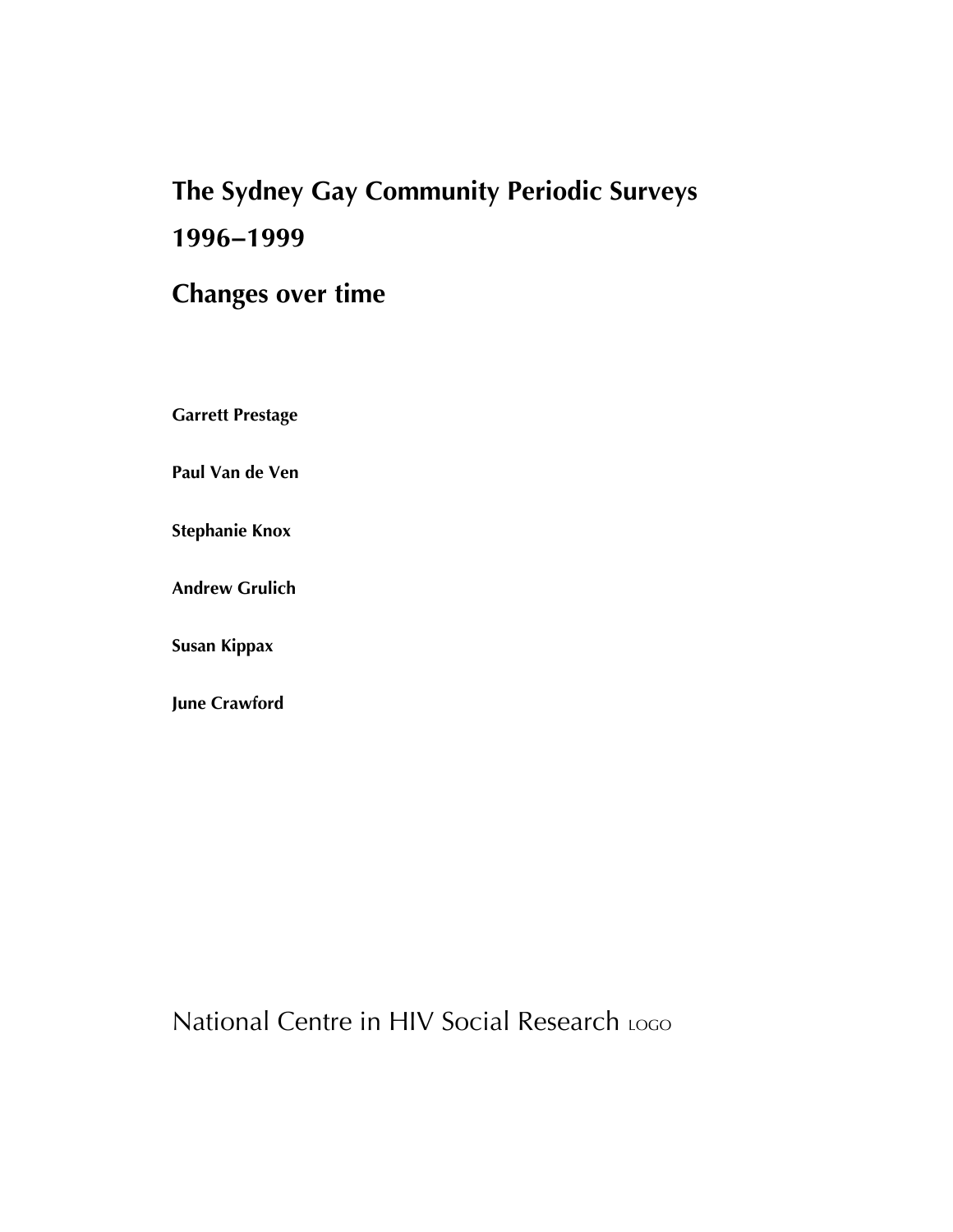# The Sydney Gay Community Periodic Surveys 1996–1999

## Changes over time

**Garrett Prestage**

**Paul Van de Ven**

**Stephanie Knox**

**Andrew Grulich**

**Susan Kippax**

**June Crawford**

National Centre in HIV Social Research LOGO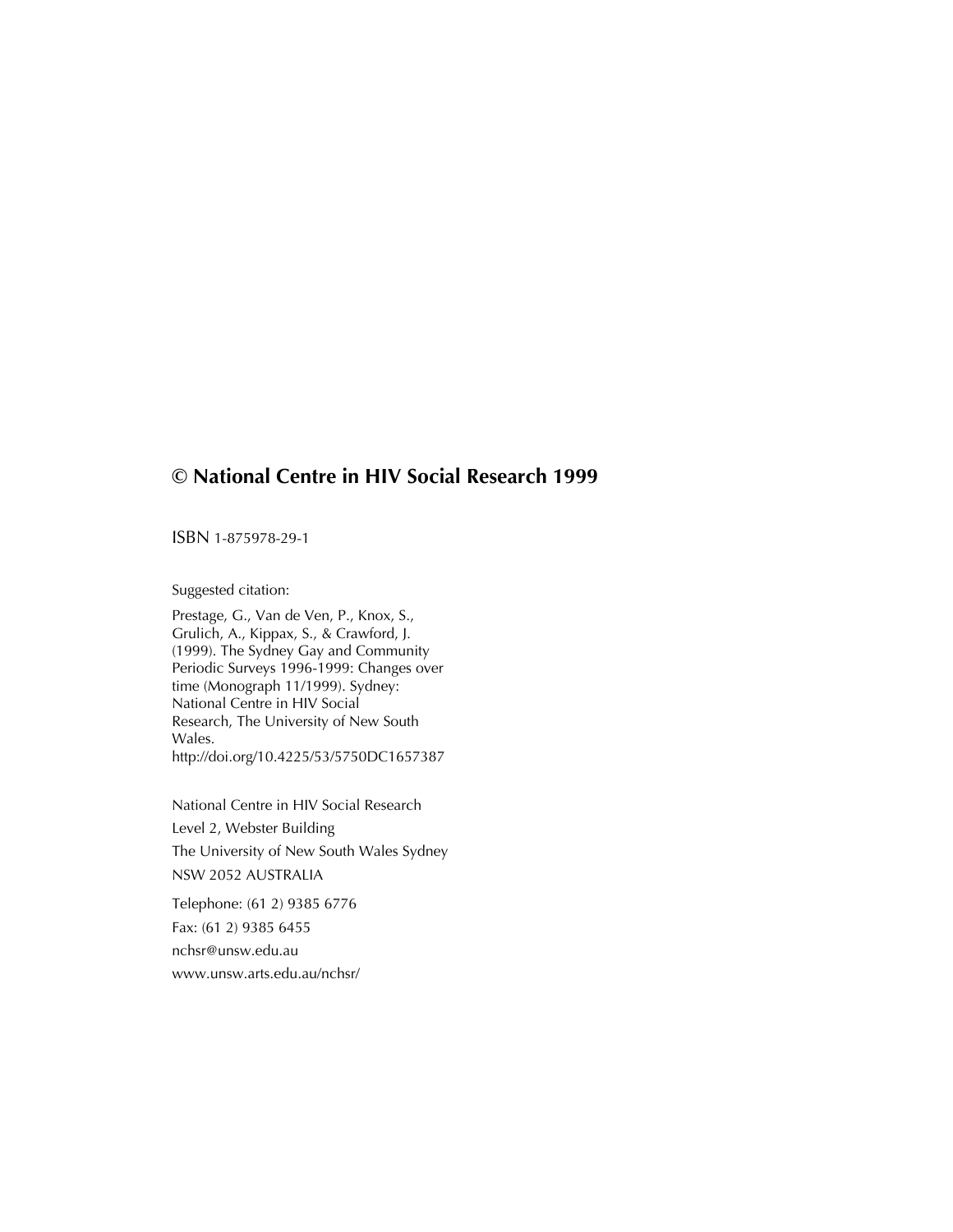**© National Centre in HIV Social Research 1999**

ISBN 1-875978-29-1

Suggested citation:

Prestage, G., Van de Ven, P., Knox, S., Grulich, A., Kippax, S., & Crawford, J. (1999). The Sydney Gay and Community Periodic Surveys 1996-1999: Changes over time (Monograph 11/1999). Sydney: National Centre in HIV Social Research, The University of New South Wales. http://doi.org/10.4225/53/5750DC1657387

National Centre in HIV Social Research
Level 2, Webster Building
The University of New South Wales Sydney
NSW 2052 AUSTRALIA

Telephone: (61 2) 9385 6776
Fax: (61 2) 9385 6455
nchsr@unsw.edu.au
www.unsw.arts.edu.au/nchsr/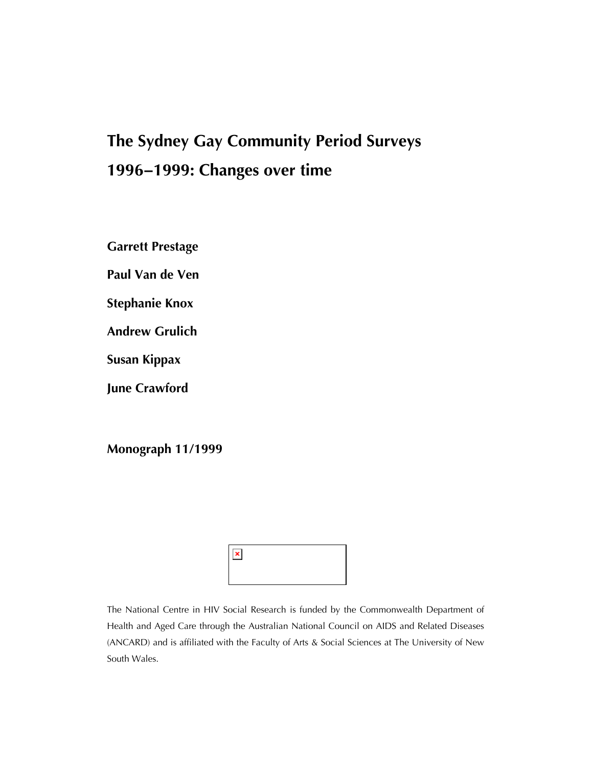# The Sydney Gay Community Period Surveys 1996–1999: Changes over time

**Garrett Prestage**

**Paul Van de Ven**

**Stephanie Knox**

**Andrew Grulich**

**Susan Kippax**

**June Crawford**

**Monograph 11/1999**

The National Centre in HIV Social Research is funded by the Commonwealth Department of Health and Aged Care through the Australian National Council on AIDS and Related Diseases (ANCARD) and is affiliated with the Faculty of Arts & Social Sciences at The University of New South Wales.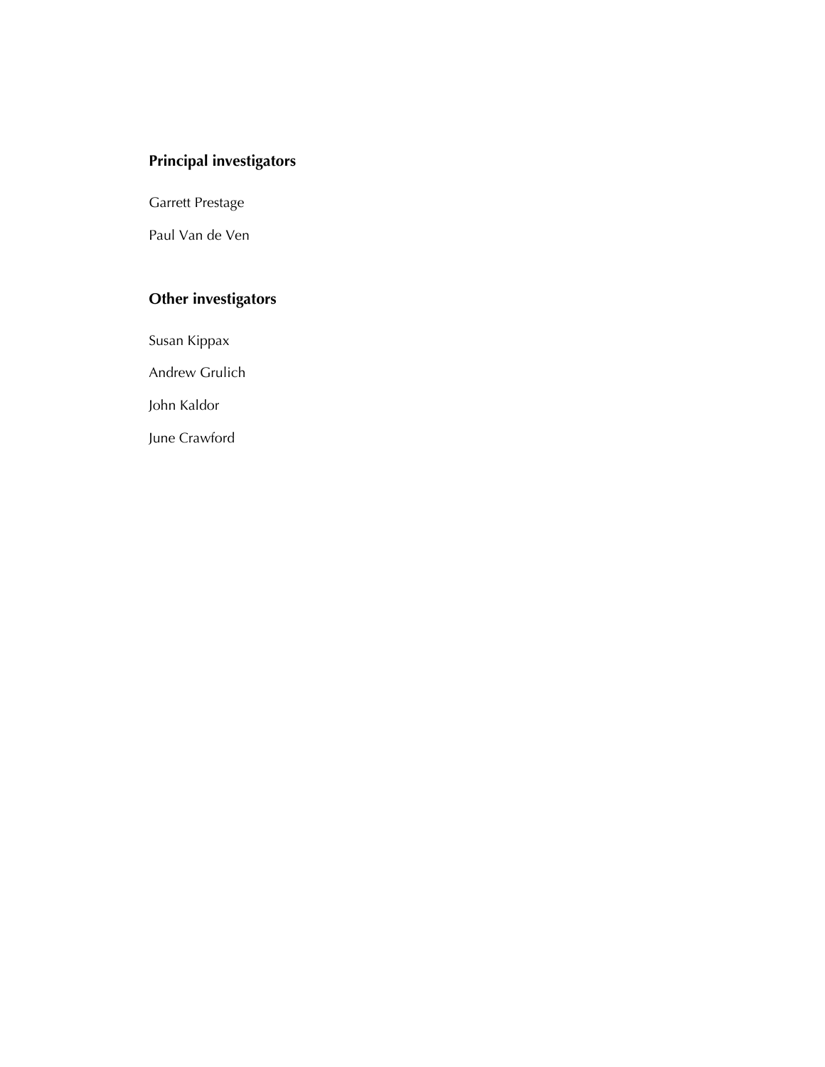## Principal investigators

Garrett Prestage

Paul Van de Ven

## Other investigators

Susan Kippax

Andrew Grulich

John Kaldor

June Crawford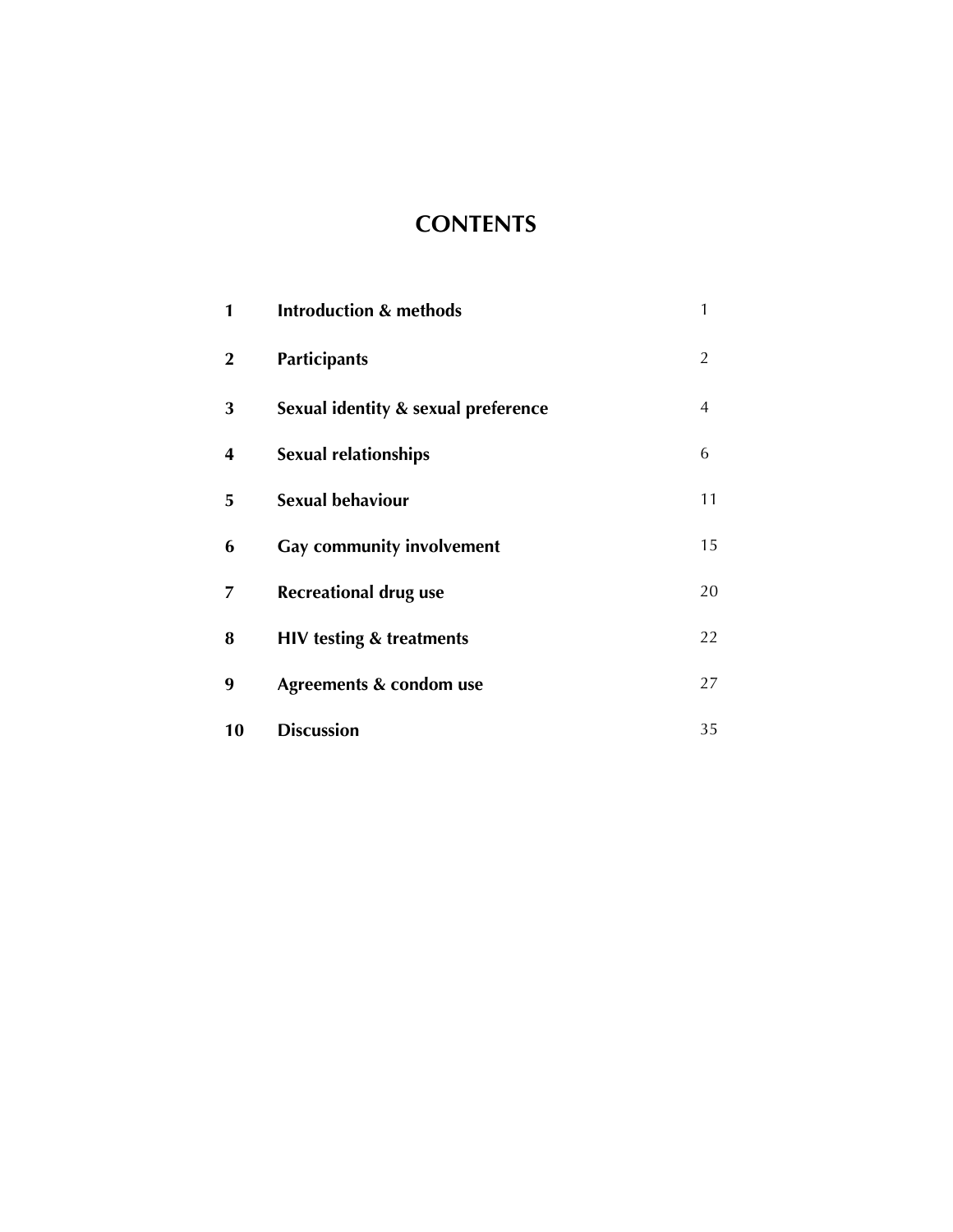# CONTENTS

| | | |
|---|---|---|
| **1** | **Introduction & methods** | 1 |
| **2** | **Participants** | 2 |
| **3** | **Sexual identity & sexual preference** | 4 |
| **4** | **Sexual relationships** | 6 |
| **5** | **Sexual behaviour** | 11 |
| **6** | **Gay community involvement** | 15 |
| **7** | **Recreational drug use** | 20 |
| **8** | **HIV testing & treatments** | 22 |
| **9** | **Agreements & condom use** | 27 |
| **10** | **Discussion** | 35 |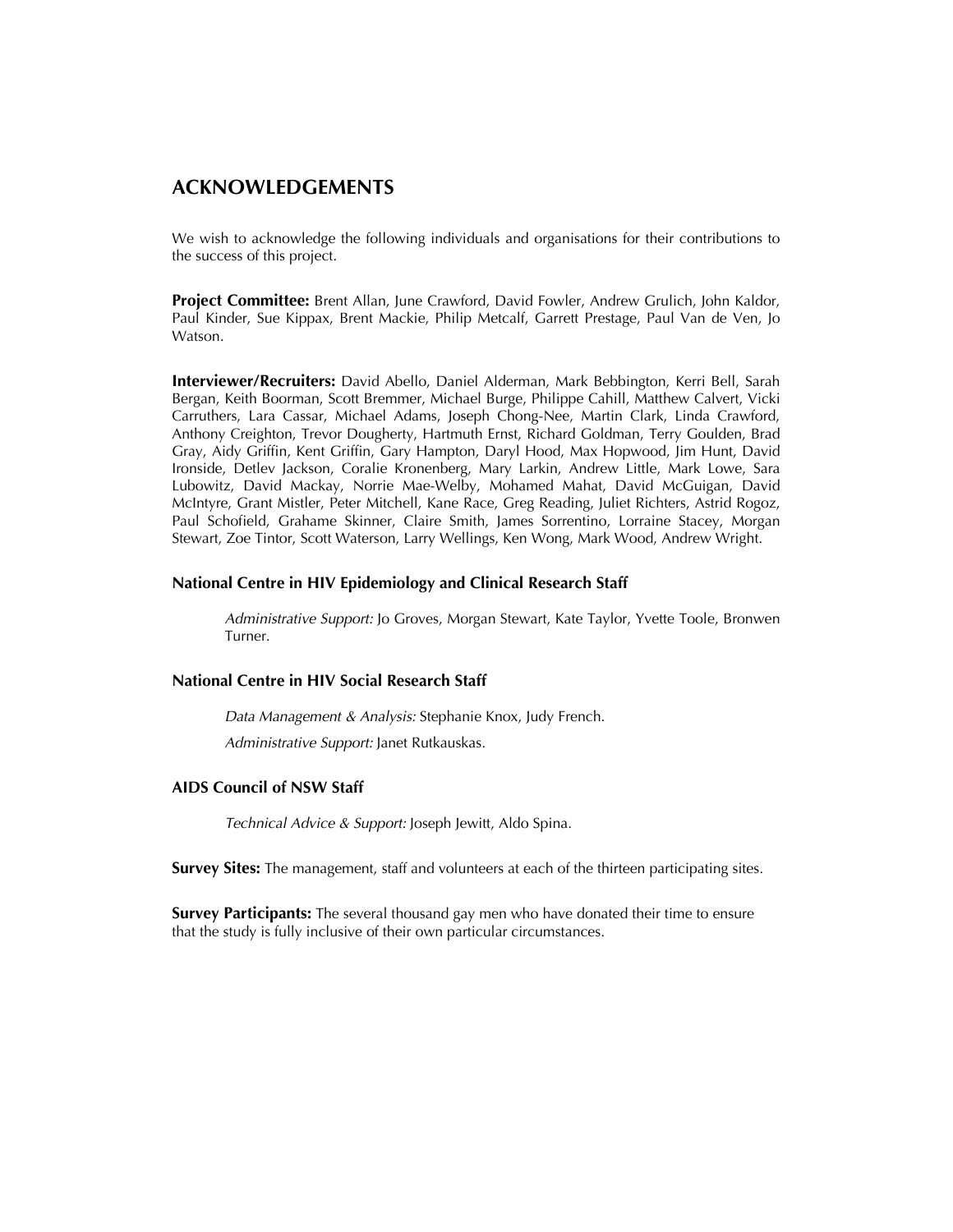# ACKNOWLEDGEMENTS

We wish to acknowledge the following individuals and organisations for their contributions to the success of this project.

**Project Committee:** Brent Allan, June Crawford, David Fowler, Andrew Grulich, John Kaldor, Paul Kinder, Sue Kippax, Brent Mackie, Philip Metcalf, Garrett Prestage, Paul Van de Ven, Jo Watson.

**Interviewer/Recruiters:** David Abello, Daniel Alderman, Mark Bebbington, Kerri Bell, Sarah Bergan, Keith Boorman, Scott Bremmer, Michael Burge, Philippe Cahill, Matthew Calvert, Vicki Carruthers, Lara Cassar, Michael Adams, Joseph Chong-Nee, Martin Clark, Linda Crawford, Anthony Creighton, Trevor Dougherty, Hartmuth Ernst, Richard Goldman, Terry Goulden, Brad Gray, Aidy Griffin, Kent Griffin, Gary Hampton, Daryl Hood, Max Hopwood, Jim Hunt, David Ironside, Detlev Jackson, Coralie Kronenberg, Mary Larkin, Andrew Little, Mark Lowe, Sara Lubowitz, David Mackay, Norrie Mae-Welby, Mohamed Mahat, David McGuigan, David McIntyre, Grant Mistler, Peter Mitchell, Kane Race, Greg Reading, Juliet Richters, Astrid Rogoz, Paul Schofield, Grahame Skinner, Claire Smith, James Sorrentino, Lorraine Stacey, Morgan Stewart, Zoe Tintor, Scott Waterson, Larry Wellings, Ken Wong, Mark Wood, Andrew Wright.

### National Centre in HIV Epidemiology and Clinical Research Staff

*Administrative Support:* Jo Groves, Morgan Stewart, Kate Taylor, Yvette Toole, Bronwen Turner.

### National Centre in HIV Social Research Staff

*Data Management & Analysis:* Stephanie Knox, Judy French.

*Administrative Support:* Janet Rutkauskas.

### AIDS Council of NSW Staff

*Technical Advice & Support:* Joseph Jewitt, Aldo Spina.

**Survey Sites:** The management, staff and volunteers at each of the thirteen participating sites.

**Survey Participants:** The several thousand gay men who have donated their time to ensure that the study is fully inclusive of their own particular circumstances.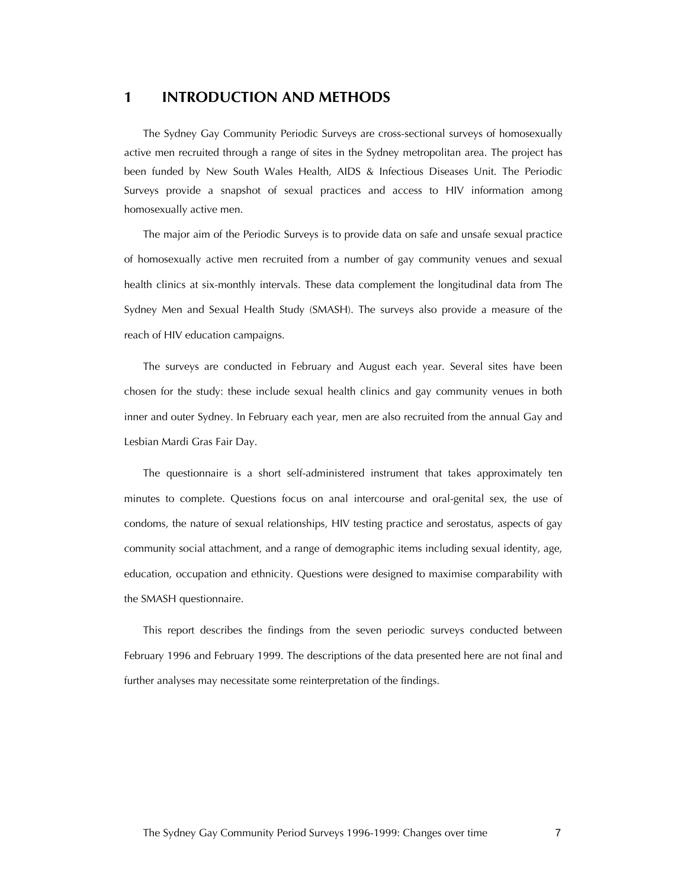# 1 INTRODUCTION AND METHODS

The Sydney Gay Community Periodic Surveys are cross-sectional surveys of homosexually active men recruited through a range of sites in the Sydney metropolitan area. The project has been funded by New South Wales Health, AIDS & Infectious Diseases Unit. The Periodic Surveys provide a snapshot of sexual practices and access to HIV information among homosexually active men.

The major aim of the Periodic Surveys is to provide data on safe and unsafe sexual practice of homosexually active men recruited from a number of gay community venues and sexual health clinics at six-monthly intervals. These data complement the longitudinal data from The Sydney Men and Sexual Health Study (SMASH). The surveys also provide a measure of the reach of HIV education campaigns.

The surveys are conducted in February and August each year. Several sites have been chosen for the study: these include sexual health clinics and gay community venues in both inner and outer Sydney. In February each year, men are also recruited from the annual Gay and Lesbian Mardi Gras Fair Day.

The questionnaire is a short self-administered instrument that takes approximately ten minutes to complete. Questions focus on anal intercourse and oral-genital sex, the use of condoms, the nature of sexual relationships, HIV testing practice and serostatus, aspects of gay community social attachment, and a range of demographic items including sexual identity, age, education, occupation and ethnicity. Questions were designed to maximise comparability with the SMASH questionnaire.

This report describes the findings from the seven periodic surveys conducted between February 1996 and February 1999. The descriptions of the data presented here are not final and further analyses may necessitate some reinterpretation of the findings.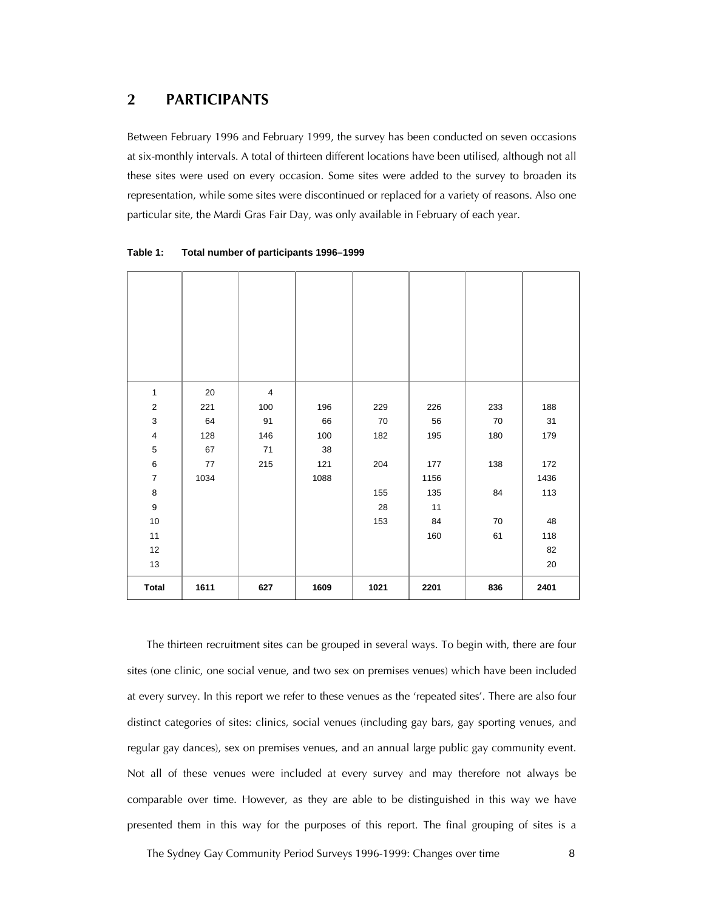# 2 PARTICIPANTS

Between February 1996 and February 1999, the survey has been conducted on seven occasions at six-monthly intervals. A total of thirteen different locations have been utilised, although not all these sites were used on every occasion. Some sites were added to the survey to broaden its representation, while some sites were discontinued or replaced for a variety of reasons. Also one particular site, the Mardi Gras Fair Day, was only available in February of each year.

**Table 1: Total number of participants 1996–1999**

| | | | | | | | |
|---|---|---|---|---|---|---|---|
| 1 | 20 | 4 | | | | | |
| 2 | 221 | 100 | 196 | 229 | 226 | 233 | 188 |
| 3 | 64 | 91 | 66 | 70 | 56 | 70 | 31 |
| 4 | 128 | 146 | 100 | 182 | 195 | 180 | 179 |
| 5 | 67 | 71 | 38 | | | | |
| 6 | 77 | 215 | 121 | 204 | 177 | 138 | 172 |
| 7 | 1034 | | 1088 | | 1156 | | 1436 |
| 8 | | | | 155 | 135 | 84 | 113 |
| 9 | | | | 28 | 11 | | |
| 10 | | | | 153 | 84 | 70 | 48 |
| 11 | | | | | 160 | 61 | 118 |
| 12 | | | | | | | 82 |
| 13 | | | | | | | 20 |
| **Total** | **1611** | **627** | **1609** | **1021** | **2201** | **836** | **2401** |

The thirteen recruitment sites can be grouped in several ways. To begin with, there are four sites (one clinic, one social venue, and two sex on premises venues) which have been included at every survey. In this report we refer to these venues as the 'repeated sites'. There are also four distinct categories of sites: clinics, social venues (including gay bars, gay sporting venues, and regular gay dances), sex on premises venues, and an annual large public gay community event. Not all of these venues were included at every survey and may therefore not always be comparable over time. However, as they are able to be distinguished in this way we have presented them in this way for the purposes of this report. The final grouping of sites is a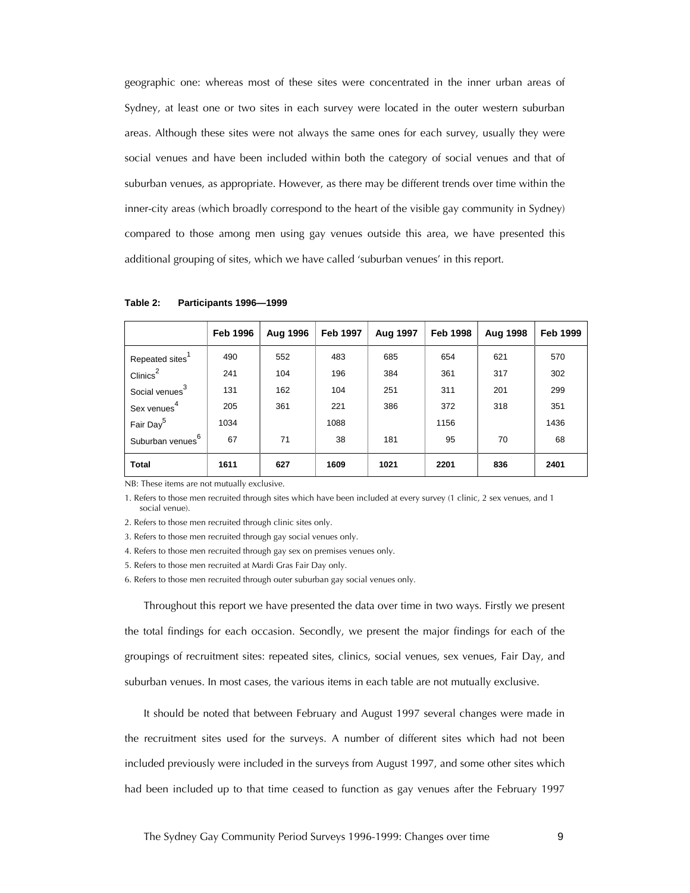geographic one: whereas most of these sites were concentrated in the inner urban areas of Sydney, at least one or two sites in each survey were located in the outer western suburban areas. Although these sites were not always the same ones for each survey, usually they were social venues and have been included within both the category of social venues and that of suburban venues, as appropriate. However, as there may be different trends over time within the inner-city areas (which broadly correspond to the heart of the visible gay community in Sydney) compared to those among men using gay venues outside this area, we have presented this additional grouping of sites, which we have called 'suburban venues' in this report.

**Table 2: Participants 1996—1999**

| | Feb 1996 | Aug 1996 | Feb 1997 | Aug 1997 | Feb 1998 | Aug 1998 | Feb 1999 |
|---|---|---|---|---|---|---|---|
| Repeated sites[1] | 490 | 552 | 483 | 685 | 654 | 621 | 570 |
| Clinics[2] | 241 | 104 | 196 | 384 | 361 | 317 | 302 |
| Social venues[3] | 131 | 162 | 104 | 251 | 311 | 201 | 299 |
| Sex venues[4] | 205 | 361 | 221 | 386 | 372 | 318 | 351 |
| Fair Day[5] | 1034 | | 1088 | | 1156 | | 1436 |
| Suburban venues[6] | 67 | 71 | 38 | 181 | 95 | 70 | 68 |
| **Total** | **1611** | **627** | **1609** | **1021** | **2201** | **836** | **2401** |

NB: These items are not mutually exclusive.

1. Refers to those men recruited through sites which have been included at every survey (1 clinic, 2 sex venues, and 1 social venue).
2. Refers to those men recruited through clinic sites only.
3. Refers to those men recruited through gay social venues only.
4. Refers to those men recruited through gay sex on premises venues only.
5. Refers to those men recruited at Mardi Gras Fair Day only.
6. Refers to those men recruited through outer suburban gay social venues only.

Throughout this report we have presented the data over time in two ways. Firstly we present the total findings for each occasion. Secondly, we present the major findings for each of the groupings of recruitment sites: repeated sites, clinics, social venues, sex venues, Fair Day, and suburban venues. In most cases, the various items in each table are not mutually exclusive.

It should be noted that between February and August 1997 several changes were made in the recruitment sites used for the surveys. A number of different sites which had not been included previously were included in the surveys from August 1997, and some other sites which had been included up to that time ceased to function as gay venues after the February 1997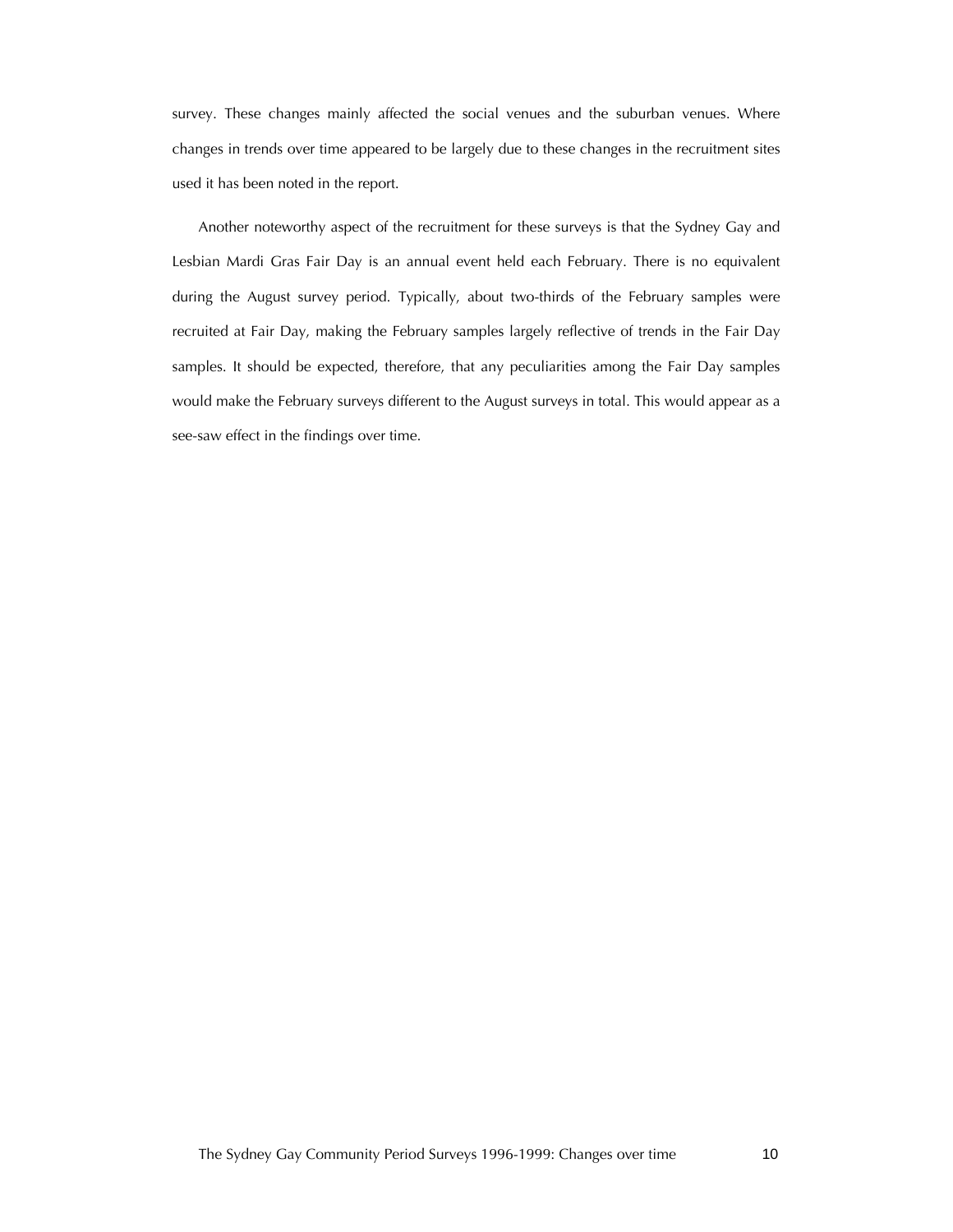survey. These changes mainly affected the social venues and the suburban venues. Where changes in trends over time appeared to be largely due to these changes in the recruitment sites used it has been noted in the report.

Another noteworthy aspect of the recruitment for these surveys is that the Sydney Gay and Lesbian Mardi Gras Fair Day is an annual event held each February. There is no equivalent during the August survey period. Typically, about two-thirds of the February samples were recruited at Fair Day, making the February samples largely reflective of trends in the Fair Day samples. It should be expected, therefore, that any peculiarities among the Fair Day samples would make the February surveys different to the August surveys in total. This would appear as a see-saw effect in the findings over time.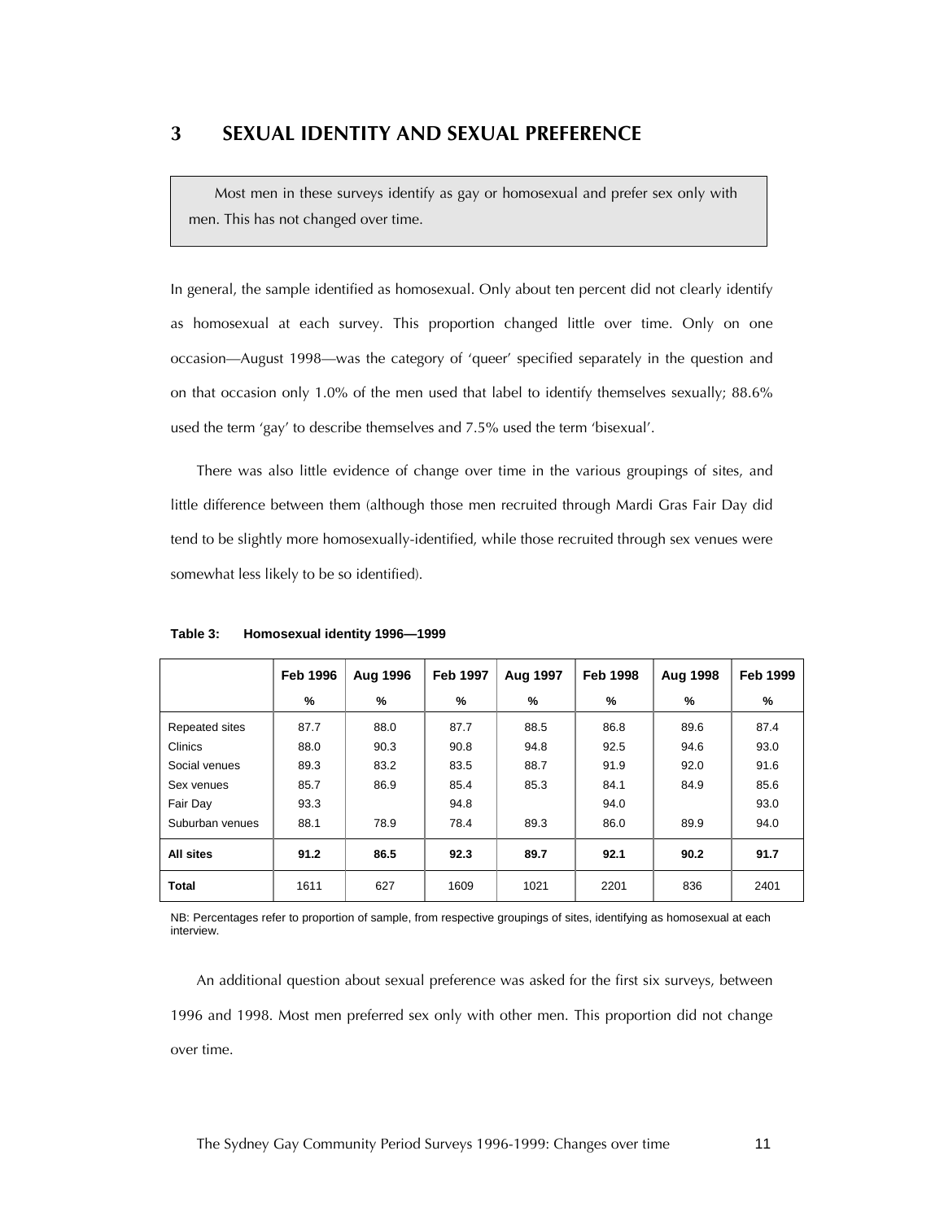# 3 SEXUAL IDENTITY AND SEXUAL PREFERENCE

> Most men in these surveys identify as gay or homosexual and prefer sex only with men. This has not changed over time.

In general, the sample identified as homosexual. Only about ten percent did not clearly identify as homosexual at each survey. This proportion changed little over time. Only on one occasion—August 1998—was the category of 'queer' specified separately in the question and on that occasion only 1.0% of the men used that label to identify themselves sexually; 88.6% used the term 'gay' to describe themselves and 7.5% used the term 'bisexual'.

There was also little evidence of change over time in the various groupings of sites, and little difference between them (although those men recruited through Mardi Gras Fair Day did tend to be slightly more homosexually-identified, while those recruited through sex venues were somewhat less likely to be so identified).

**Table 3: Homosexual identity 1996—1999**

| | Feb 1996 | Aug 1996 | Feb 1997 | Aug 1997 | Feb 1998 | Aug 1998 | Feb 1999 |
|---|---|---|---|---|---|---|---|
| | % | % | % | % | % | % | % |
| Repeated sites | 87.7 | 88.0 | 87.7 | 88.5 | 86.8 | 89.6 | 87.4 |
| Clinics | 88.0 | 90.3 | 90.8 | 94.8 | 92.5 | 94.6 | 93.0 |
| Social venues | 89.3 | 83.2 | 83.5 | 88.7 | 91.9 | 92.0 | 91.6 |
| Sex venues | 85.7 | 86.9 | 85.4 | 85.3 | 84.1 | 84.9 | 85.6 |
| Fair Day | 93.3 | | 94.8 | | 94.0 | | 93.0 |
| Suburban venues | 88.1 | 78.9 | 78.4 | 89.3 | 86.0 | 89.9 | 94.0 |
| **All sites** | **91.2** | **86.5** | **92.3** | **89.7** | **92.1** | **90.2** | **91.7** |
| **Total** | 1611 | 627 | 1609 | 1021 | 2201 | 836 | 2401 |

NB: Percentages refer to proportion of sample, from respective groupings of sites, identifying as homosexual at each interview.

An additional question about sexual preference was asked for the first six surveys, between 1996 and 1998. Most men preferred sex only with other men. This proportion did not change over time.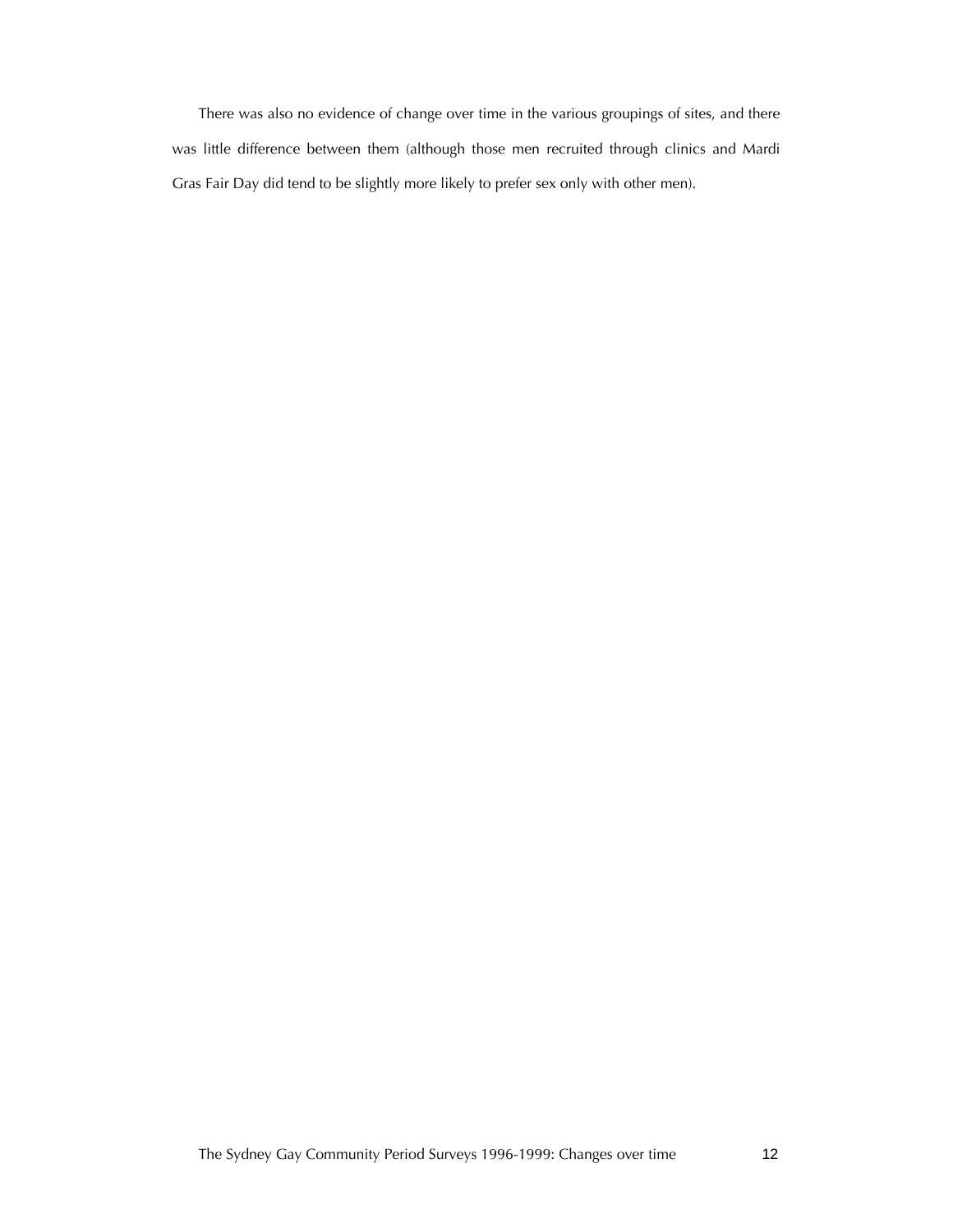There was also no evidence of change over time in the various groupings of sites, and there was little difference between them (although those men recruited through clinics and Mardi Gras Fair Day did tend to be slightly more likely to prefer sex only with other men).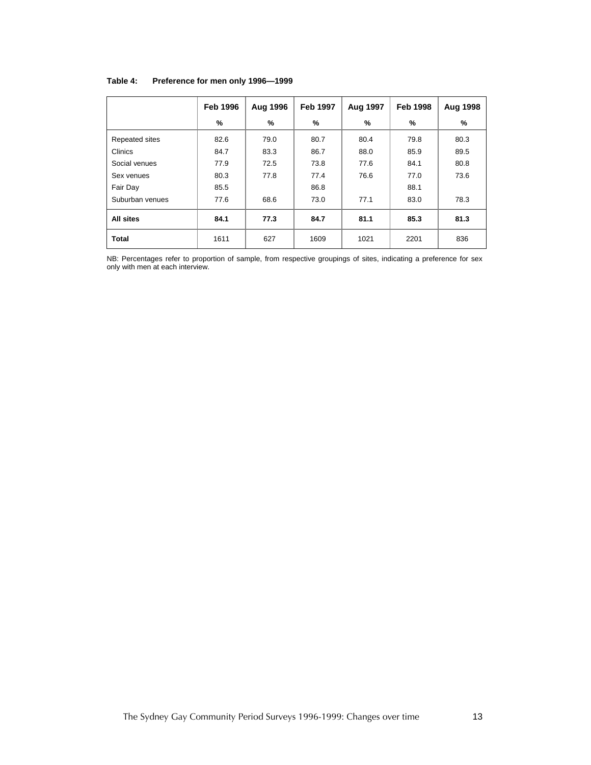**Table 4: Preference for men only 1996—1999**

| | Feb 1996 | Aug 1996 | Feb 1997 | Aug 1997 | Feb 1998 | Aug 1998 |
|---|---|---|---|---|---|---|
| | % | % | % | % | % | % |
| Repeated sites | 82.6 | 79.0 | 80.7 | 80.4 | 79.8 | 80.3 |
| Clinics | 84.7 | 83.3 | 86.7 | 88.0 | 85.9 | 89.5 |
| Social venues | 77.9 | 72.5 | 73.8 | 77.6 | 84.1 | 80.8 |
| Sex venues | 80.3 | 77.8 | 77.4 | 76.6 | 77.0 | 73.6 |
| Fair Day | 85.5 | | 86.8 | | 88.1 | |
| Suburban venues | 77.6 | 68.6 | 73.0 | 77.1 | 83.0 | 78.3 |
| **All sites** | **84.1** | **77.3** | **84.7** | **81.1** | **85.3** | **81.3** |
| **Total** | 1611 | 627 | 1609 | 1021 | 2201 | 836 |

NB: Percentages refer to proportion of sample, from respective groupings of sites, indicating a preference for sex only with men at each interview.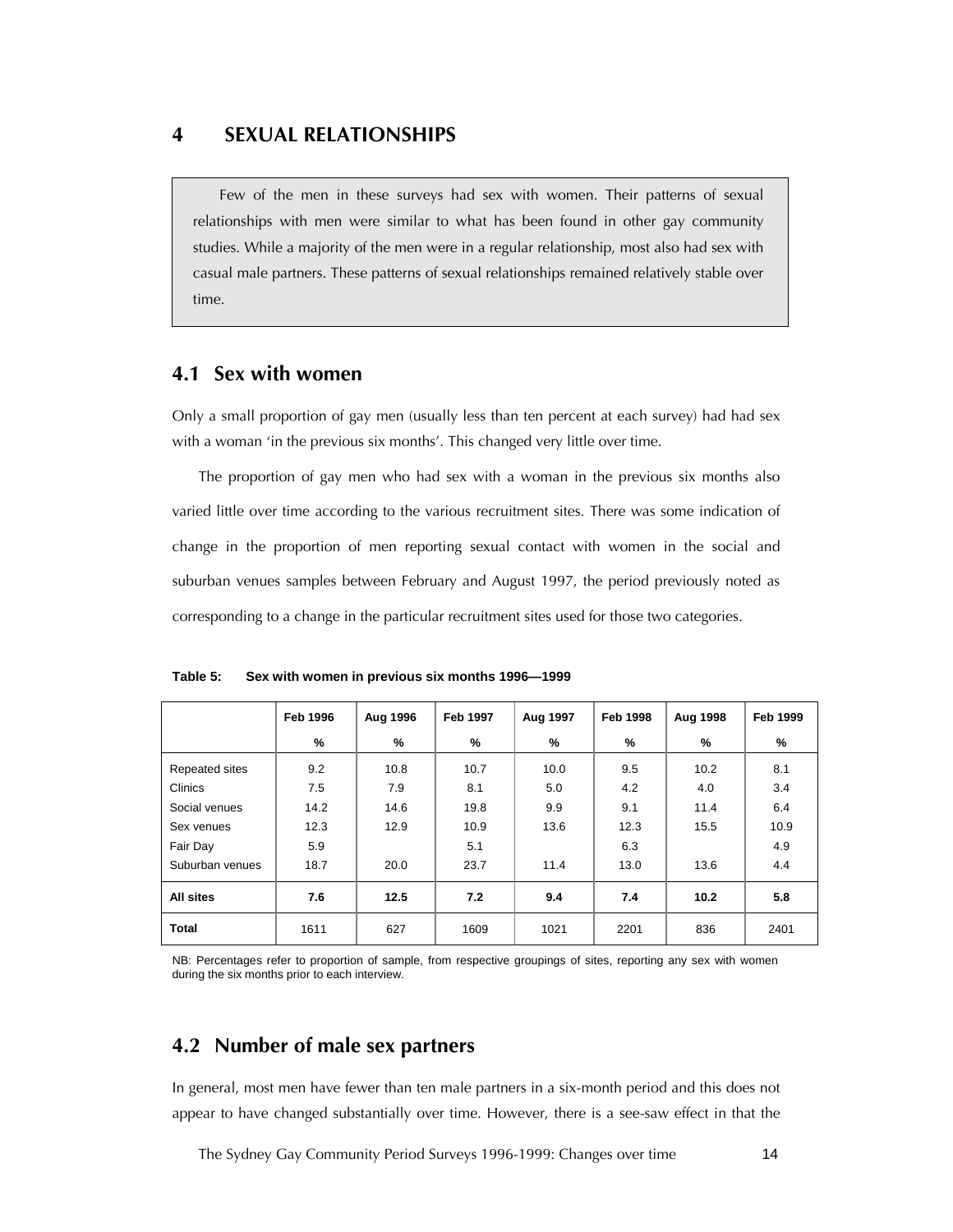# 4 SEXUAL RELATIONSHIPS

> Few of the men in these surveys had sex with women. Their patterns of sexual relationships with men were similar to what has been found in other gay community studies. While a majority of the men were in a regular relationship, most also had sex with casual male partners. These patterns of sexual relationships remained relatively stable over time.

## 4.1 Sex with women

Only a small proportion of gay men (usually less than ten percent at each survey) had had sex with a woman 'in the previous six months'. This changed very little over time.

The proportion of gay men who had sex with a woman in the previous six months also varied little over time according to the various recruitment sites. There was some indication of change in the proportion of men reporting sexual contact with women in the social and suburban venues samples between February and August 1997, the period previously noted as corresponding to a change in the particular recruitment sites used for those two categories.

**Table 5: Sex with women in previous six months 1996—1999**

| | Feb 1996 | Aug 1996 | Feb 1997 | Aug 1997 | Feb 1998 | Aug 1998 | Feb 1999 |
|---|---|---|---|---|---|---|---|
| | % | % | % | % | % | % | % |
| Repeated sites | 9.2 | 10.8 | 10.7 | 10.0 | 9.5 | 10.2 | 8.1 |
| Clinics | 7.5 | 7.9 | 8.1 | 5.0 | 4.2 | 4.0 | 3.4 |
| Social venues | 14.2 | 14.6 | 19.8 | 9.9 | 9.1 | 11.4 | 6.4 |
| Sex venues | 12.3 | 12.9 | 10.9 | 13.6 | 12.3 | 15.5 | 10.9 |
| Fair Day | 5.9 | | 5.1 | | 6.3 | | 4.9 |
| Suburban venues | 18.7 | 20.0 | 23.7 | 11.4 | 13.0 | 13.6 | 4.4 |
| **All sites** | **7.6** | **12.5** | **7.2** | **9.4** | **7.4** | **10.2** | **5.8** |
| **Total** | 1611 | 627 | 1609 | 1021 | 2201 | 836 | 2401 |

NB: Percentages refer to proportion of sample, from respective groupings of sites, reporting any sex with women during the six months prior to each interview.

## 4.2 Number of male sex partners

In general, most men have fewer than ten male partners in a six-month period and this does not appear to have changed substantially over time. However, there is a see-saw effect in that the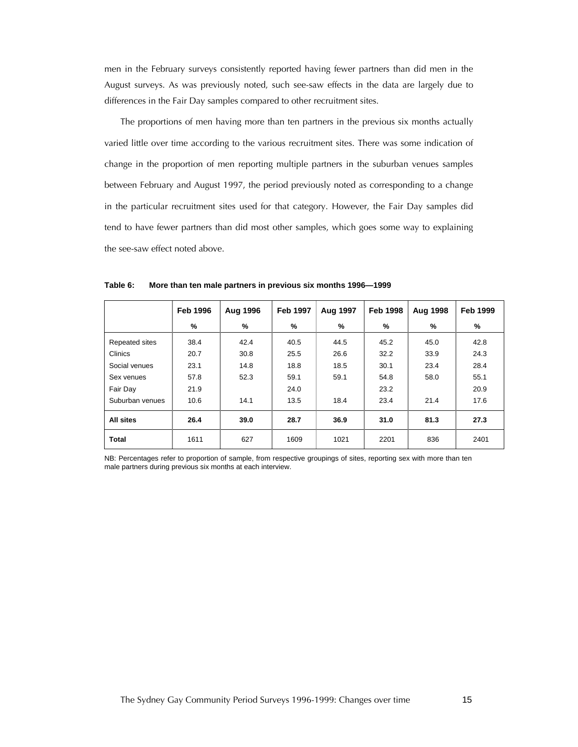men in the February surveys consistently reported having fewer partners than did men in the August surveys. As was previously noted, such see-saw effects in the data are largely due to differences in the Fair Day samples compared to other recruitment sites.

The proportions of men having more than ten partners in the previous six months actually varied little over time according to the various recruitment sites. There was some indication of change in the proportion of men reporting multiple partners in the suburban venues samples between February and August 1997, the period previously noted as corresponding to a change in the particular recruitment sites used for that category. However, the Fair Day samples did tend to have fewer partners than did most other samples, which goes some way to explaining the see-saw effect noted above.

**Table 6: More than ten male partners in previous six months 1996—1999**

| | Feb 1996 | Aug 1996 | Feb 1997 | Aug 1997 | Feb 1998 | Aug 1998 | Feb 1999 |
|---|---|---|---|---|---|---|---|
| | % | % | % | % | % | % | % |
| Repeated sites | 38.4 | 42.4 | 40.5 | 44.5 | 45.2 | 45.0 | 42.8 |
| Clinics | 20.7 | 30.8 | 25.5 | 26.6 | 32.2 | 33.9 | 24.3 |
| Social venues | 23.1 | 14.8 | 18.8 | 18.5 | 30.1 | 23.4 | 28.4 |
| Sex venues | 57.8 | 52.3 | 59.1 | 59.1 | 54.8 | 58.0 | 55.1 |
| Fair Day | 21.9 | | 24.0 | | 23.2 | | 20.9 |
| Suburban venues | 10.6 | 14.1 | 13.5 | 18.4 | 23.4 | 21.4 | 17.6 |
| **All sites** | **26.4** | **39.0** | **28.7** | **36.9** | **31.0** | **81.3** | **27.3** |
| **Total** | 1611 | 627 | 1609 | 1021 | 2201 | 836 | 2401 |

NB: Percentages refer to proportion of sample, from respective groupings of sites, reporting sex with more than ten male partners during previous six months at each interview.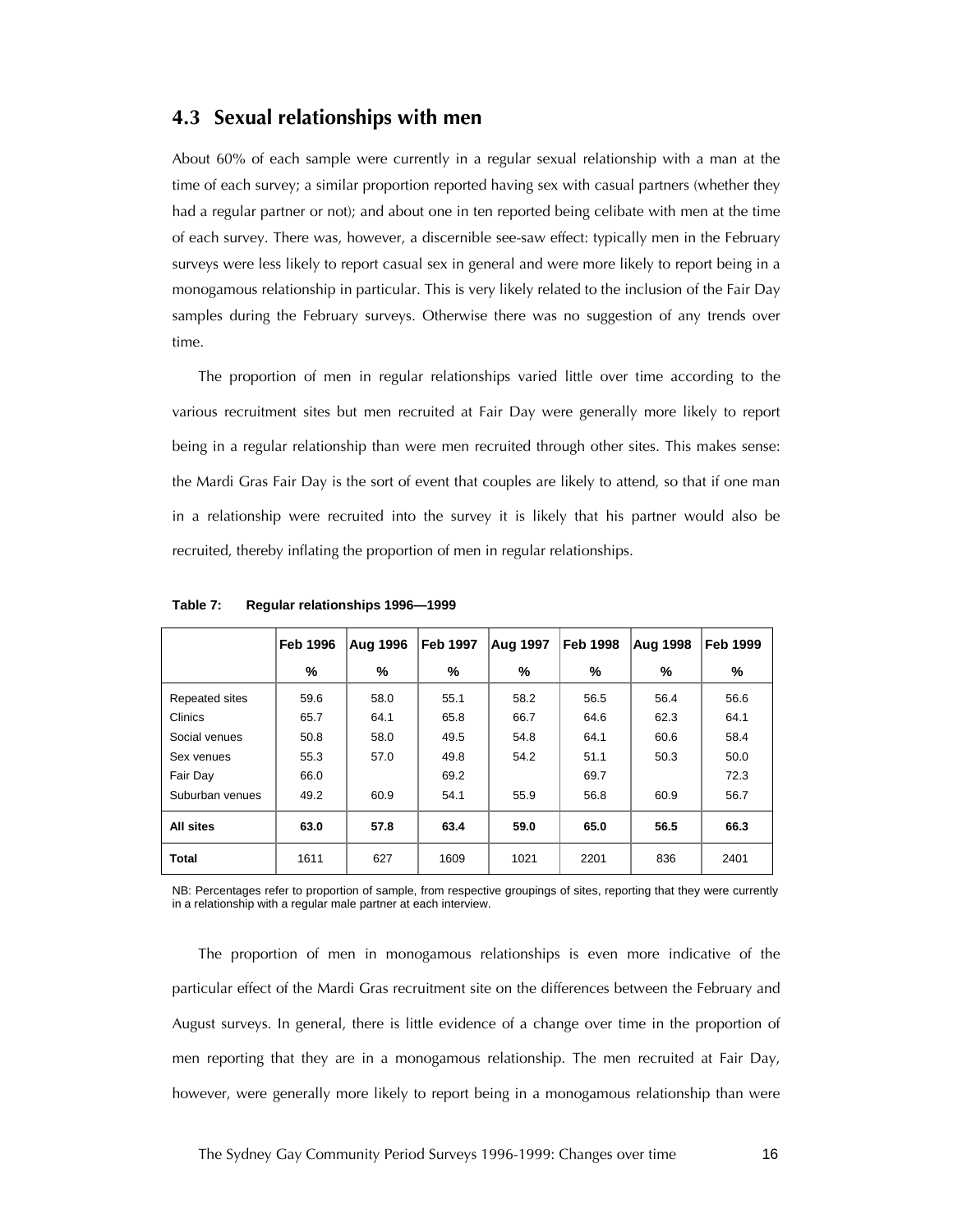## 4.3 Sexual relationships with men

About 60% of each sample were currently in a regular sexual relationship with a man at the time of each survey; a similar proportion reported having sex with casual partners (whether they had a regular partner or not); and about one in ten reported being celibate with men at the time of each survey. There was, however, a discernible see-saw effect: typically men in the February surveys were less likely to report casual sex in general and were more likely to report being in a monogamous relationship in particular. This is very likely related to the inclusion of the Fair Day samples during the February surveys. Otherwise there was no suggestion of any trends over time.

The proportion of men in regular relationships varied little over time according to the various recruitment sites but men recruited at Fair Day were generally more likely to report being in a regular relationship than were men recruited through other sites. This makes sense: the Mardi Gras Fair Day is the sort of event that couples are likely to attend, so that if one man in a relationship were recruited into the survey it is likely that his partner would also be recruited, thereby inflating the proportion of men in regular relationships.

**Table 7: Regular relationships 1996—1999**

| | Feb 1996 | Aug 1996 | Feb 1997 | Aug 1997 | Feb 1998 | Aug 1998 | Feb 1999 |
|---|---|---|---|---|---|---|---|
| | % | % | % | % | % | % | % |
| Repeated sites | 59.6 | 58.0 | 55.1 | 58.2 | 56.5 | 56.4 | 56.6 |
| Clinics | 65.7 | 64.1 | 65.8 | 66.7 | 64.6 | 62.3 | 64.1 |
| Social venues | 50.8 | 58.0 | 49.5 | 54.8 | 64.1 | 60.6 | 58.4 |
| Sex venues | 55.3 | 57.0 | 49.8 | 54.2 | 51.1 | 50.3 | 50.0 |
| Fair Day | 66.0 | | 69.2 | | 69.7 | | 72.3 |
| Suburban venues | 49.2 | 60.9 | 54.1 | 55.9 | 56.8 | 60.9 | 56.7 |
| **All sites** | **63.0** | **57.8** | **63.4** | **59.0** | **65.0** | **56.5** | **66.3** |
| **Total** | 1611 | 627 | 1609 | 1021 | 2201 | 836 | 2401 |

NB: Percentages refer to proportion of sample, from respective groupings of sites, reporting that they were currently in a relationship with a regular male partner at each interview.

The proportion of men in monogamous relationships is even more indicative of the particular effect of the Mardi Gras recruitment site on the differences between the February and August surveys. In general, there is little evidence of a change over time in the proportion of men reporting that they are in a monogamous relationship. The men recruited at Fair Day, however, were generally more likely to report being in a monogamous relationship than were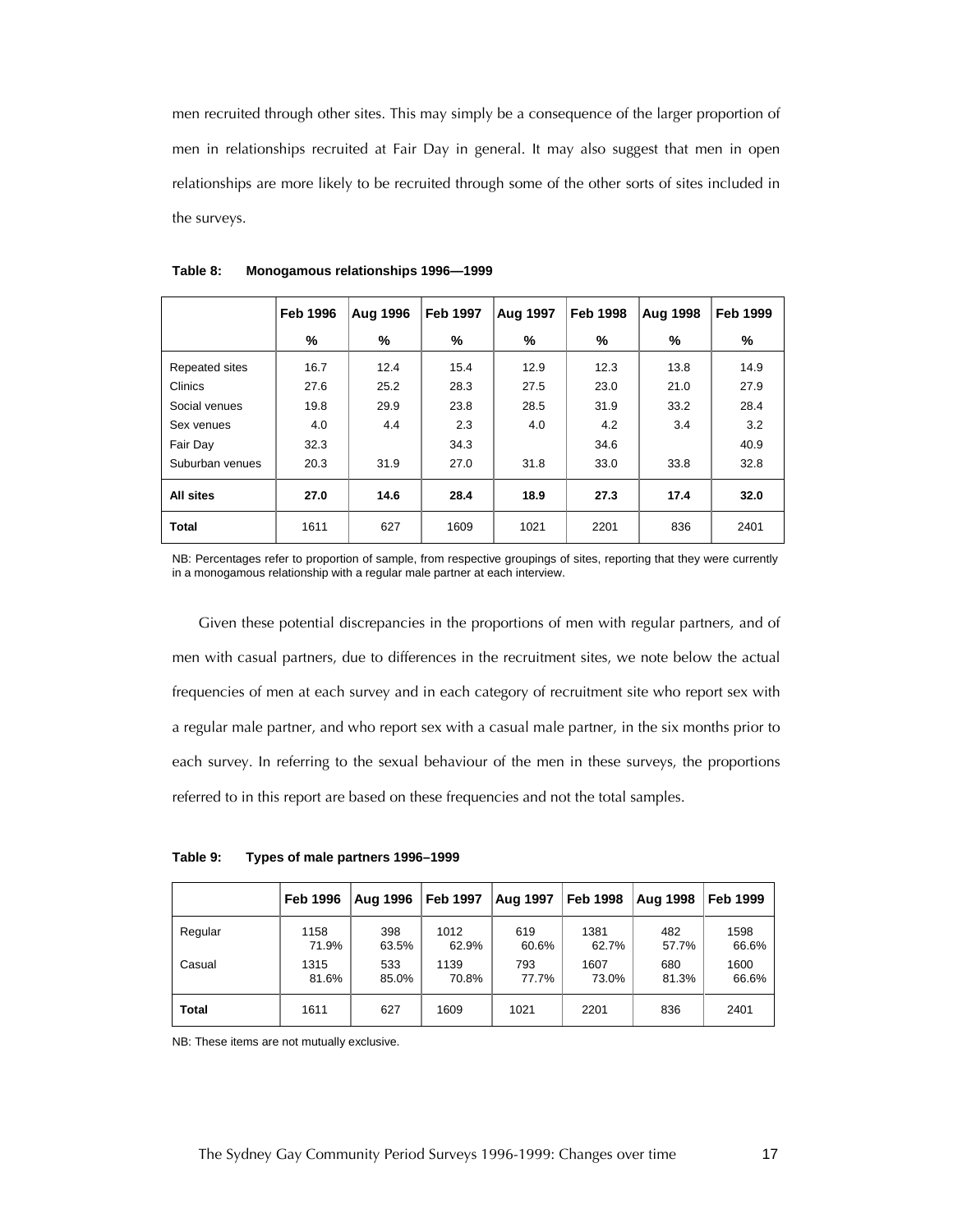men recruited through other sites. This may simply be a consequence of the larger proportion of men in relationships recruited at Fair Day in general. It may also suggest that men in open relationships are more likely to be recruited through some of the other sorts of sites included in the surveys.

**Table 8: Monogamous relationships 1996—1999**

| | Feb 1996 | Aug 1996 | Feb 1997 | Aug 1997 | Feb 1998 | Aug 1998 | Feb 1999 |
|---|---|---|---|---|---|---|---|
| | % | % | % | % | % | % | % |
| Repeated sites | 16.7 | 12.4 | 15.4 | 12.9 | 12.3 | 13.8 | 14.9 |
| Clinics | 27.6 | 25.2 | 28.3 | 27.5 | 23.0 | 21.0 | 27.9 |
| Social venues | 19.8 | 29.9 | 23.8 | 28.5 | 31.9 | 33.2 | 28.4 |
| Sex venues | 4.0 | 4.4 | 2.3 | 4.0 | 4.2 | 3.4 | 3.2 |
| Fair Day | 32.3 | | 34.3 | | 34.6 | | 40.9 |
| Suburban venues | 20.3 | 31.9 | 27.0 | 31.8 | 33.0 | 33.8 | 32.8 |
| **All sites** | **27.0** | **14.6** | **28.4** | **18.9** | **27.3** | **17.4** | **32.0** |
| **Total** | 1611 | 627 | 1609 | 1021 | 2201 | 836 | 2401 |

NB: Percentages refer to proportion of sample, from respective groupings of sites, reporting that they were currently in a monogamous relationship with a regular male partner at each interview.

Given these potential discrepancies in the proportions of men with regular partners, and of men with casual partners, due to differences in the recruitment sites, we note below the actual frequencies of men at each survey and in each category of recruitment site who report sex with a regular male partner, and who report sex with a casual male partner, in the six months prior to each survey. In referring to the sexual behaviour of the men in these surveys, the proportions referred to in this report are based on these frequencies and not the total samples.

**Table 9: Types of male partners 1996–1999**

| | Feb 1996 | Aug 1996 | Feb 1997 | Aug 1997 | Feb 1998 | Aug 1998 | Feb 1999 |
|---|---|---|---|---|---|---|---|
| Regular | 1158<br>71.9% | 398<br>63.5% | 1012<br>62.9% | 619<br>60.6% | 1381<br>62.7% | 482<br>57.7% | 1598<br>66.6% |
| Casual | 1315<br>81.6% | 533<br>85.0% | 1139<br>70.8% | 793<br>77.7% | 1607<br>73.0% | 680<br>81.3% | 1600<br>66.6% |
| **Total** | 1611 | 627 | 1609 | 1021 | 2201 | 836 | 2401 |

NB: These items are not mutually exclusive.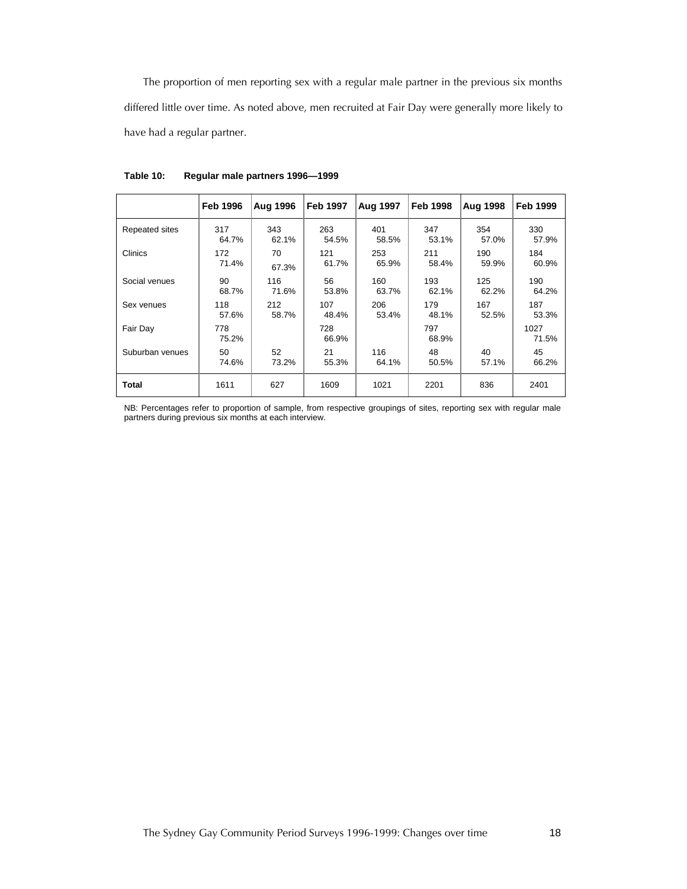The proportion of men reporting sex with a regular male partner in the previous six months differed little over time. As noted above, men recruited at Fair Day were generally more likely to have had a regular partner.

**Table 10: Regular male partners 1996—1999**

| | Feb 1996 | Aug 1996 | Feb 1997 | Aug 1997 | Feb 1998 | Aug 1998 | Feb 1999 |
|---|---|---|---|---|---|---|---|
| Repeated sites | 317<br>64.7% | 343<br>62.1% | 263<br>54.5% | 401<br>58.5% | 347<br>53.1% | 354<br>57.0% | 330<br>57.9% |
| Clinics | 172<br>71.4% | 70<br>67.3% | 121<br>61.7% | 253<br>65.9% | 211<br>58.4% | 190<br>59.9% | 184<br>60.9% |
| Social venues | 90<br>68.7% | 116<br>71.6% | 56<br>53.8% | 160<br>63.7% | 193<br>62.1% | 125<br>62.2% | 190<br>64.2% |
| Sex venues | 118<br>57.6% | 212<br>58.7% | 107<br>48.4% | 206<br>53.4% | 179<br>48.1% | 167<br>52.5% | 187<br>53.3% |
| Fair Day | 778<br>75.2% | | 728<br>66.9% | | 797<br>68.9% | | 1027<br>71.5% |
| Suburban venues | 50<br>74.6% | 52<br>73.2% | 21<br>55.3% | 116<br>64.1% | 48<br>50.5% | 40<br>57.1% | 45<br>66.2% |
| **Total** | 1611 | 627 | 1609 | 1021 | 2201 | 836 | 2401 |

NB: Percentages refer to proportion of sample, from respective groupings of sites, reporting sex with regular male partners during previous six months at each interview.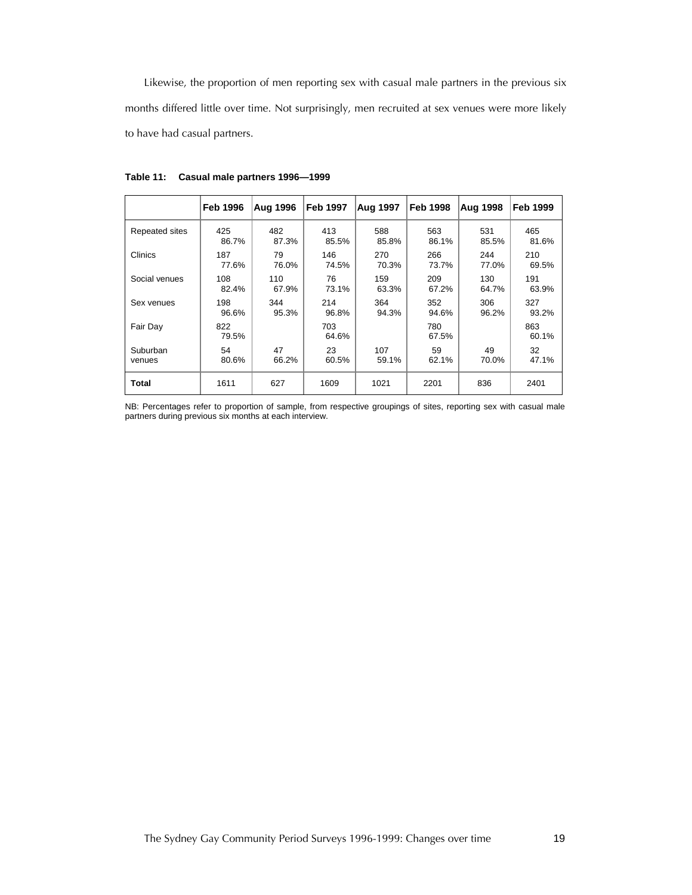Likewise, the proportion of men reporting sex with casual male partners in the previous six months differed little over time. Not surprisingly, men recruited at sex venues were more likely to have had casual partners.

**Table 11: Casual male partners 1996—1999**

| | Feb 1996 | Aug 1996 | Feb 1997 | Aug 1997 | Feb 1998 | Aug 1998 | Feb 1999 |
|---|---|---|---|---|---|---|---|
| Repeated sites | 425<br>86.7% | 482<br>87.3% | 413<br>85.5% | 588<br>85.8% | 563<br>86.1% | 531<br>85.5% | 465<br>81.6% |
| Clinics | 187<br>77.6% | 79<br>76.0% | 146<br>74.5% | 270<br>70.3% | 266<br>73.7% | 244<br>77.0% | 210<br>69.5% |
| Social venues | 108<br>82.4% | 110<br>67.9% | 76<br>73.1% | 159<br>63.3% | 209<br>67.2% | 130<br>64.7% | 191<br>63.9% |
| Sex venues | 198<br>96.6% | 344<br>95.3% | 214<br>96.8% | 364<br>94.3% | 352<br>94.6% | 306<br>96.2% | 327<br>93.2% |
| Fair Day | 822<br>79.5% | | 703<br>64.6% | | 780<br>67.5% | | 863<br>60.1% |
| Suburban venues | 54<br>80.6% | 47<br>66.2% | 23<br>60.5% | 107<br>59.1% | 59<br>62.1% | 49<br>70.0% | 32<br>47.1% |
| **Total** | 1611 | 627 | 1609 | 1021 | 2201 | 836 | 2401 |

NB: Percentages refer to proportion of sample, from respective groupings of sites, reporting sex with casual male partners during previous six months at each interview.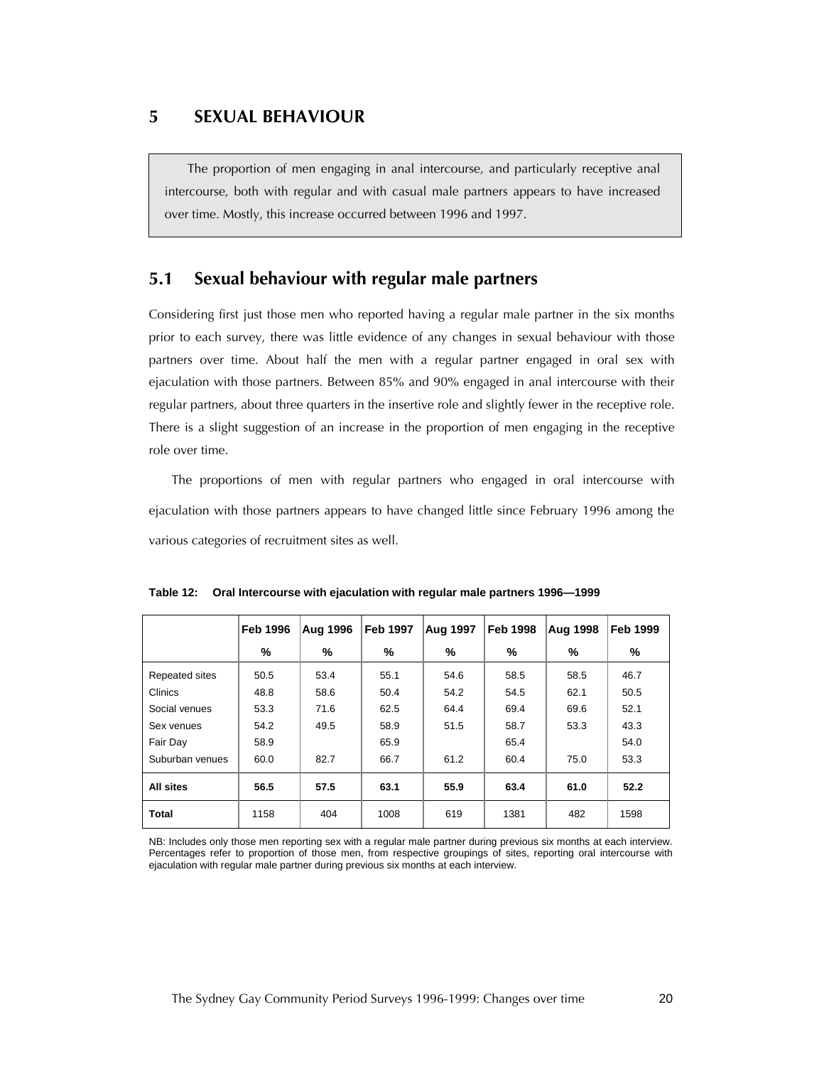# 5 SEXUAL BEHAVIOUR

> The proportion of men engaging in anal intercourse, and particularly receptive anal intercourse, both with regular and with casual male partners appears to have increased over time. Mostly, this increase occurred between 1996 and 1997.

## 5.1 Sexual behaviour with regular male partners

Considering first just those men who reported having a regular male partner in the six months prior to each survey, there was little evidence of any changes in sexual behaviour with those partners over time. About half the men with a regular partner engaged in oral sex with ejaculation with those partners. Between 85% and 90% engaged in anal intercourse with their regular partners, about three quarters in the insertive role and slightly fewer in the receptive role. There is a slight suggestion of an increase in the proportion of men engaging in the receptive role over time.

The proportions of men with regular partners who engaged in oral intercourse with ejaculation with those partners appears to have changed little since February 1996 among the various categories of recruitment sites as well.

**Table 12: Oral Intercourse with ejaculation with regular male partners 1996—1999**

| | Feb 1996 | Aug 1996 | Feb 1997 | Aug 1997 | Feb 1998 | Aug 1998 | Feb 1999 |
|---|---|---|---|---|---|---|---|
| | % | % | % | % | % | % | % |
| Repeated sites | 50.5 | 53.4 | 55.1 | 54.6 | 58.5 | 58.5 | 46.7 |
| Clinics | 48.8 | 58.6 | 50.4 | 54.2 | 54.5 | 62.1 | 50.5 |
| Social venues | 53.3 | 71.6 | 62.5 | 64.4 | 69.4 | 69.6 | 52.1 |
| Sex venues | 54.2 | 49.5 | 58.9 | 51.5 | 58.7 | 53.3 | 43.3 |
| Fair Day | 58.9 | | 65.9 | | 65.4 | | 54.0 |
| Suburban venues | 60.0 | 82.7 | 66.7 | 61.2 | 60.4 | 75.0 | 53.3 |
| **All sites** | **56.5** | **57.5** | **63.1** | **55.9** | **63.4** | **61.0** | **52.2** |
| **Total** | 1158 | 404 | 1008 | 619 | 1381 | 482 | 1598 |

NB: Includes only those men reporting sex with a regular male partner during previous six months at each interview. Percentages refer to proportion of those men, from respective groupings of sites, reporting oral intercourse with ejaculation with regular male partner during previous six months at each interview.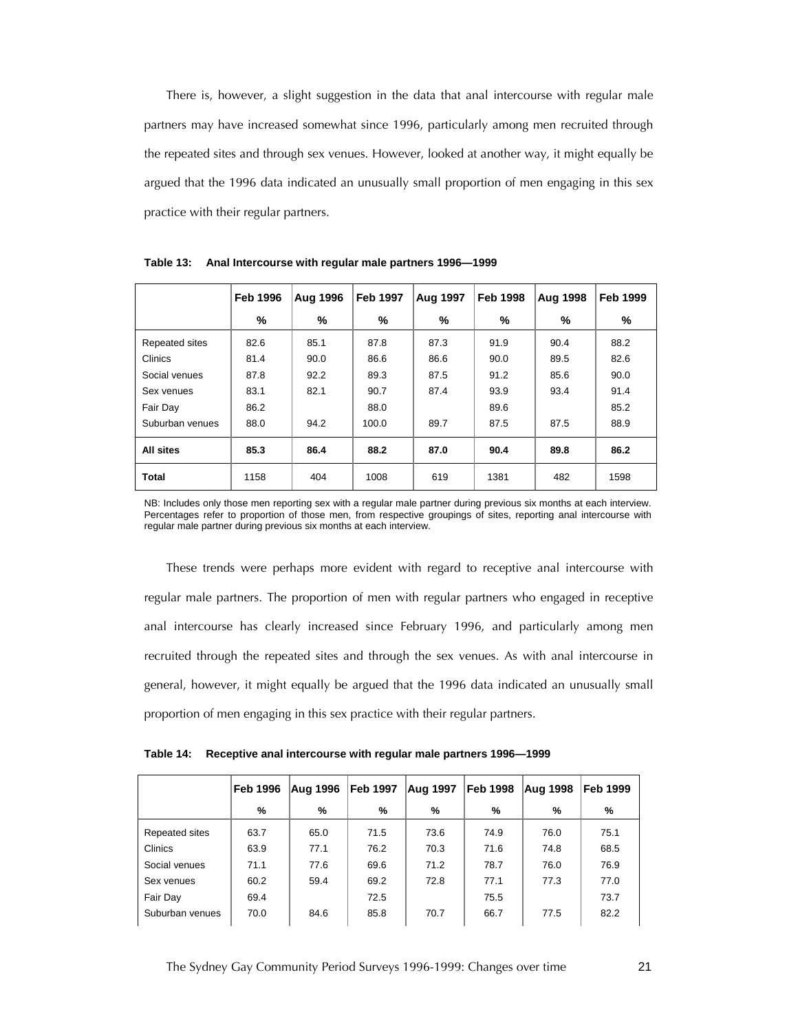There is, however, a slight suggestion in the data that anal intercourse with regular male partners may have increased somewhat since 1996, particularly among men recruited through the repeated sites and through sex venues. However, looked at another way, it might equally be argued that the 1996 data indicated an unusually small proportion of men engaging in this sex practice with their regular partners.

**Table 13: Anal Intercourse with regular male partners 1996—1999**

| | Feb 1996 | Aug 1996 | Feb 1997 | Aug 1997 | Feb 1998 | Aug 1998 | Feb 1999 |
|---|---|---|---|---|---|---|---|
| | % | % | % | % | % | % | % |
| Repeated sites | 82.6 | 85.1 | 87.8 | 87.3 | 91.9 | 90.4 | 88.2 |
| Clinics | 81.4 | 90.0 | 86.6 | 86.6 | 90.0 | 89.5 | 82.6 |
| Social venues | 87.8 | 92.2 | 89.3 | 87.5 | 91.2 | 85.6 | 90.0 |
| Sex venues | 83.1 | 82.1 | 90.7 | 87.4 | 93.9 | 93.4 | 91.4 |
| Fair Day | 86.2 | | 88.0 | | 89.6 | | 85.2 |
| Suburban venues | 88.0 | 94.2 | 100.0 | 89.7 | 87.5 | 87.5 | 88.9 |
| **All sites** | **85.3** | **86.4** | **88.2** | **87.0** | **90.4** | **89.8** | **86.2** |
| **Total** | 1158 | 404 | 1008 | 619 | 1381 | 482 | 1598 |

NB: Includes only those men reporting sex with a regular male partner during previous six months at each interview. Percentages refer to proportion of those men, from respective groupings of sites, reporting anal intercourse with regular male partner during previous six months at each interview.

These trends were perhaps more evident with regard to receptive anal intercourse with regular male partners. The proportion of men with regular partners who engaged in receptive anal intercourse has clearly increased since February 1996, and particularly among men recruited through the repeated sites and through the sex venues. As with anal intercourse in general, however, it might equally be argued that the 1996 data indicated an unusually small proportion of men engaging in this sex practice with their regular partners.

**Table 14: Receptive anal intercourse with regular male partners 1996—1999**

| | Feb 1996 | Aug 1996 | Feb 1997 | Aug 1997 | Feb 1998 | Aug 1998 | Feb 1999 |
|---|---|---|---|---|---|---|---|
| | % | % | % | % | % | % | % |
| Repeated sites | 63.7 | 65.0 | 71.5 | 73.6 | 74.9 | 76.0 | 75.1 |
| Clinics | 63.9 | 77.1 | 76.2 | 70.3 | 71.6 | 74.8 | 68.5 |
| Social venues | 71.1 | 77.6 | 69.6 | 71.2 | 78.7 | 76.0 | 76.9 |
| Sex venues | 60.2 | 59.4 | 69.2 | 72.8 | 77.1 | 77.3 | 77.0 |
| Fair Day | 69.4 | | 72.5 | | 75.5 | | 73.7 |
| Suburban venues | 70.0 | 84.6 | 85.8 | 70.7 | 66.7 | 77.5 | 82.2 |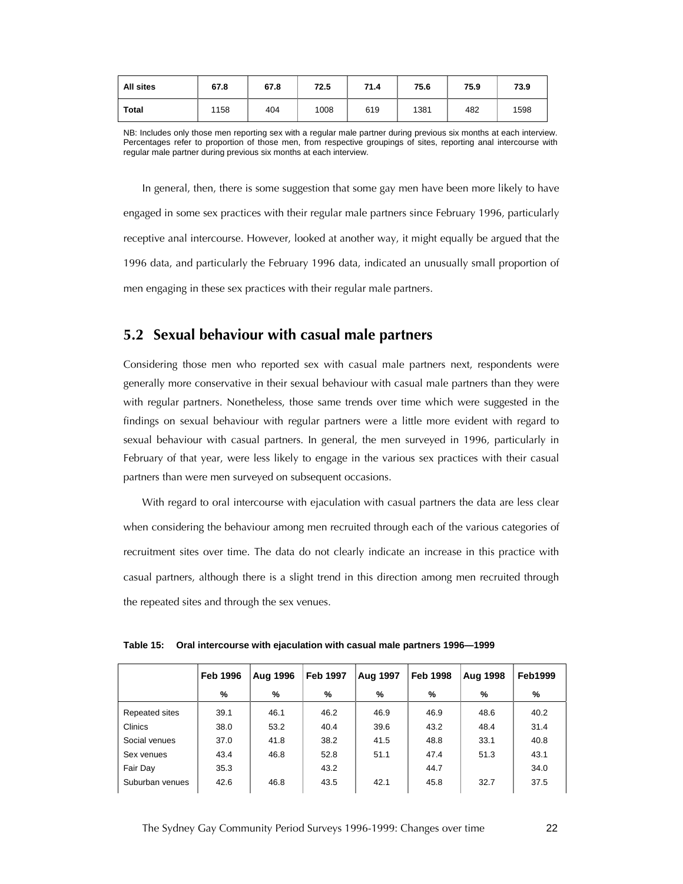| All sites | 67.8 | 67.8 | 72.5 | 71.4 | 75.6 | 75.9 | 73.9 |
|---|---|---|---|---|---|---|---|
| Total | 1158 | 404 | 1008 | 619 | 1381 | 482 | 1598 |

NB: Includes only those men reporting sex with a regular male partner during previous six months at each interview. Percentages refer to proportion of those men, from respective groupings of sites, reporting anal intercourse with regular male partner during previous six months at each interview.

In general, then, there is some suggestion that some gay men have been more likely to have engaged in some sex practices with their regular male partners since February 1996, particularly receptive anal intercourse. However, looked at another way, it might equally be argued that the 1996 data, and particularly the February 1996 data, indicated an unusually small proportion of men engaging in these sex practices with their regular male partners.

## 5.2 Sexual behaviour with casual male partners

Considering those men who reported sex with casual male partners next, respondents were generally more conservative in their sexual behaviour with casual male partners than they were with regular partners. Nonetheless, those same trends over time which were suggested in the findings on sexual behaviour with regular partners were a little more evident with regard to sexual behaviour with casual partners. In general, the men surveyed in 1996, particularly in February of that year, were less likely to engage in the various sex practices with their casual partners than were men surveyed on subsequent occasions.

With regard to oral intercourse with ejaculation with casual partners the data are less clear when considering the behaviour among men recruited through each of the various categories of recruitment sites over time. The data do not clearly indicate an increase in this practice with casual partners, although there is a slight trend in this direction among men recruited through the repeated sites and through the sex venues.

**Table 15: Oral intercourse with ejaculation with casual male partners 1996—1999**

| | Feb 1996 | Aug 1996 | Feb 1997 | Aug 1997 | Feb 1998 | Aug 1998 | Feb1999 |
|---|---|---|---|---|---|---|---|
| | % | % | % | % | % | % | % |
| Repeated sites | 39.1 | 46.1 | 46.2 | 46.9 | 46.9 | 48.6 | 40.2 |
| Clinics | 38.0 | 53.2 | 40.4 | 39.6 | 43.2 | 48.4 | 31.4 |
| Social venues | 37.0 | 41.8 | 38.2 | 41.5 | 48.8 | 33.1 | 40.8 |
| Sex venues | 43.4 | 46.8 | 52.8 | 51.1 | 47.4 | 51.3 | 43.1 |
| Fair Day | 35.3 | | 43.2 | | 44.7 | | 34.0 |
| Suburban venues | 42.6 | 46.8 | 43.5 | 42.1 | 45.8 | 32.7 | 37.5 |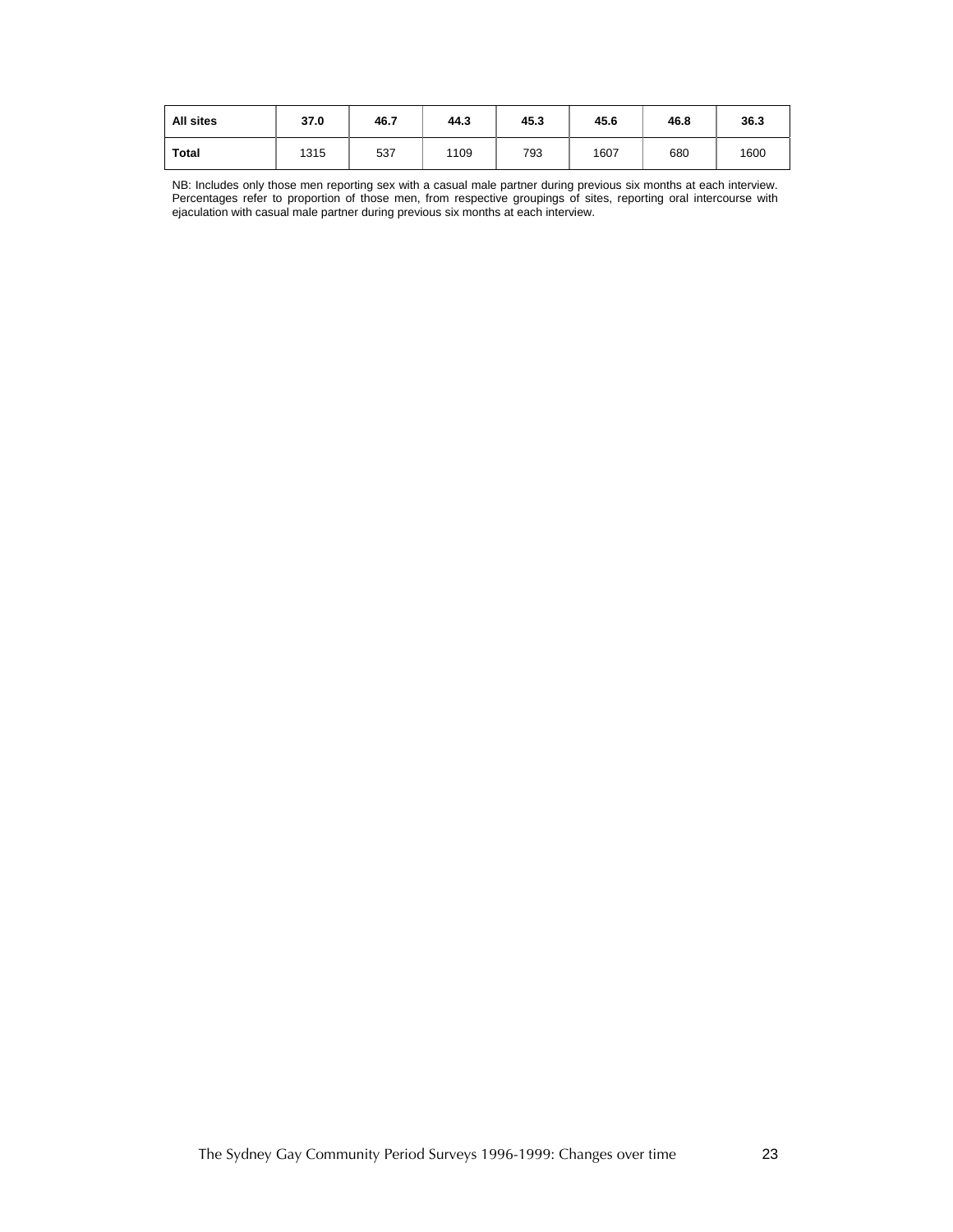| All sites | 37.0 | 46.7 | 44.3 | 45.3 | 45.6 | 46.8 | 36.3 |
|---|---|---|---|---|---|---|---|
| **Total** | 1315 | 537 | 1109 | 793 | 1607 | 680 | 1600 |

NB: Includes only those men reporting sex with a casual male partner during previous six months at each interview. Percentages refer to proportion of those men, from respective groupings of sites, reporting oral intercourse with ejaculation with casual male partner during previous six months at each interview.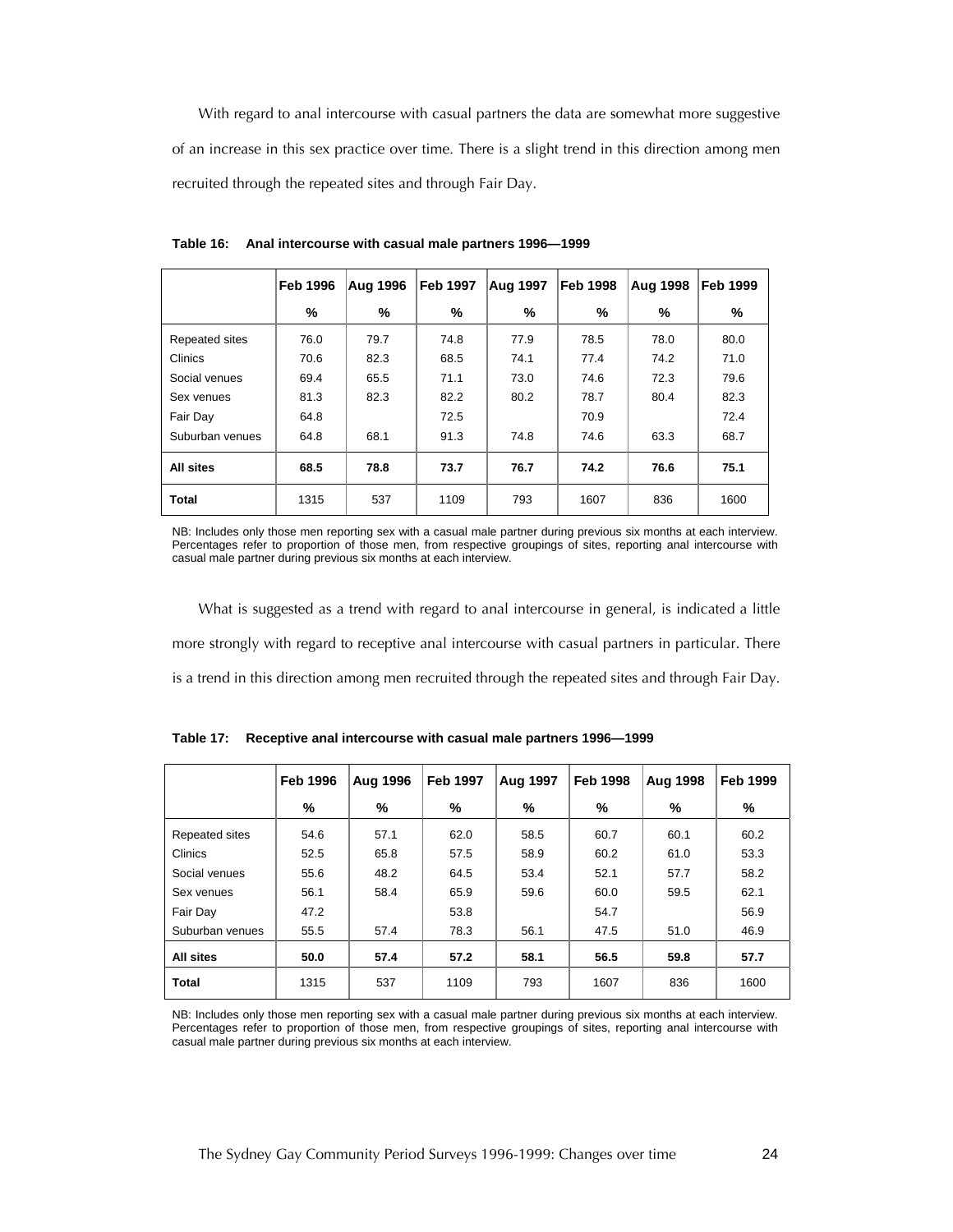With regard to anal intercourse with casual partners the data are somewhat more suggestive of an increase in this sex practice over time. There is a slight trend in this direction among men recruited through the repeated sites and through Fair Day.

**Table 16: Anal intercourse with casual male partners 1996—1999**

| | Feb 1996 | Aug 1996 | Feb 1997 | Aug 1997 | Feb 1998 | Aug 1998 | Feb 1999 |
|---|---|---|---|---|---|---|---|
| | % | % | % | % | % | % | % |
| Repeated sites | 76.0 | 79.7 | 74.8 | 77.9 | 78.5 | 78.0 | 80.0 |
| Clinics | 70.6 | 82.3 | 68.5 | 74.1 | 77.4 | 74.2 | 71.0 |
| Social venues | 69.4 | 65.5 | 71.1 | 73.0 | 74.6 | 72.3 | 79.6 |
| Sex venues | 81.3 | 82.3 | 82.2 | 80.2 | 78.7 | 80.4 | 82.3 |
| Fair Day | 64.8 | | 72.5 | | 70.9 | | 72.4 |
| Suburban venues | 64.8 | 68.1 | 91.3 | 74.8 | 74.6 | 63.3 | 68.7 |
| **All sites** | **68.5** | **78.8** | **73.7** | **76.7** | **74.2** | **76.6** | **75.1** |
| **Total** | 1315 | 537 | 1109 | 793 | 1607 | 836 | 1600 |

NB: Includes only those men reporting sex with a casual male partner during previous six months at each interview. Percentages refer to proportion of those men, from respective groupings of sites, reporting anal intercourse with casual male partner during previous six months at each interview.

What is suggested as a trend with regard to anal intercourse in general, is indicated a little more strongly with regard to receptive anal intercourse with casual partners in particular. There is a trend in this direction among men recruited through the repeated sites and through Fair Day.

**Table 17: Receptive anal intercourse with casual male partners 1996—1999**

| | Feb 1996 | Aug 1996 | Feb 1997 | Aug 1997 | Feb 1998 | Aug 1998 | Feb 1999 |
|---|---|---|---|---|---|---|---|
| | % | % | % | % | % | % | % |
| Repeated sites | 54.6 | 57.1 | 62.0 | 58.5 | 60.7 | 60.1 | 60.2 |
| Clinics | 52.5 | 65.8 | 57.5 | 58.9 | 60.2 | 61.0 | 53.3 |
| Social venues | 55.6 | 48.2 | 64.5 | 53.4 | 52.1 | 57.7 | 58.2 |
| Sex venues | 56.1 | 58.4 | 65.9 | 59.6 | 60.0 | 59.5 | 62.1 |
| Fair Day | 47.2 | | 53.8 | | 54.7 | | 56.9 |
| Suburban venues | 55.5 | 57.4 | 78.3 | 56.1 | 47.5 | 51.0 | 46.9 |
| **All sites** | **50.0** | **57.4** | **57.2** | **58.1** | **56.5** | **59.8** | **57.7** |
| **Total** | 1315 | 537 | 1109 | 793 | 1607 | 836 | 1600 |

NB: Includes only those men reporting sex with a casual male partner during previous six months at each interview. Percentages refer to proportion of those men, from respective groupings of sites, reporting anal intercourse with casual male partner during previous six months at each interview.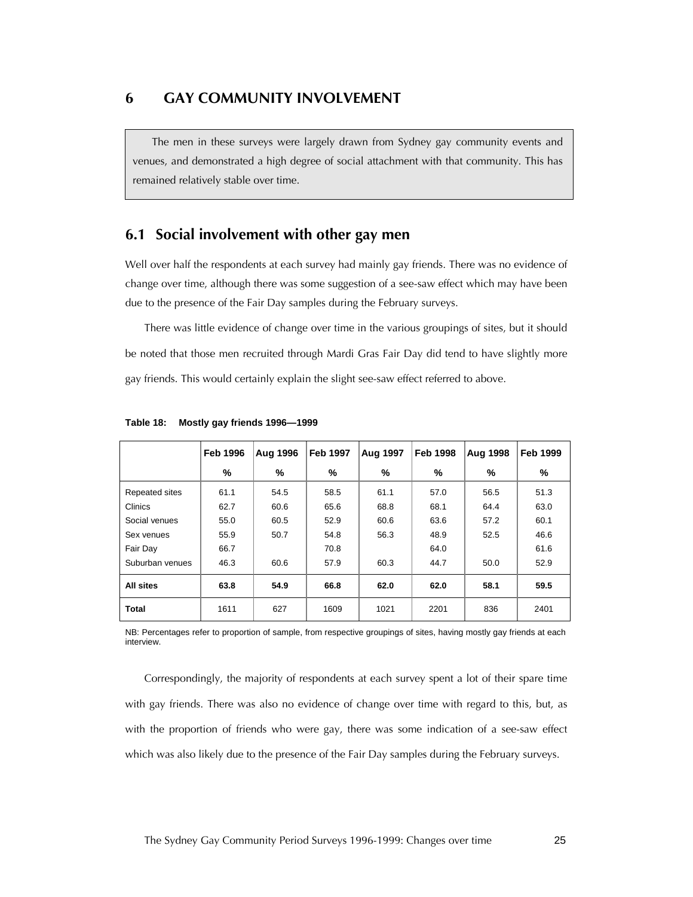# 6 GAY COMMUNITY INVOLVEMENT

> The men in these surveys were largely drawn from Sydney gay community events and venues, and demonstrated a high degree of social attachment with that community. This has remained relatively stable over time.

## 6.1 Social involvement with other gay men

Well over half the respondents at each survey had mainly gay friends. There was no evidence of change over time, although there was some suggestion of a see-saw effect which may have been due to the presence of the Fair Day samples during the February surveys.

There was little evidence of change over time in the various groupings of sites, but it should be noted that those men recruited through Mardi Gras Fair Day did tend to have slightly more gay friends. This would certainly explain the slight see-saw effect referred to above.

**Table 18: Mostly gay friends 1996—1999**

| | Feb 1996 | Aug 1996 | Feb 1997 | Aug 1997 | Feb 1998 | Aug 1998 | Feb 1999 |
|---|---|---|---|---|---|---|---|
| | % | % | % | % | % | % | % |
| Repeated sites | 61.1 | 54.5 | 58.5 | 61.1 | 57.0 | 56.5 | 51.3 |
| Clinics | 62.7 | 60.6 | 65.6 | 68.8 | 68.1 | 64.4 | 63.0 |
| Social venues | 55.0 | 60.5 | 52.9 | 60.6 | 63.6 | 57.2 | 60.1 |
| Sex venues | 55.9 | 50.7 | 54.8 | 56.3 | 48.9 | 52.5 | 46.6 |
| Fair Day | 66.7 | | 70.8 | | 64.0 | | 61.6 |
| Suburban venues | 46.3 | 60.6 | 57.9 | 60.3 | 44.7 | 50.0 | 52.9 |
| **All sites** | **63.8** | **54.9** | **66.8** | **62.0** | **62.0** | **58.1** | **59.5** |
| **Total** | 1611 | 627 | 1609 | 1021 | 2201 | 836 | 2401 |

NB: Percentages refer to proportion of sample, from respective groupings of sites, having mostly gay friends at each interview.

Correspondingly, the majority of respondents at each survey spent a lot of their spare time with gay friends. There was also no evidence of change over time with regard to this, but, as with the proportion of friends who were gay, there was some indication of a see-saw effect which was also likely due to the presence of the Fair Day samples during the February surveys.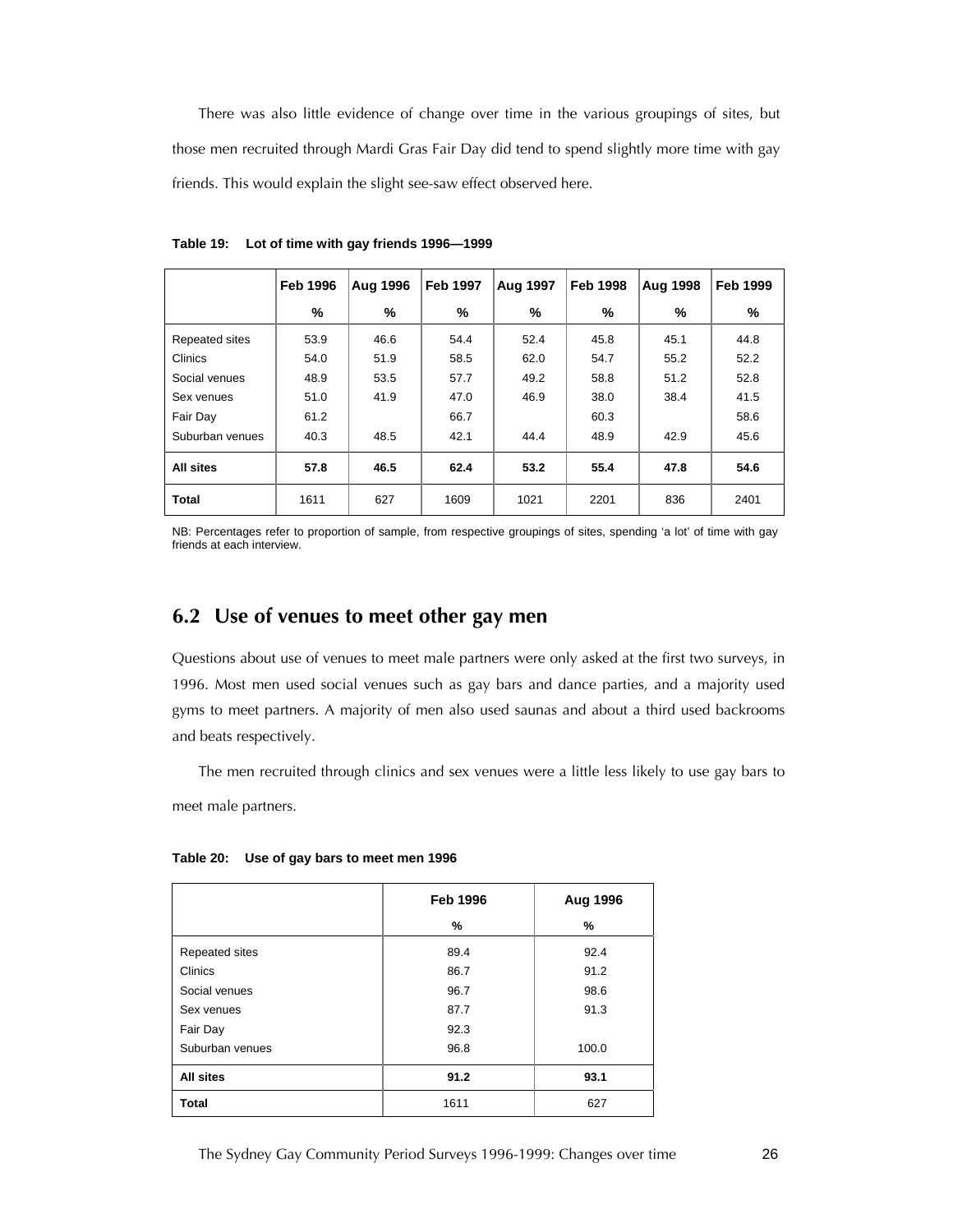There was also little evidence of change over time in the various groupings of sites, but those men recruited through Mardi Gras Fair Day did tend to spend slightly more time with gay friends. This would explain the slight see-saw effect observed here.

**Table 19: Lot of time with gay friends 1996—1999**

| | Feb 1996 | Aug 1996 | Feb 1997 | Aug 1997 | Feb 1998 | Aug 1998 | Feb 1999 |
|---|---|---|---|---|---|---|---|
| | % | % | % | % | % | % | % |
| Repeated sites | 53.9 | 46.6 | 54.4 | 52.4 | 45.8 | 45.1 | 44.8 |
| Clinics | 54.0 | 51.9 | 58.5 | 62.0 | 54.7 | 55.2 | 52.2 |
| Social venues | 48.9 | 53.5 | 57.7 | 49.2 | 58.8 | 51.2 | 52.8 |
| Sex venues | 51.0 | 41.9 | 47.0 | 46.9 | 38.0 | 38.4 | 41.5 |
| Fair Day | 61.2 | | 66.7 | | 60.3 | | 58.6 |
| Suburban venues | 40.3 | 48.5 | 42.1 | 44.4 | 48.9 | 42.9 | 45.6 |
| **All sites** | **57.8** | **46.5** | **62.4** | **53.2** | **55.4** | **47.8** | **54.6** |
| **Total** | 1611 | 627 | 1609 | 1021 | 2201 | 836 | 2401 |

NB: Percentages refer to proportion of sample, from respective groupings of sites, spending 'a lot' of time with gay friends at each interview.

## 6.2 Use of venues to meet other gay men

Questions about use of venues to meet male partners were only asked at the first two surveys, in 1996. Most men used social venues such as gay bars and dance parties, and a majority used gyms to meet partners. A majority of men also used saunas and about a third used backrooms and beats respectively.

The men recruited through clinics and sex venues were a little less likely to use gay bars to meet male partners.

**Table 20: Use of gay bars to meet men 1996**

| | Feb 1996 | Aug 1996 |
|---|---|---|
| | % | % |
| Repeated sites | 89.4 | 92.4 |
| Clinics | 86.7 | 91.2 |
| Social venues | 96.7 | 98.6 |
| Sex venues | 87.7 | 91.3 |
| Fair Day | 92.3 | |
| Suburban venues | 96.8 | 100.0 |
| **All sites** | **91.2** | **93.1** |
| **Total** | 1611 | 627 |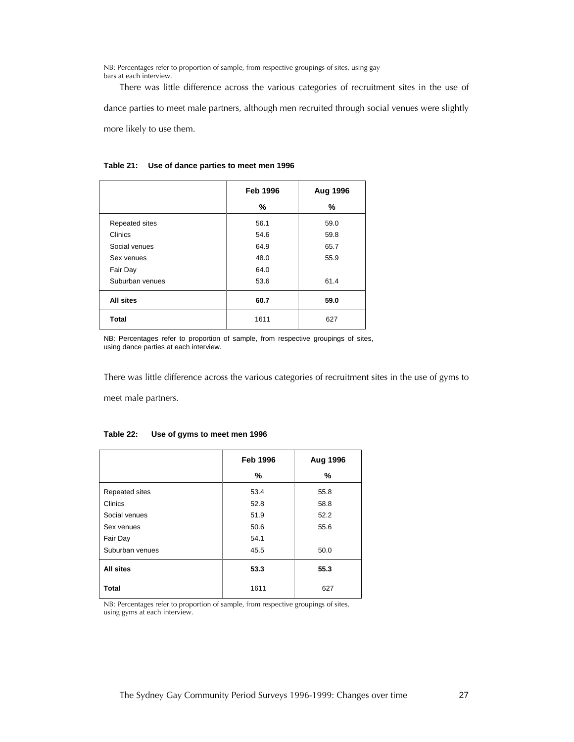NB: Percentages refer to proportion of sample, from respective groupings of sites, using gay bars at each interview.

There was little difference across the various categories of recruitment sites in the use of dance parties to meet male partners, although men recruited through social venues were slightly more likely to use them.

**Table 21: Use of dance parties to meet men 1996**

| | Feb 1996 | Aug 1996 |
|---|---|---|
| | % | % |
| Repeated sites | 56.1 | 59.0 |
| Clinics | 54.6 | 59.8 |
| Social venues | 64.9 | 65.7 |
| Sex venues | 48.0 | 55.9 |
| Fair Day | 64.0 | |
| Suburban venues | 53.6 | 61.4 |
| **All sites** | **60.7** | **59.0** |
| **Total** | 1611 | 627 |

NB: Percentages refer to proportion of sample, from respective groupings of sites, using dance parties at each interview.

There was little difference across the various categories of recruitment sites in the use of gyms to meet male partners.

**Table 22: Use of gyms to meet men 1996**

| | Feb 1996 | Aug 1996 |
|---|---|---|
| | % | % |
| Repeated sites | 53.4 | 55.8 |
| Clinics | 52.8 | 58.8 |
| Social venues | 51.9 | 52.2 |
| Sex venues | 50.6 | 55.6 |
| Fair Day | 54.1 | |
| Suburban venues | 45.5 | 50.0 |
| **All sites** | **53.3** | **55.3** |
| **Total** | 1611 | 627 |

NB: Percentages refer to proportion of sample, from respective groupings of sites, using gyms at each interview.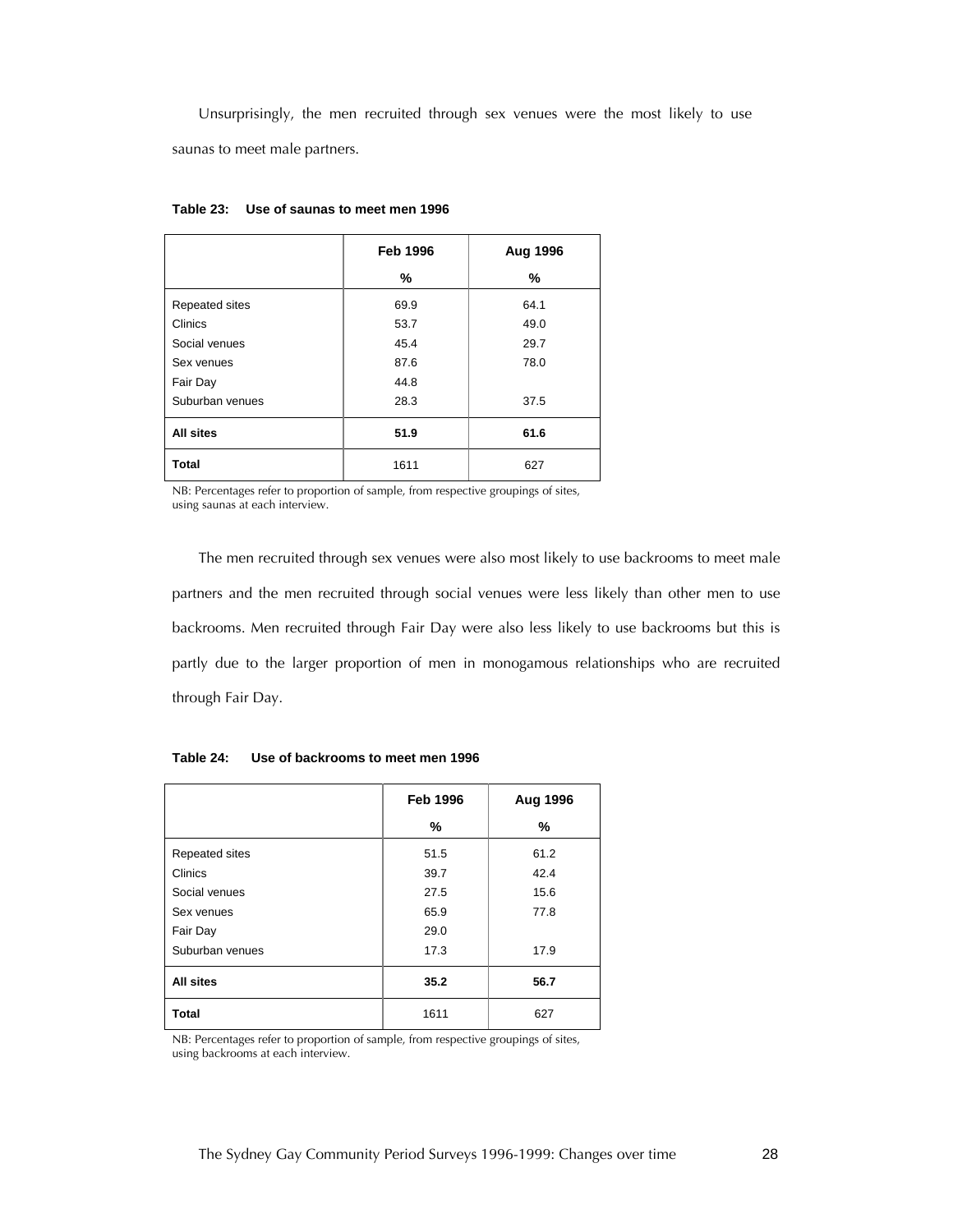Unsurprisingly, the men recruited through sex venues were the most likely to use saunas to meet male partners.

**Table 23: Use of saunas to meet men 1996**

| | Feb 1996 | Aug 1996 |
|---|---|---|
| | % | % |
| Repeated sites | 69.9 | 64.1 |
| Clinics | 53.7 | 49.0 |
| Social venues | 45.4 | 29.7 |
| Sex venues | 87.6 | 78.0 |
| Fair Day | 44.8 | |
| Suburban venues | 28.3 | 37.5 |
| **All sites** | **51.9** | **61.6** |
| **Total** | 1611 | 627 |

NB: Percentages refer to proportion of sample, from respective groupings of sites, using saunas at each interview.

The men recruited through sex venues were also most likely to use backrooms to meet male partners and the men recruited through social venues were less likely than other men to use backrooms. Men recruited through Fair Day were also less likely to use backrooms but this is partly due to the larger proportion of men in monogamous relationships who are recruited through Fair Day.

**Table 24: Use of backrooms to meet men 1996**

| | Feb 1996 | Aug 1996 |
|---|---|---|
| | % | % |
| Repeated sites | 51.5 | 61.2 |
| Clinics | 39.7 | 42.4 |
| Social venues | 27.5 | 15.6 |
| Sex venues | 65.9 | 77.8 |
| Fair Day | 29.0 | |
| Suburban venues | 17.3 | 17.9 |
| **All sites** | **35.2** | **56.7** |
| **Total** | 1611 | 627 |

NB: Percentages refer to proportion of sample, from respective groupings of sites, using backrooms at each interview.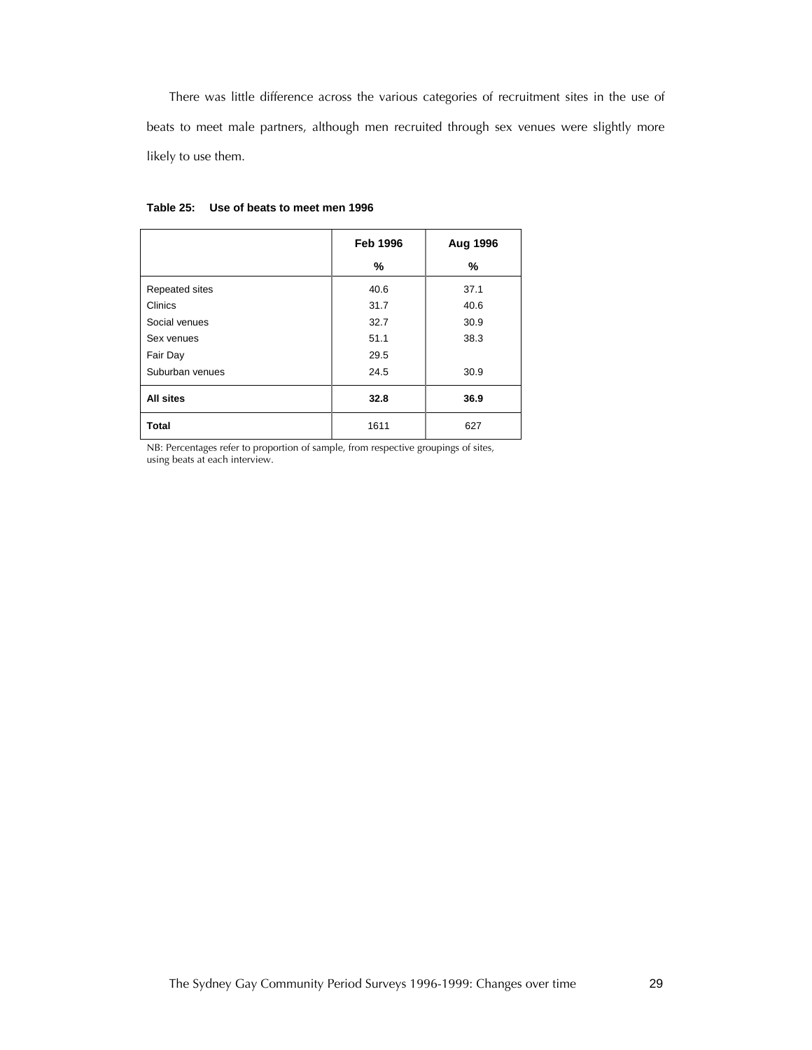There was little difference across the various categories of recruitment sites in the use of beats to meet male partners, although men recruited through sex venues were slightly more likely to use them.

**Table 25: Use of beats to meet men 1996**

| | Feb 1996 | Aug 1996 |
|---|---|---|
| | % | % |
| Repeated sites | 40.6 | 37.1 |
| Clinics | 31.7 | 40.6 |
| Social venues | 32.7 | 30.9 |
| Sex venues | 51.1 | 38.3 |
| Fair Day | 29.5 | |
| Suburban venues | 24.5 | 30.9 |
| **All sites** | **32.8** | **36.9** |
| **Total** | 1611 | 627 |

NB: Percentages refer to proportion of sample, from respective groupings of sites, using beats at each interview.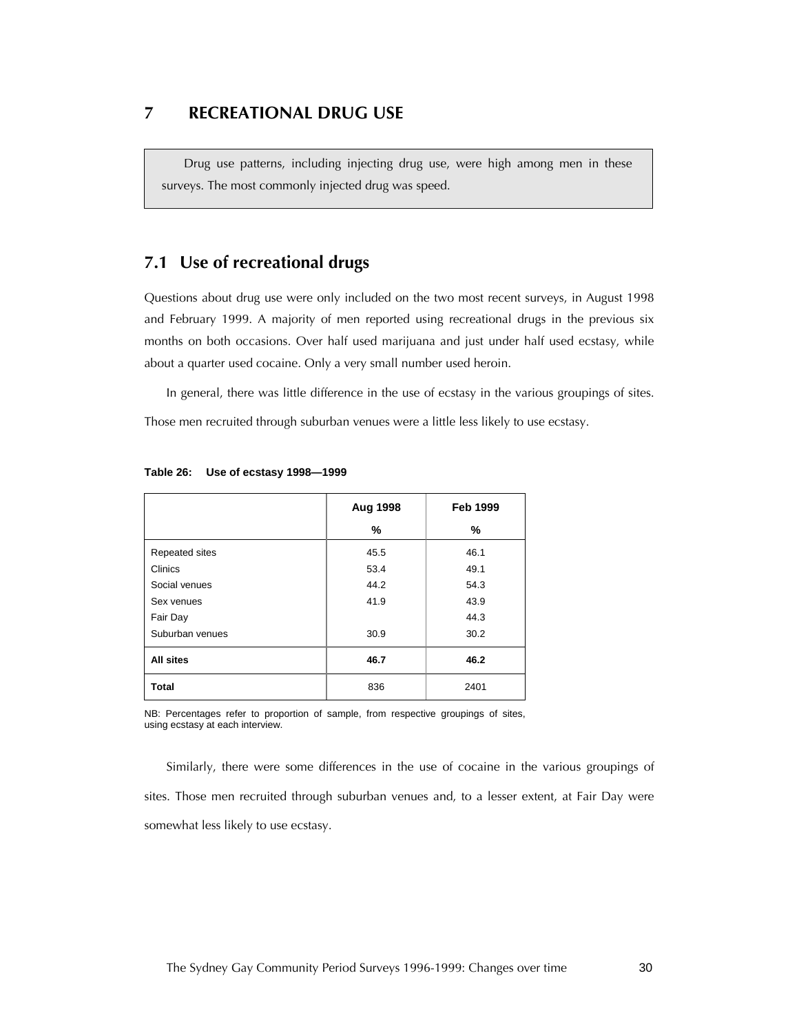# 7 RECREATIONAL DRUG USE

> Drug use patterns, including injecting drug use, were high among men in these surveys. The most commonly injected drug was speed.

## 7.1 Use of recreational drugs

Questions about drug use were only included on the two most recent surveys, in August 1998 and February 1999. A majority of men reported using recreational drugs in the previous six months on both occasions. Over half used marijuana and just under half used ecstasy, while about a quarter used cocaine. Only a very small number used heroin.

In general, there was little difference in the use of ecstasy in the various groupings of sites. Those men recruited through suburban venues were a little less likely to use ecstasy.

**Table 26: Use of ecstasy 1998—1999**

| | Aug 1998<br>% | Feb 1999<br>% |
|---|---|---|
| Repeated sites | 45.5 | 46.1 |
| Clinics | 53.4 | 49.1 |
| Social venues | 44.2 | 54.3 |
| Sex venues | 41.9 | 43.9 |
| Fair Day | | 44.3 |
| Suburban venues | 30.9 | 30.2 |
| **All sites** | **46.7** | **46.2** |
| **Total** | 836 | 2401 |

NB: Percentages refer to proportion of sample, from respective groupings of sites, using ecstasy at each interview.

Similarly, there were some differences in the use of cocaine in the various groupings of sites. Those men recruited through suburban venues and, to a lesser extent, at Fair Day were somewhat less likely to use ecstasy.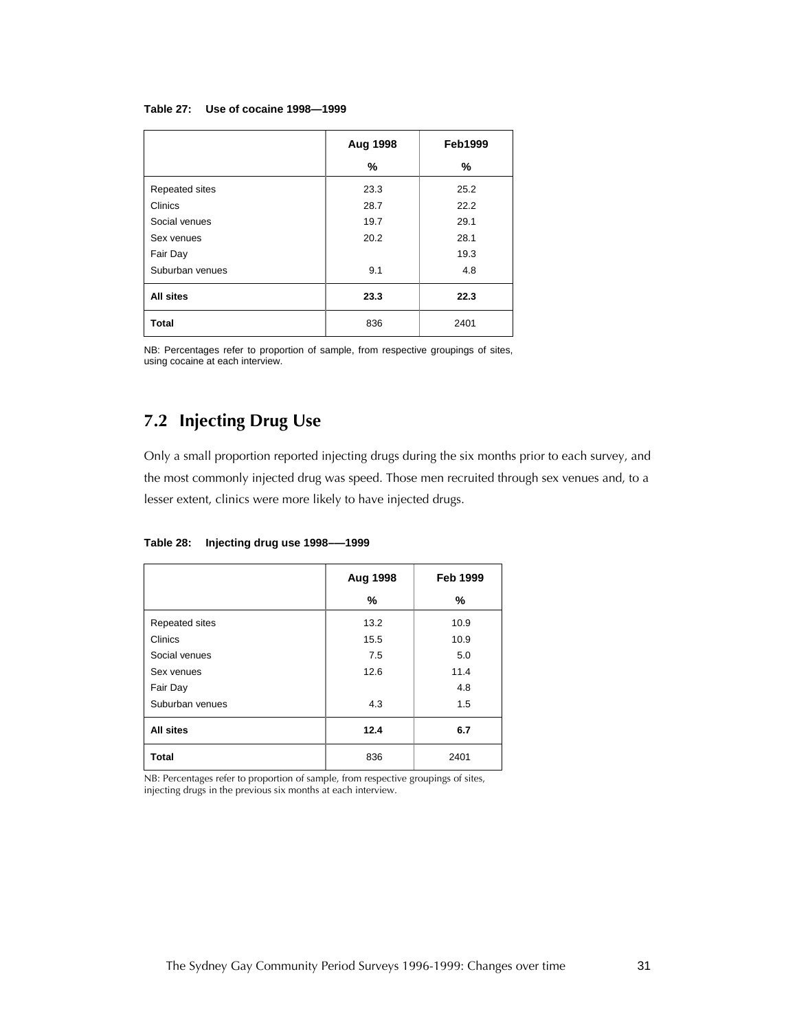**Table 27: Use of cocaine 1998—1999**

| | Aug 1998 | Feb1999 |
|---|---|---|
| | % | % |
| Repeated sites | 23.3 | 25.2 |
| Clinics | 28.7 | 22.2 |
| Social venues | 19.7 | 29.1 |
| Sex venues | 20.2 | 28.1 |
| Fair Day | | 19.3 |
| Suburban venues | 9.1 | 4.8 |
| **All sites** | **23.3** | **22.3** |
| **Total** | 836 | 2401 |

NB: Percentages refer to proportion of sample, from respective groupings of sites, using cocaine at each interview.

## 7.2 Injecting Drug Use

Only a small proportion reported injecting drugs during the six months prior to each survey, and the most commonly injected drug was speed. Those men recruited through sex venues and, to a lesser extent, clinics were more likely to have injected drugs.

**Table 28: Injecting drug use 1998—–1999**

| | Aug 1998 | Feb 1999 |
|---|---|---|
| | % | % |
| Repeated sites | 13.2 | 10.9 |
| Clinics | 15.5 | 10.9 |
| Social venues | 7.5 | 5.0 |
| Sex venues | 12.6 | 11.4 |
| Fair Day | | 4.8 |
| Suburban venues | 4.3 | 1.5 |
| **All sites** | **12.4** | **6.7** |
| **Total** | 836 | 2401 |

NB: Percentages refer to proportion of sample, from respective groupings of sites, injecting drugs in the previous six months at each interview.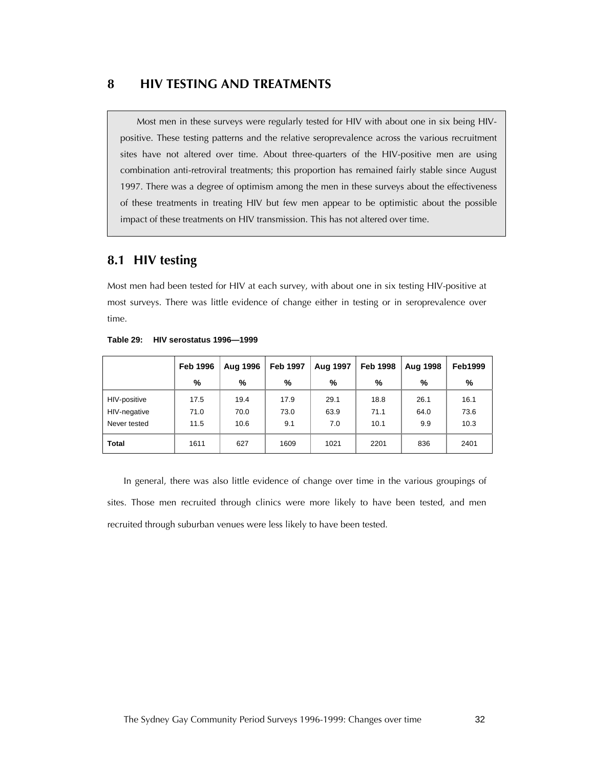# 8 HIV TESTING AND TREATMENTS

Most men in these surveys were regularly tested for HIV with about one in six being HIV-positive. These testing patterns and the relative seroprevalence across the various recruitment sites have not altered over time. About three-quarters of the HIV-positive men are using combination anti-retroviral treatments; this proportion has remained fairly stable since August 1997. There was a degree of optimism among the men in these surveys about the effectiveness of these treatments in treating HIV but few men appear to be optimistic about the possible impact of these treatments on HIV transmission. This has not altered over time.

## 8.1 HIV testing

Most men had been tested for HIV at each survey, with about one in six testing HIV-positive at most surveys. There was little evidence of change either in testing or in seroprevalence over time.

**Table 29: HIV serostatus 1996—1999**

| | Feb 1996 | Aug 1996 | Feb 1997 | Aug 1997 | Feb 1998 | Aug 1998 | Feb1999 |
|---|---|---|---|---|---|---|---|
| | % | % | % | % | % | % | % |
| HIV-positive | 17.5 | 19.4 | 17.9 | 29.1 | 18.8 | 26.1 | 16.1 |
| HIV-negative | 71.0 | 70.0 | 73.0 | 63.9 | 71.1 | 64.0 | 73.6 |
| Never tested | 11.5 | 10.6 | 9.1 | 7.0 | 10.1 | 9.9 | 10.3 |
| **Total** | 1611 | 627 | 1609 | 1021 | 2201 | 836 | 2401 |

In general, there was also little evidence of change over time in the various groupings of sites. Those men recruited through clinics were more likely to have been tested, and men recruited through suburban venues were less likely to have been tested.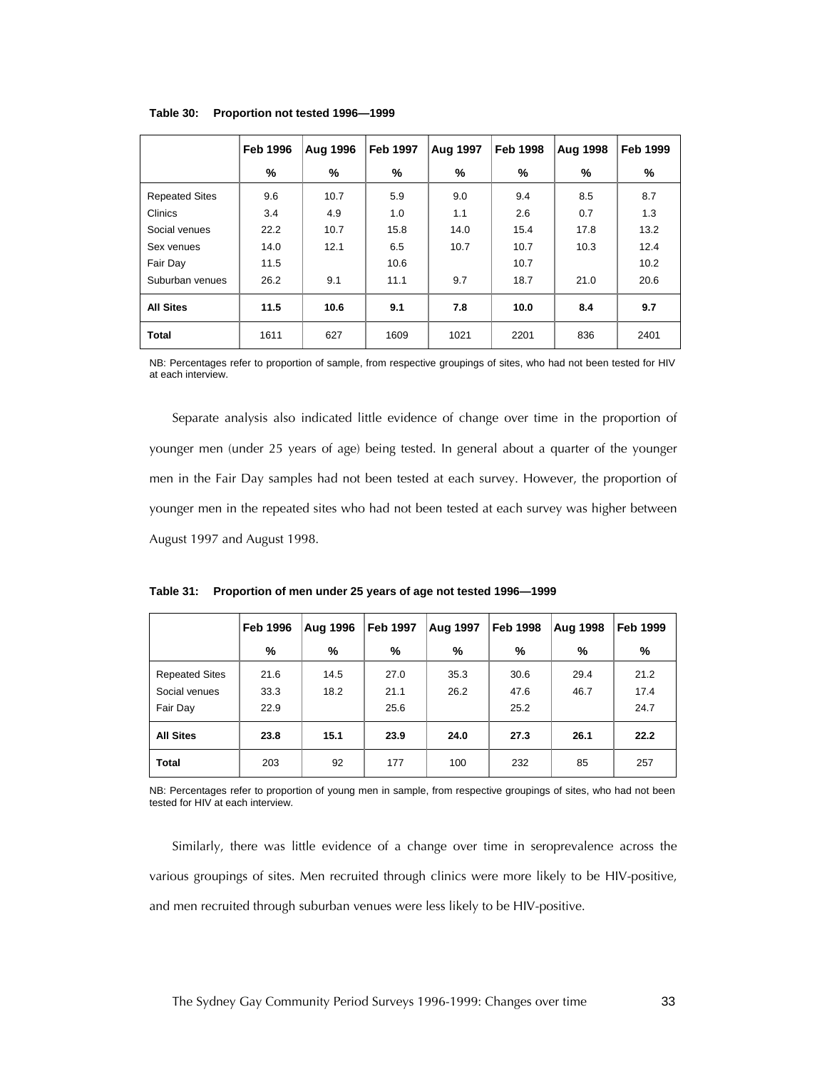**Table 30: Proportion not tested 1996—1999**

| | Feb 1996 | Aug 1996 | Feb 1997 | Aug 1997 | Feb 1998 | Aug 1998 | Feb 1999 |
|---|---|---|---|---|---|---|---|
| | % | % | % | % | % | % | % |
| Repeated Sites | 9.6 | 10.7 | 5.9 | 9.0 | 9.4 | 8.5 | 8.7 |
| Clinics | 3.4 | 4.9 | 1.0 | 1.1 | 2.6 | 0.7 | 1.3 |
| Social venues | 22.2 | 10.7 | 15.8 | 14.0 | 15.4 | 17.8 | 13.2 |
| Sex venues | 14.0 | 12.1 | 6.5 | 10.7 | 10.7 | 10.3 | 12.4 |
| Fair Day | 11.5 | | 10.6 | | 10.7 | | 10.2 |
| Suburban venues | 26.2 | 9.1 | 11.1 | 9.7 | 18.7 | 21.0 | 20.6 |
| **All Sites** | **11.5** | **10.6** | **9.1** | **7.8** | **10.0** | **8.4** | **9.7** |
| **Total** | 1611 | 627 | 1609 | 1021 | 2201 | 836 | 2401 |

NB: Percentages refer to proportion of sample, from respective groupings of sites, who had not been tested for HIV at each interview.

Separate analysis also indicated little evidence of change over time in the proportion of younger men (under 25 years of age) being tested. In general about a quarter of the younger men in the Fair Day samples had not been tested at each survey. However, the proportion of younger men in the repeated sites who had not been tested at each survey was higher between August 1997 and August 1998.

**Table 31: Proportion of men under 25 years of age not tested 1996—1999**

| | Feb 1996 | Aug 1996 | Feb 1997 | Aug 1997 | Feb 1998 | Aug 1998 | Feb 1999 |
|---|---|---|---|---|---|---|---|
| | % | % | % | % | % | % | % |
| Repeated Sites | 21.6 | 14.5 | 27.0 | 35.3 | 30.6 | 29.4 | 21.2 |
| Social venues | 33.3 | 18.2 | 21.1 | 26.2 | 47.6 | 46.7 | 17.4 |
| Fair Day | 22.9 | | 25.6 | | 25.2 | | 24.7 |
| **All Sites** | **23.8** | **15.1** | **23.9** | **24.0** | **27.3** | **26.1** | **22.2** |
| **Total** | 203 | 92 | 177 | 100 | 232 | 85 | 257 |

NB: Percentages refer to proportion of young men in sample, from respective groupings of sites, who had not been tested for HIV at each interview.

Similarly, there was little evidence of a change over time in seroprevalence across the various groupings of sites. Men recruited through clinics were more likely to be HIV-positive, and men recruited through suburban venues were less likely to be HIV-positive.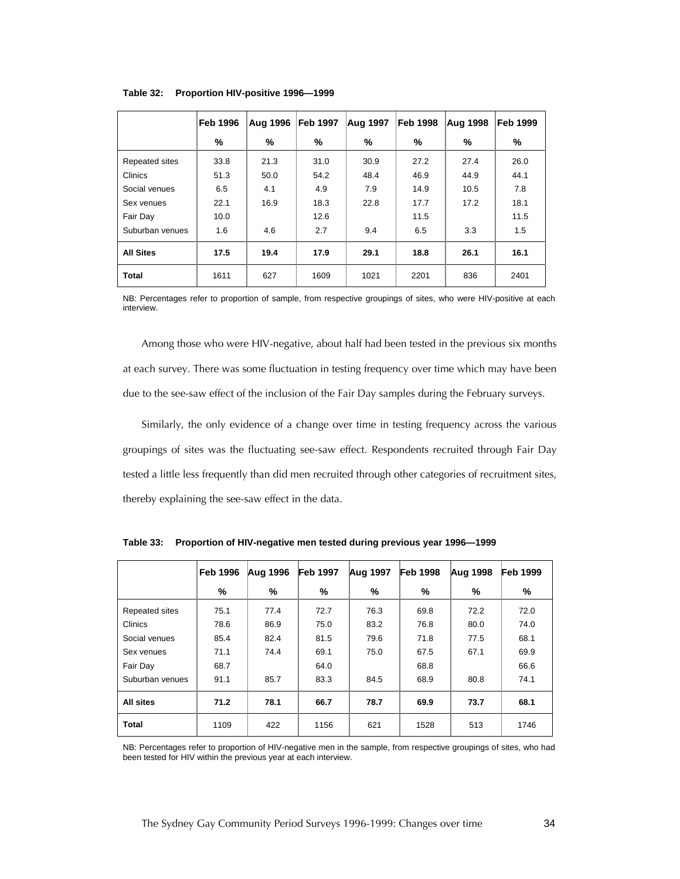**Table 32: Proportion HIV-positive 1996—1999**

| | Feb 1996 | Aug 1996 | Feb 1997 | Aug 1997 | Feb 1998 | Aug 1998 | Feb 1999 |
|---|---|---|---|---|---|---|---|
| | % | % | % | % | % | % | % |
| Repeated sites | 33.8 | 21.3 | 31.0 | 30.9 | 27.2 | 27.4 | 26.0 |
| Clinics | 51.3 | 50.0 | 54.2 | 48.4 | 46.9 | 44.9 | 44.1 |
| Social venues | 6.5 | 4.1 | 4.9 | 7.9 | 14.9 | 10.5 | 7.8 |
| Sex venues | 22.1 | 16.9 | 18.3 | 22.8 | 17.7 | 17.2 | 18.1 |
| Fair Day | 10.0 | | 12.6 | | 11.5 | | 11.5 |
| Suburban venues | 1.6 | 4.6 | 2.7 | 9.4 | 6.5 | 3.3 | 1.5 |
| **All Sites** | **17.5** | **19.4** | **17.9** | **29.1** | **18.8** | **26.1** | **16.1** |
| **Total** | 1611 | 627 | 1609 | 1021 | 2201 | 836 | 2401 |

NB: Percentages refer to proportion of sample, from respective groupings of sites, who were HIV-positive at each interview.

Among those who were HIV-negative, about half had been tested in the previous six months at each survey. There was some fluctuation in testing frequency over time which may have been due to the see-saw effect of the inclusion of the Fair Day samples during the February surveys.

Similarly, the only evidence of a change over time in testing frequency across the various groupings of sites was the fluctuating see-saw effect. Respondents recruited through Fair Day tested a little less frequently than did men recruited through other categories of recruitment sites, thereby explaining the see-saw effect in the data.

**Table 33: Proportion of HIV-negative men tested during previous year 1996—1999**

| | Feb 1996 | Aug 1996 | Feb 1997 | Aug 1997 | Feb 1998 | Aug 1998 | Feb 1999 |
|---|---|---|---|---|---|---|---|
| | % | % | % | % | % | % | % |
| Repeated sites | 75.1 | 77.4 | 72.7 | 76.3 | 69.8 | 72.2 | 72.0 |
| Clinics | 78.6 | 86.9 | 75.0 | 83.2 | 76.8 | 80.0 | 74.0 |
| Social venues | 85.4 | 82.4 | 81.5 | 79.6 | 71.8 | 77.5 | 68.1 |
| Sex venues | 71.1 | 74.4 | 69.1 | 75.0 | 67.5 | 67.1 | 69.9 |
| Fair Day | 68.7 | | 64.0 | | 68.8 | | 66.6 |
| Suburban venues | 91.1 | 85.7 | 83.3 | 84.5 | 68.9 | 80.8 | 74.1 |
| **All sites** | **71.2** | **78.1** | **66.7** | **78.7** | **69.9** | **73.7** | **68.1** |
| **Total** | 1109 | 422 | 1156 | 621 | 1528 | 513 | 1746 |

NB: Percentages refer to proportion of HIV-negative men in the sample, from respective groupings of sites, who had been tested for HIV within the previous year at each interview.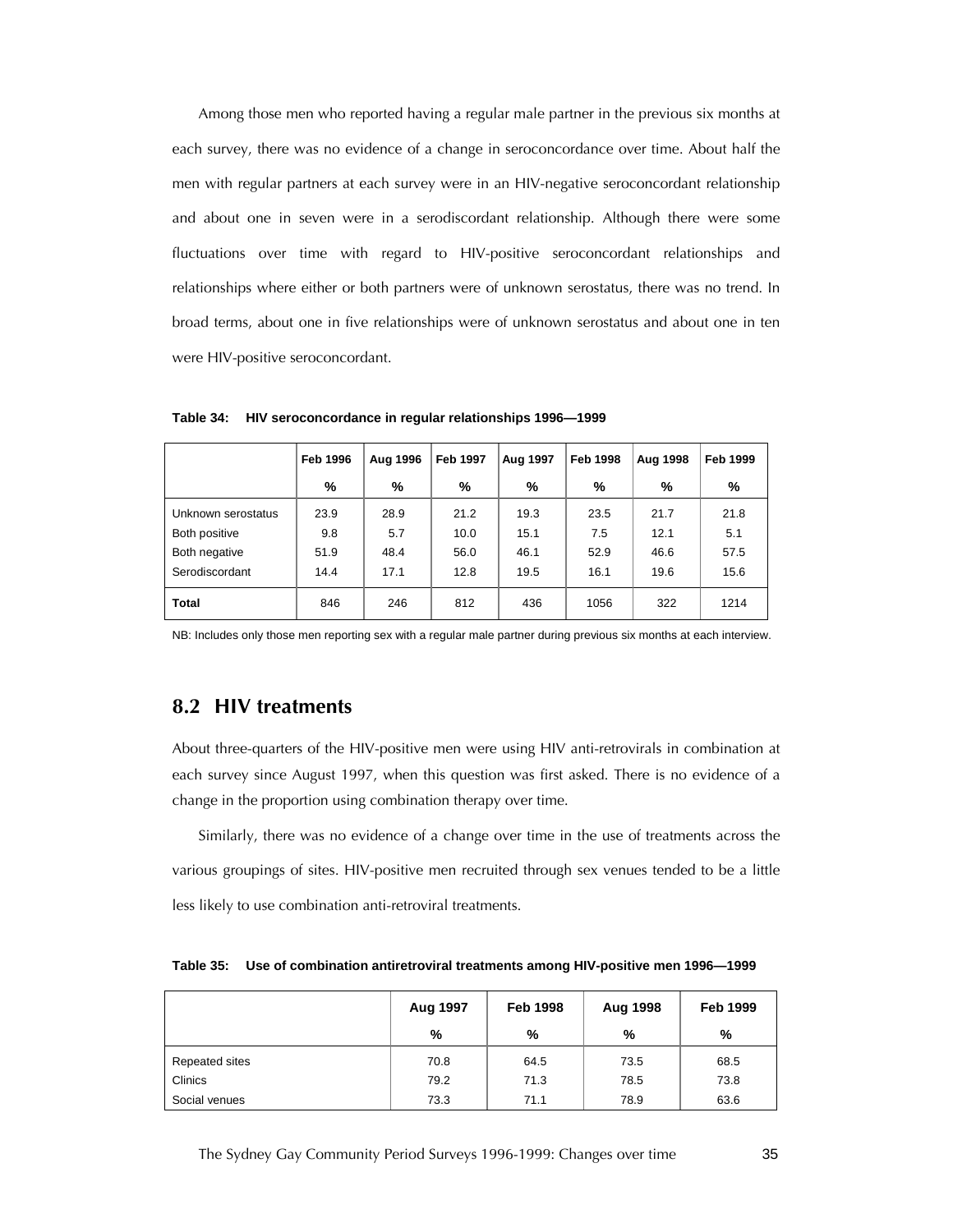Among those men who reported having a regular male partner in the previous six months at each survey, there was no evidence of a change in seroconcordance over time. About half the men with regular partners at each survey were in an HIV-negative seroconcordant relationship and about one in seven were in a serodiscordant relationship. Although there were some fluctuations over time with regard to HIV-positive seroconcordant relationships and relationships where either or both partners were of unknown serostatus, there was no trend. In broad terms, about one in five relationships were of unknown serostatus and about one in ten were HIV-positive seroconcordant.

**Table 34: HIV seroconcordance in regular relationships 1996—1999**

| | Feb 1996 | Aug 1996 | Feb 1997 | Aug 1997 | Feb 1998 | Aug 1998 | Feb 1999 |
|---|---|---|---|---|---|---|---|
| | % | % | % | % | % | % | % |
| Unknown serostatus | 23.9 | 28.9 | 21.2 | 19.3 | 23.5 | 21.7 | 21.8 |
| Both positive | 9.8 | 5.7 | 10.0 | 15.1 | 7.5 | 12.1 | 5.1 |
| Both negative | 51.9 | 48.4 | 56.0 | 46.1 | 52.9 | 46.6 | 57.5 |
| Serodiscordant | 14.4 | 17.1 | 12.8 | 19.5 | 16.1 | 19.6 | 15.6 |
| **Total** | 846 | 246 | 812 | 436 | 1056 | 322 | 1214 |

NB: Includes only those men reporting sex with a regular male partner during previous six months at each interview.

## 8.2 HIV treatments

About three-quarters of the HIV-positive men were using HIV anti-retrovirals in combination at each survey since August 1997, when this question was first asked. There is no evidence of a change in the proportion using combination therapy over time.

Similarly, there was no evidence of a change over time in the use of treatments across the various groupings of sites. HIV-positive men recruited through sex venues tended to be a little less likely to use combination anti-retroviral treatments.

**Table 35: Use of combination antiretroviral treatments among HIV-positive men 1996—1999**

| | Aug 1997 | Feb 1998 | Aug 1998 | Feb 1999 |
|---|---|---|---|---|
| | % | % | % | % |
| Repeated sites | 70.8 | 64.5 | 73.5 | 68.5 |
| Clinics | 79.2 | 71.3 | 78.5 | 73.8 |
| Social venues | 73.3 | 71.1 | 78.9 | 63.6 |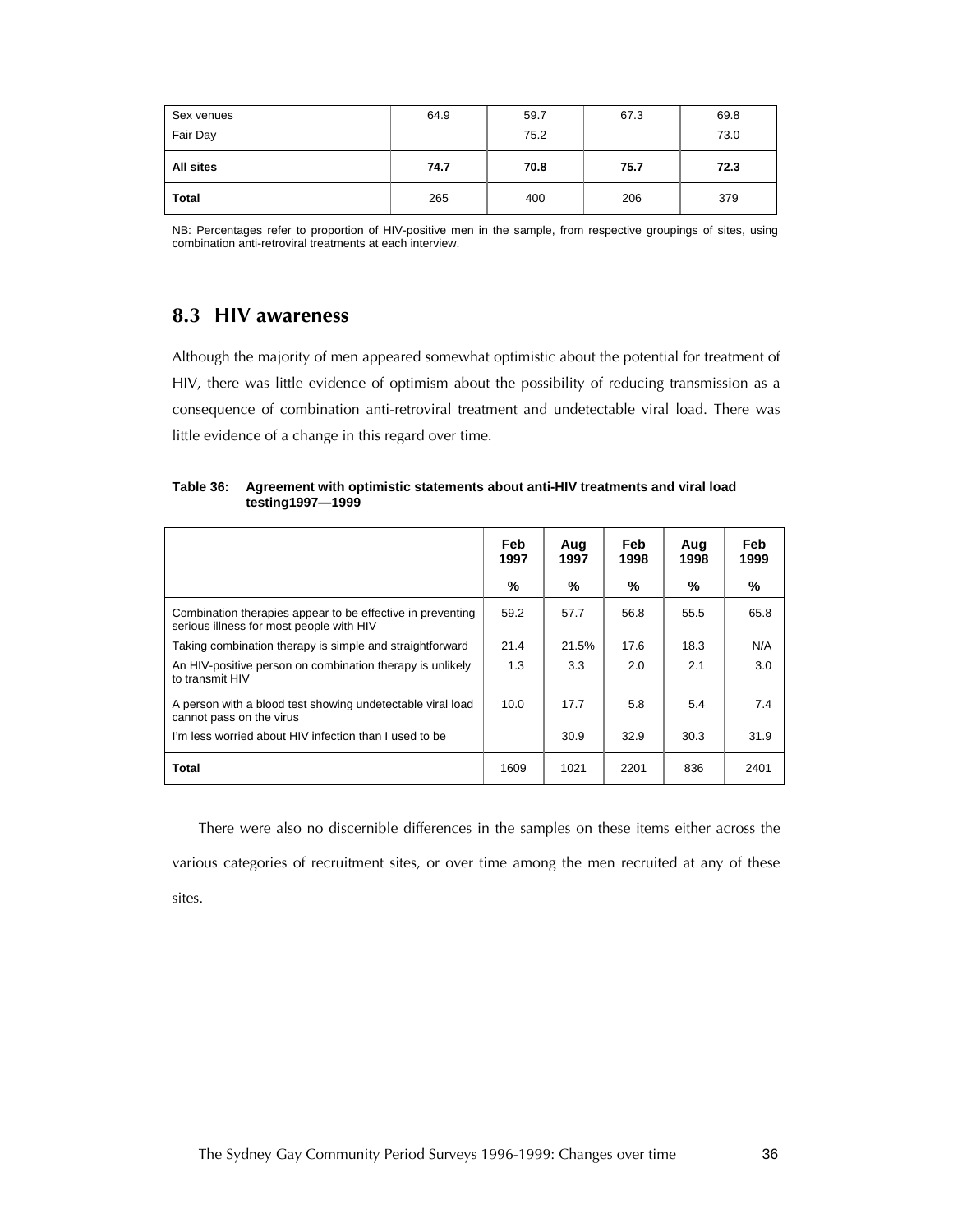| | | | | |
|---|---|---|---|---|
| Sex venues | 64.9 | 59.7 | 67.3 | 69.8 |
| Fair Day | | 75.2 | | 73.0 |
| **All sites** | **74.7** | **70.8** | **75.7** | **72.3** |
| **Total** | 265 | 400 | 206 | 379 |

NB: Percentages refer to proportion of HIV-positive men in the sample, from respective groupings of sites, using combination anti-retroviral treatments at each interview.

## 8.3 HIV awareness

Although the majority of men appeared somewhat optimistic about the potential for treatment of HIV, there was little evidence of optimism about the possibility of reducing transmission as a consequence of combination anti-retroviral treatment and undetectable viral load. There was little evidence of a change in this regard over time.

**Table 36: Agreement with optimistic statements about anti-HIV treatments and viral load testing1997—1999**

| | Feb 1997 | Aug 1997 | Feb 1998 | Aug 1998 | Feb 1999 |
|---|---|---|---|---|---|
| | % | % | % | % | % |
| Combination therapies appear to be effective in preventing serious illness for most people with HIV | 59.2 | 57.7 | 56.8 | 55.5 | 65.8 |
| Taking combination therapy is simple and straightforward | 21.4 | 21.5% | 17.6 | 18.3 | N/A |
| An HIV-positive person on combination therapy is unlikely to transmit HIV | 1.3 | 3.3 | 2.0 | 2.1 | 3.0 |
| A person with a blood test showing undetectable viral load cannot pass on the virus | 10.0 | 17.7 | 5.8 | 5.4 | 7.4 |
| I'm less worried about HIV infection than I used to be | | 30.9 | 32.9 | 30.3 | 31.9 |
| **Total** | 1609 | 1021 | 2201 | 836 | 2401 |

There were also no discernible differences in the samples on these items either across the various categories of recruitment sites, or over time among the men recruited at any of these sites.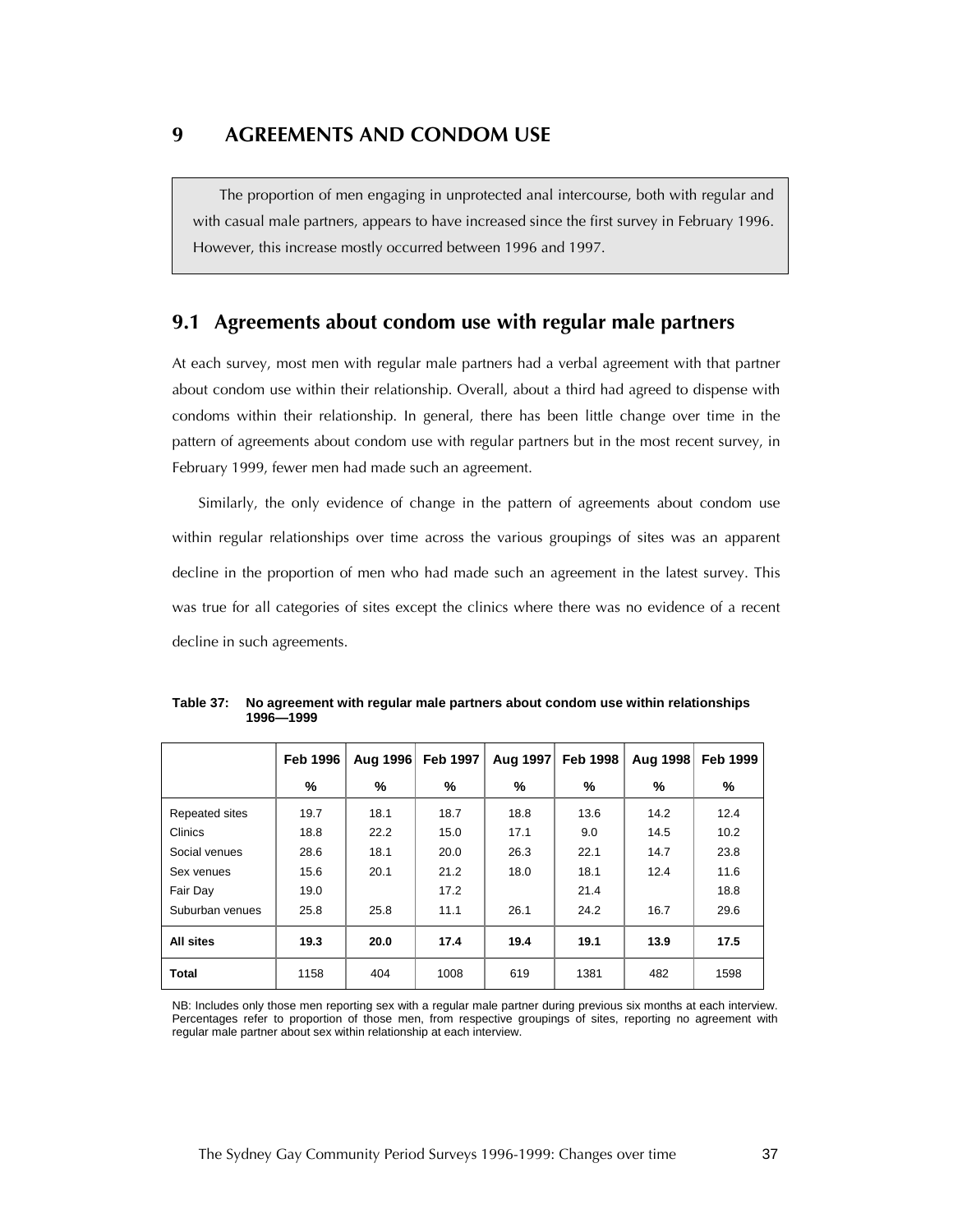# 9 AGREEMENTS AND CONDOM USE

The proportion of men engaging in unprotected anal intercourse, both with regular and with casual male partners, appears to have increased since the first survey in February 1996. However, this increase mostly occurred between 1996 and 1997.

## 9.1 Agreements about condom use with regular male partners

At each survey, most men with regular male partners had a verbal agreement with that partner about condom use within their relationship. Overall, about a third had agreed to dispense with condoms within their relationship. In general, there has been little change over time in the pattern of agreements about condom use with regular partners but in the most recent survey, in February 1999, fewer men had made such an agreement.

Similarly, the only evidence of change in the pattern of agreements about condom use within regular relationships over time across the various groupings of sites was an apparent decline in the proportion of men who had made such an agreement in the latest survey. This was true for all categories of sites except the clinics where there was no evidence of a recent decline in such agreements.

**Table 37: No agreement with regular male partners about condom use within relationships 1996—1999**

| | Feb 1996 | Aug 1996 | Feb 1997 | Aug 1997 | Feb 1998 | Aug 1998 | Feb 1999 |
|---|---|---|---|---|---|---|---|
| | % | % | % | % | % | % | % |
| Repeated sites | 19.7 | 18.1 | 18.7 | 18.8 | 13.6 | 14.2 | 12.4 |
| Clinics | 18.8 | 22.2 | 15.0 | 17.1 | 9.0 | 14.5 | 10.2 |
| Social venues | 28.6 | 18.1 | 20.0 | 26.3 | 22.1 | 14.7 | 23.8 |
| Sex venues | 15.6 | 20.1 | 21.2 | 18.0 | 18.1 | 12.4 | 11.6 |
| Fair Day | 19.0 | | 17.2 | | 21.4 | | 18.8 |
| Suburban venues | 25.8 | 25.8 | 11.1 | 26.1 | 24.2 | 16.7 | 29.6 |
| **All sites** | **19.3** | **20.0** | **17.4** | **19.4** | **19.1** | **13.9** | **17.5** |
| **Total** | 1158 | 404 | 1008 | 619 | 1381 | 482 | 1598 |

NB: Includes only those men reporting sex with a regular male partner during previous six months at each interview. Percentages refer to proportion of those men, from respective groupings of sites, reporting no agreement with regular male partner about sex within relationship at each interview.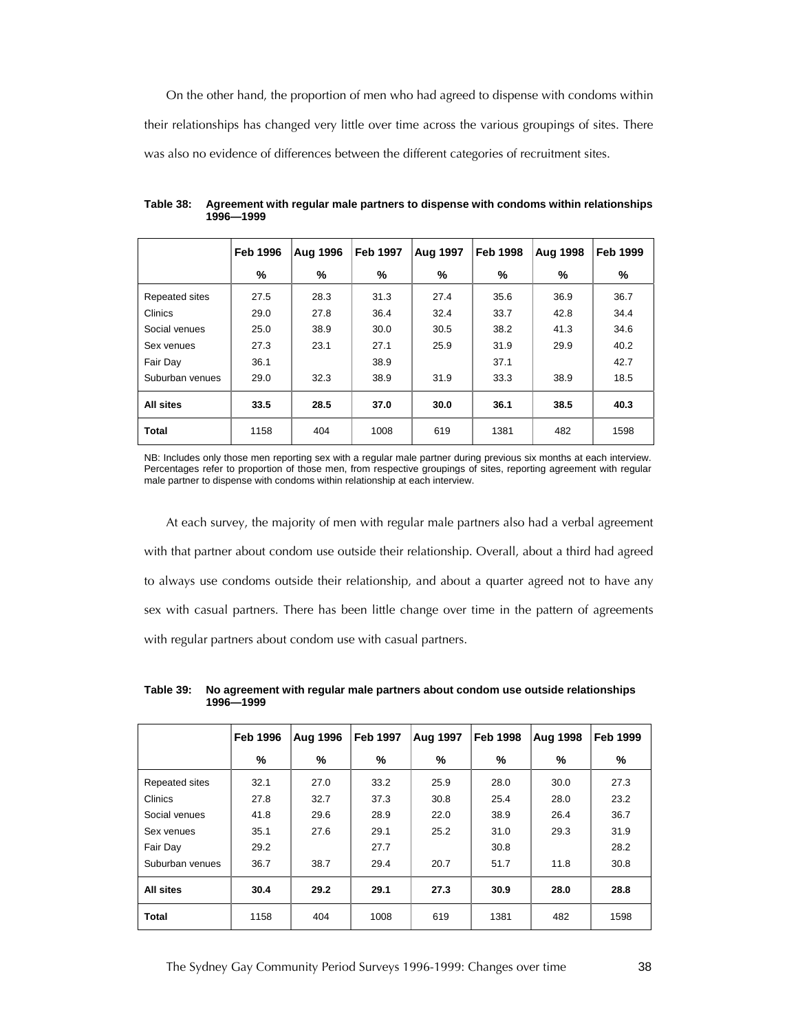On the other hand, the proportion of men who had agreed to dispense with condoms within their relationships has changed very little over time across the various groupings of sites. There was also no evidence of differences between the different categories of recruitment sites.

**Table 38: Agreement with regular male partners to dispense with condoms within relationships 1996—1999**

| | Feb 1996 | Aug 1996 | Feb 1997 | Aug 1997 | Feb 1998 | Aug 1998 | Feb 1999 |
|---|---|---|---|---|---|---|---|
| | % | % | % | % | % | % | % |
| Repeated sites | 27.5 | 28.3 | 31.3 | 27.4 | 35.6 | 36.9 | 36.7 |
| Clinics | 29.0 | 27.8 | 36.4 | 32.4 | 33.7 | 42.8 | 34.4 |
| Social venues | 25.0 | 38.9 | 30.0 | 30.5 | 38.2 | 41.3 | 34.6 |
| Sex venues | 27.3 | 23.1 | 27.1 | 25.9 | 31.9 | 29.9 | 40.2 |
| Fair Day | 36.1 | | 38.9 | | 37.1 | | 42.7 |
| Suburban venues | 29.0 | 32.3 | 38.9 | 31.9 | 33.3 | 38.9 | 18.5 |
| **All sites** | **33.5** | **28.5** | **37.0** | **30.0** | **36.1** | **38.5** | **40.3** |
| **Total** | 1158 | 404 | 1008 | 619 | 1381 | 482 | 1598 |

NB: Includes only those men reporting sex with a regular male partner during previous six months at each interview. Percentages refer to proportion of those men, from respective groupings of sites, reporting agreement with regular male partner to dispense with condoms within relationship at each interview.

At each survey, the majority of men with regular male partners also had a verbal agreement with that partner about condom use outside their relationship. Overall, about a third had agreed to always use condoms outside their relationship, and about a quarter agreed not to have any sex with casual partners. There has been little change over time in the pattern of agreements with regular partners about condom use with casual partners.

**Table 39: No agreement with regular male partners about condom use outside relationships 1996—1999**

| | Feb 1996 | Aug 1996 | Feb 1997 | Aug 1997 | Feb 1998 | Aug 1998 | Feb 1999 |
|---|---|---|---|---|---|---|---|
| | % | % | % | % | % | % | % |
| Repeated sites | 32.1 | 27.0 | 33.2 | 25.9 | 28.0 | 30.0 | 27.3 |
| Clinics | 27.8 | 32.7 | 37.3 | 30.8 | 25.4 | 28.0 | 23.2 |
| Social venues | 41.8 | 29.6 | 28.9 | 22.0 | 38.9 | 26.4 | 36.7 |
| Sex venues | 35.1 | 27.6 | 29.1 | 25.2 | 31.0 | 29.3 | 31.9 |
| Fair Day | 29.2 | | 27.7 | | 30.8 | | 28.2 |
| Suburban venues | 36.7 | 38.7 | 29.4 | 20.7 | 51.7 | 11.8 | 30.8 |
| **All sites** | **30.4** | **29.2** | **29.1** | **27.3** | **30.9** | **28.0** | **28.8** |
| **Total** | 1158 | 404 | 1008 | 619 | 1381 | 482 | 1598 |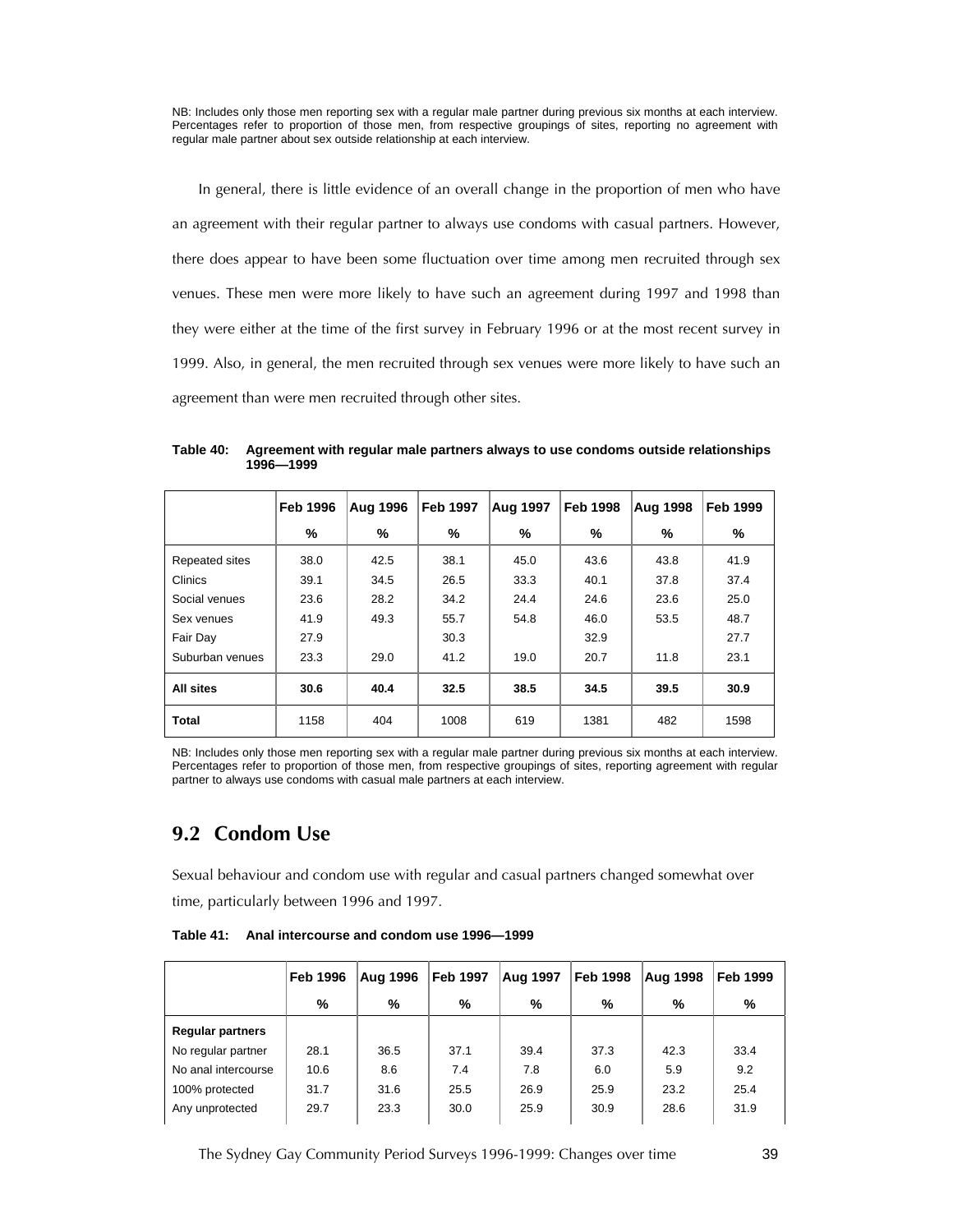NB: Includes only those men reporting sex with a regular male partner during previous six months at each interview. Percentages refer to proportion of those men, from respective groupings of sites, reporting no agreement with regular male partner about sex outside relationship at each interview.

In general, there is little evidence of an overall change in the proportion of men who have an agreement with their regular partner to always use condoms with casual partners. However, there does appear to have been some fluctuation over time among men recruited through sex venues. These men were more likely to have such an agreement during 1997 and 1998 than they were either at the time of the first survey in February 1996 or at the most recent survey in 1999. Also, in general, the men recruited through sex venues were more likely to have such an agreement than were men recruited through other sites.

**Table 40: Agreement with regular male partners always to use condoms outside relationships 1996—1999**

| | Feb 1996 | Aug 1996 | Feb 1997 | Aug 1997 | Feb 1998 | Aug 1998 | Feb 1999 |
|---|---|---|---|---|---|---|---|
| | % | % | % | % | % | % | % |
| Repeated sites | 38.0 | 42.5 | 38.1 | 45.0 | 43.6 | 43.8 | 41.9 |
| Clinics | 39.1 | 34.5 | 26.5 | 33.3 | 40.1 | 37.8 | 37.4 |
| Social venues | 23.6 | 28.2 | 34.2 | 24.4 | 24.6 | 23.6 | 25.0 |
| Sex venues | 41.9 | 49.3 | 55.7 | 54.8 | 46.0 | 53.5 | 48.7 |
| Fair Day | 27.9 | | 30.3 | | 32.9 | | 27.7 |
| Suburban venues | 23.3 | 29.0 | 41.2 | 19.0 | 20.7 | 11.8 | 23.1 |
| **All sites** | **30.6** | **40.4** | **32.5** | **38.5** | **34.5** | **39.5** | **30.9** |
| **Total** | 1158 | 404 | 1008 | 619 | 1381 | 482 | 1598 |

NB: Includes only those men reporting sex with a regular male partner during previous six months at each interview. Percentages refer to proportion of those men, from respective groupings of sites, reporting agreement with regular partner to always use condoms with casual male partners at each interview.

## 9.2 Condom Use

Sexual behaviour and condom use with regular and casual partners changed somewhat over time, particularly between 1996 and 1997.

**Table 41: Anal intercourse and condom use 1996—1999**

| | Feb 1996 | Aug 1996 | Feb 1997 | Aug 1997 | Feb 1998 | Aug 1998 | Feb 1999 |
|---|---|---|---|---|---|---|---|
| | % | % | % | % | % | % | % |
| **Regular partners** | | | | | | | |
| No regular partner | 28.1 | 36.5 | 37.1 | 39.4 | 37.3 | 42.3 | 33.4 |
| No anal intercourse | 10.6 | 8.6 | 7.4 | 7.8 | 6.0 | 5.9 | 9.2 |
| 100% protected | 31.7 | 31.6 | 25.5 | 26.9 | 25.9 | 23.2 | 25.4 |
| Any unprotected | 29.7 | 23.3 | 30.0 | 25.9 | 30.9 | 28.6 | 31.9 |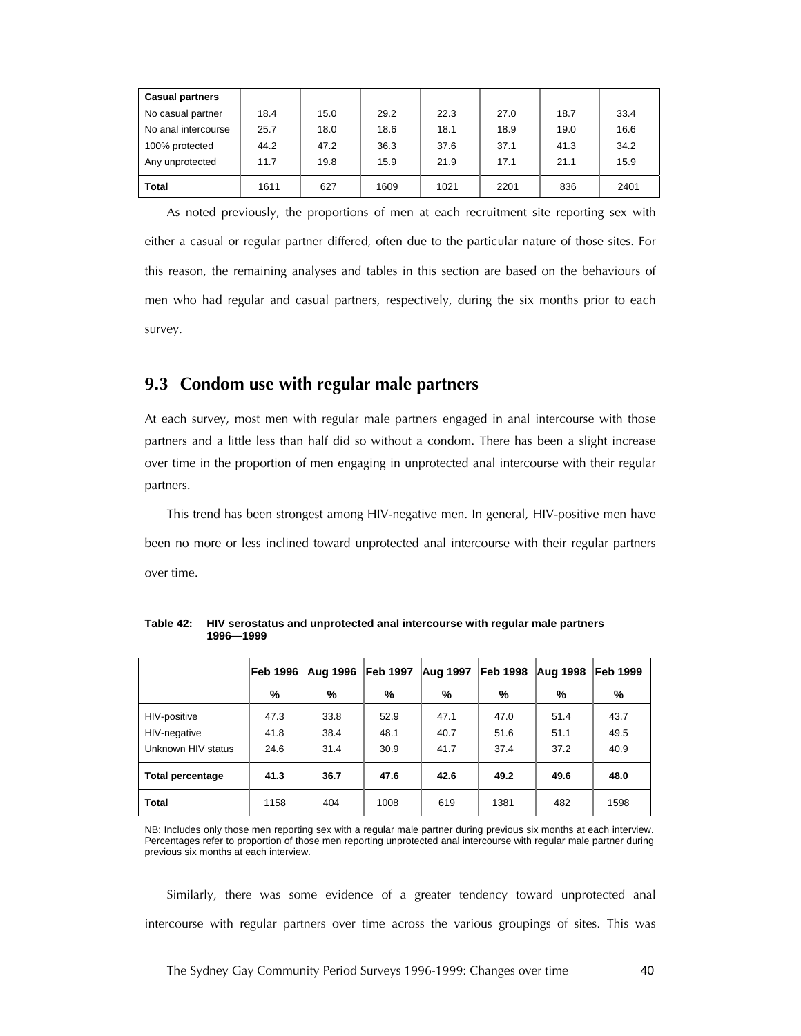| Casual partners | | | | | | | |
|---|---|---|---|---|---|---|---|
| No casual partner | 18.4 | 15.0 | 29.2 | 22.3 | 27.0 | 18.7 | 33.4 |
| No anal intercourse | 25.7 | 18.0 | 18.6 | 18.1 | 18.9 | 19.0 | 16.6 |
| 100% protected | 44.2 | 47.2 | 36.3 | 37.6 | 37.1 | 41.3 | 34.2 |
| Any unprotected | 11.7 | 19.8 | 15.9 | 21.9 | 17.1 | 21.1 | 15.9 |
| **Total** | 1611 | 627 | 1609 | 1021 | 2201 | 836 | 2401 |

As noted previously, the proportions of men at each recruitment site reporting sex with either a casual or regular partner differed, often due to the particular nature of those sites. For this reason, the remaining analyses and tables in this section are based on the behaviours of men who had regular and casual partners, respectively, during the six months prior to each survey.

## 9.3 Condom use with regular male partners

At each survey, most men with regular male partners engaged in anal intercourse with those partners and a little less than half did so without a condom. There has been a slight increase over time in the proportion of men engaging in unprotected anal intercourse with their regular partners.

This trend has been strongest among HIV-negative men. In general, HIV-positive men have been no more or less inclined toward unprotected anal intercourse with their regular partners over time.

**Table 42: HIV serostatus and unprotected anal intercourse with regular male partners 1996—1999**

| | Feb 1996 | Aug 1996 | Feb 1997 | Aug 1997 | Feb 1998 | Aug 1998 | Feb 1999 |
|---|---|---|---|---|---|---|---|
| | % | % | % | % | % | % | % |
| HIV-positive | 47.3 | 33.8 | 52.9 | 47.1 | 47.0 | 51.4 | 43.7 |
| HIV-negative | 41.8 | 38.4 | 48.1 | 40.7 | 51.6 | 51.1 | 49.5 |
| Unknown HIV status | 24.6 | 31.4 | 30.9 | 41.7 | 37.4 | 37.2 | 40.9 |
| **Total percentage** | **41.3** | **36.7** | **47.6** | **42.6** | **49.2** | **49.6** | **48.0** |
| **Total** | 1158 | 404 | 1008 | 619 | 1381 | 482 | 1598 |

NB: Includes only those men reporting sex with a regular male partner during previous six months at each interview. Percentages refer to proportion of those men reporting unprotected anal intercourse with regular male partner during previous six months at each interview.

Similarly, there was some evidence of a greater tendency toward unprotected anal intercourse with regular partners over time across the various groupings of sites. This was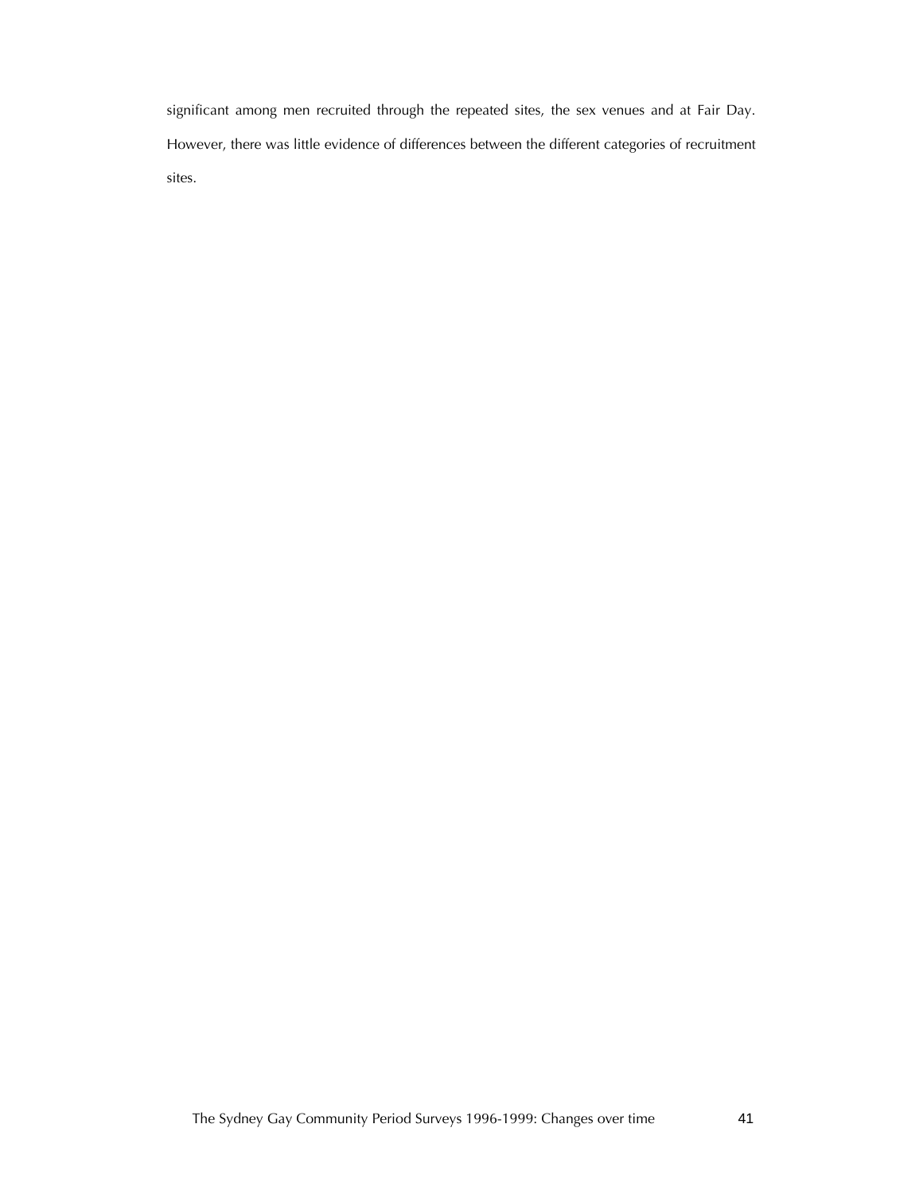significant among men recruited through the repeated sites, the sex venues and at Fair Day. However, there was little evidence of differences between the different categories of recruitment sites.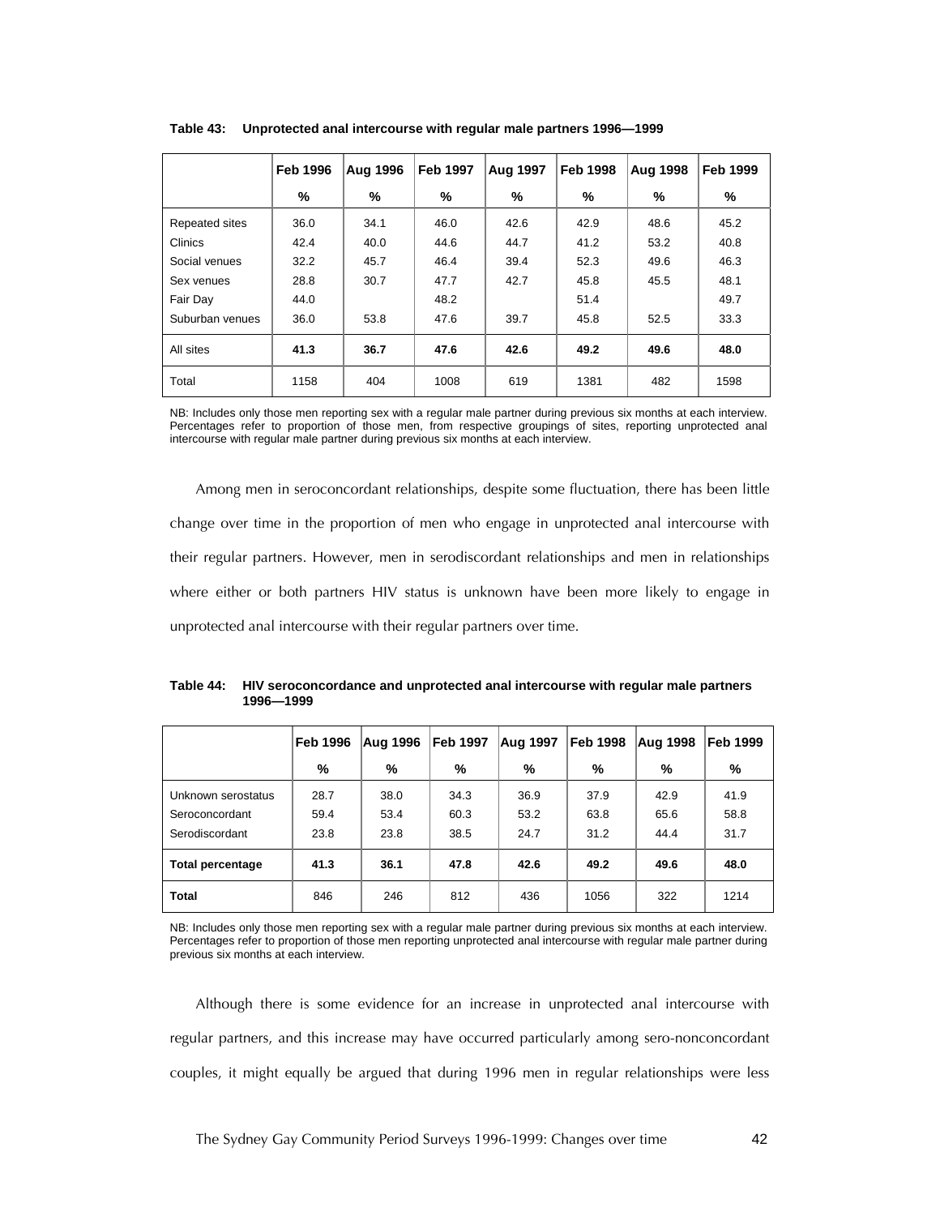**Table 43: Unprotected anal intercourse with regular male partners 1996—1999**

| | Feb 1996 | Aug 1996 | Feb 1997 | Aug 1997 | Feb 1998 | Aug 1998 | Feb 1999 |
|---|---|---|---|---|---|---|---|
| | % | % | % | % | % | % | % |
| Repeated sites | 36.0 | 34.1 | 46.0 | 42.6 | 42.9 | 48.6 | 45.2 |
| Clinics | 42.4 | 40.0 | 44.6 | 44.7 | 41.2 | 53.2 | 40.8 |
| Social venues | 32.2 | 45.7 | 46.4 | 39.4 | 52.3 | 49.6 | 46.3 |
| Sex venues | 28.8 | 30.7 | 47.7 | 42.7 | 45.8 | 45.5 | 48.1 |
| Fair Day | 44.0 | | 48.2 | | 51.4 | | 49.7 |
| Suburban venues | 36.0 | 53.8 | 47.6 | 39.7 | 45.8 | 52.5 | 33.3 |
| All sites | **41.3** | **36.7** | **47.6** | **42.6** | **49.2** | **49.6** | **48.0** |
| Total | 1158 | 404 | 1008 | 619 | 1381 | 482 | 1598 |

NB: Includes only those men reporting sex with a regular male partner during previous six months at each interview. Percentages refer to proportion of those men, from respective groupings of sites, reporting unprotected anal intercourse with regular male partner during previous six months at each interview.

Among men in seroconcordant relationships, despite some fluctuation, there has been little change over time in the proportion of men who engage in unprotected anal intercourse with their regular partners. However, men in serodiscordant relationships and men in relationships where either or both partners HIV status is unknown have been more likely to engage in unprotected anal intercourse with their regular partners over time.

**Table 44: HIV seroconcordance and unprotected anal intercourse with regular male partners 1996—1999**

| | Feb 1996 | Aug 1996 | Feb 1997 | Aug 1997 | Feb 1998 | Aug 1998 | Feb 1999 |
|---|---|---|---|---|---|---|---|
| | % | % | % | % | % | % | % |
| Unknown serostatus | 28.7 | 38.0 | 34.3 | 36.9 | 37.9 | 42.9 | 41.9 |
| Seroconcordant | 59.4 | 53.4 | 60.3 | 53.2 | 63.8 | 65.6 | 58.8 |
| Serodiscordant | 23.8 | 23.8 | 38.5 | 24.7 | 31.2 | 44.4 | 31.7 |
| **Total percentage** | **41.3** | **36.1** | **47.8** | **42.6** | **49.2** | **49.6** | **48.0** |
| **Total** | 846 | 246 | 812 | 436 | 1056 | 322 | 1214 |

NB: Includes only those men reporting sex with a regular male partner during previous six months at each interview. Percentages refer to proportion of those men reporting unprotected anal intercourse with regular male partner during previous six months at each interview.

Although there is some evidence for an increase in unprotected anal intercourse with regular partners, and this increase may have occurred particularly among sero-nonconcordant couples, it might equally be argued that during 1996 men in regular relationships were less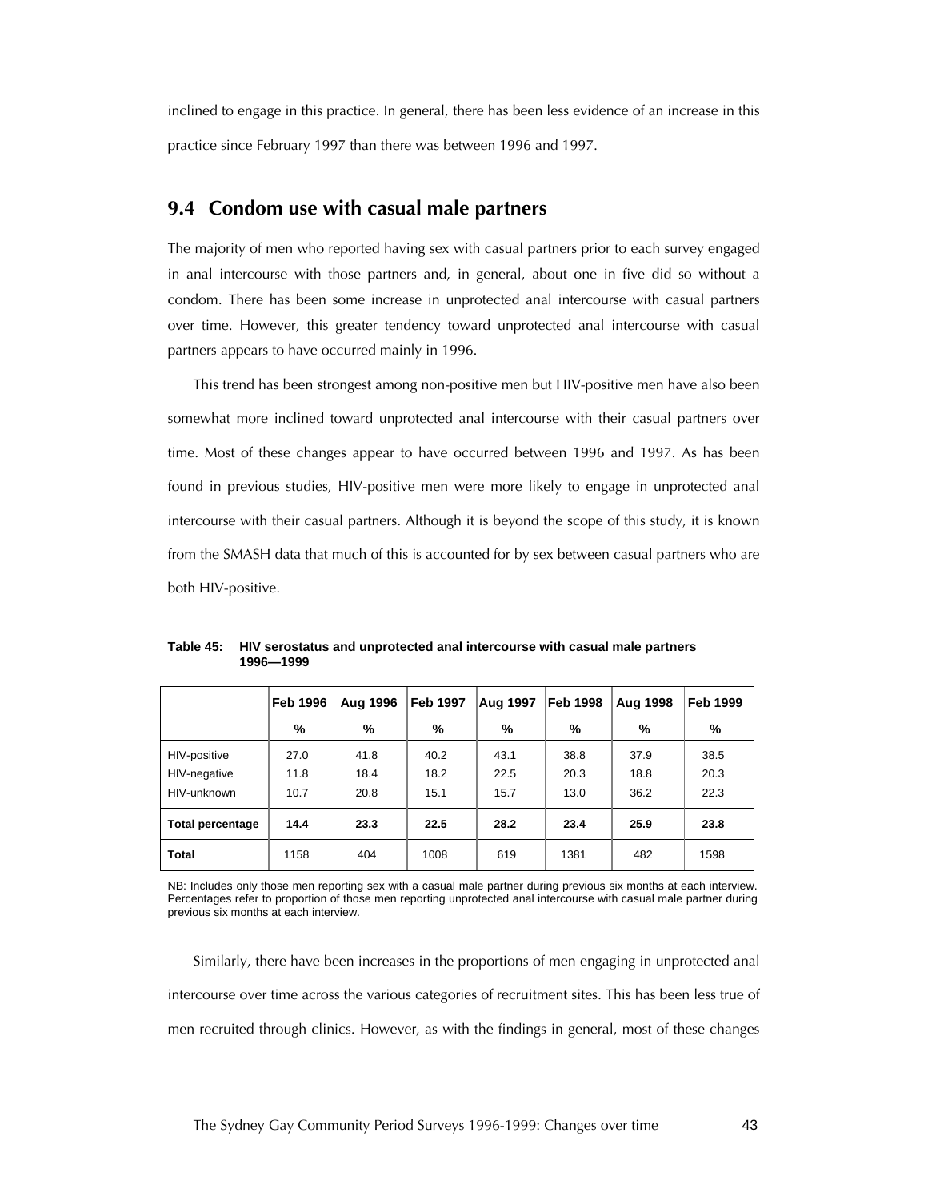inclined to engage in this practice. In general, there has been less evidence of an increase in this practice since February 1997 than there was between 1996 and 1997.

## 9.4 Condom use with casual male partners

The majority of men who reported having sex with casual partners prior to each survey engaged in anal intercourse with those partners and, in general, about one in five did so without a condom. There has been some increase in unprotected anal intercourse with casual partners over time. However, this greater tendency toward unprotected anal intercourse with casual partners appears to have occurred mainly in 1996.

This trend has been strongest among non-positive men but HIV-positive men have also been somewhat more inclined toward unprotected anal intercourse with their casual partners over time. Most of these changes appear to have occurred between 1996 and 1997. As has been found in previous studies, HIV-positive men were more likely to engage in unprotected anal intercourse with their casual partners. Although it is beyond the scope of this study, it is known from the SMASH data that much of this is accounted for by sex between casual partners who are both HIV-positive.

**Table 45: HIV serostatus and unprotected anal intercourse with casual male partners 1996—1999**

| | Feb 1996 | Aug 1996 | Feb 1997 | Aug 1997 | Feb 1998 | Aug 1998 | Feb 1999 |
|---|---|---|---|---|---|---|---|
| | % | % | % | % | % | % | % |
| HIV-positive | 27.0 | 41.8 | 40.2 | 43.1 | 38.8 | 37.9 | 38.5 |
| HIV-negative | 11.8 | 18.4 | 18.2 | 22.5 | 20.3 | 18.8 | 20.3 |
| HIV-unknown | 10.7 | 20.8 | 15.1 | 15.7 | 13.0 | 36.2 | 22.3 |
| **Total percentage** | **14.4** | **23.3** | **22.5** | **28.2** | **23.4** | **25.9** | **23.8** |
| **Total** | 1158 | 404 | 1008 | 619 | 1381 | 482 | 1598 |

NB: Includes only those men reporting sex with a casual male partner during previous six months at each interview. Percentages refer to proportion of those men reporting unprotected anal intercourse with casual male partner during previous six months at each interview.

Similarly, there have been increases in the proportions of men engaging in unprotected anal intercourse over time across the various categories of recruitment sites. This has been less true of men recruited through clinics. However, as with the findings in general, most of these changes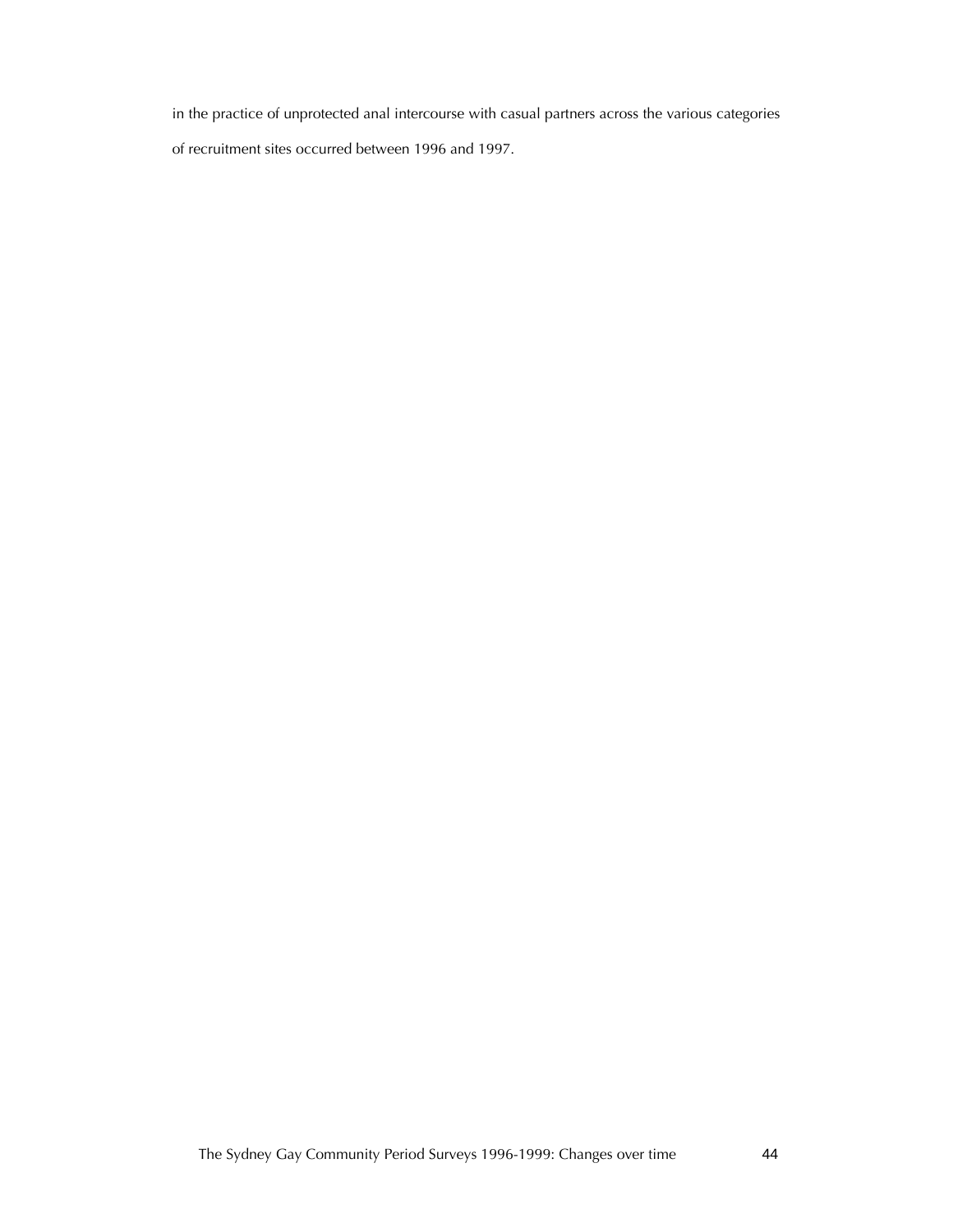in the practice of unprotected anal intercourse with casual partners across the various categories of recruitment sites occurred between 1996 and 1997.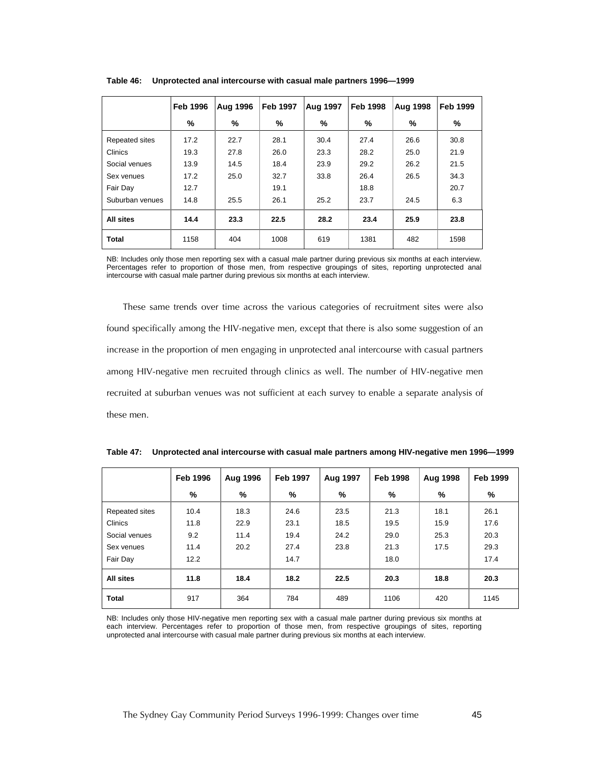**Table 46: Unprotected anal intercourse with casual male partners 1996—1999**

| | Feb 1996 | Aug 1996 | Feb 1997 | Aug 1997 | Feb 1998 | Aug 1998 | Feb 1999 |
|---|---|---|---|---|---|---|---|
| | % | % | % | % | % | % | % |
| Repeated sites | 17.2 | 22.7 | 28.1 | 30.4 | 27.4 | 26.6 | 30.8 |
| Clinics | 19.3 | 27.8 | 26.0 | 23.3 | 28.2 | 25.0 | 21.9 |
| Social venues | 13.9 | 14.5 | 18.4 | 23.9 | 29.2 | 26.2 | 21.5 |
| Sex venues | 17.2 | 25.0 | 32.7 | 33.8 | 26.4 | 26.5 | 34.3 |
| Fair Day | 12.7 | | 19.1 | | 18.8 | | 20.7 |
| Suburban venues | 14.8 | 25.5 | 26.1 | 25.2 | 23.7 | 24.5 | 6.3 |
| **All sites** | **14.4** | **23.3** | **22.5** | **28.2** | **23.4** | **25.9** | **23.8** |
| **Total** | 1158 | 404 | 1008 | 619 | 1381 | 482 | 1598 |

NB: Includes only those men reporting sex with a casual male partner during previous six months at each interview. Percentages refer to proportion of those men, from respective groupings of sites, reporting unprotected anal intercourse with casual male partner during previous six months at each interview.

These same trends over time across the various categories of recruitment sites were also found specifically among the HIV-negative men, except that there is also some suggestion of an increase in the proportion of men engaging in unprotected anal intercourse with casual partners among HIV-negative men recruited through clinics as well. The number of HIV-negative men recruited at suburban venues was not sufficient at each survey to enable a separate analysis of these men.

**Table 47: Unprotected anal intercourse with casual male partners among HIV-negative men 1996—1999**

| | Feb 1996 | Aug 1996 | Feb 1997 | Aug 1997 | Feb 1998 | Aug 1998 | Feb 1999 |
|---|---|---|---|---|---|---|---|
| | % | % | % | % | % | % | % |
| Repeated sites | 10.4 | 18.3 | 24.6 | 23.5 | 21.3 | 18.1 | 26.1 |
| Clinics | 11.8 | 22.9 | 23.1 | 18.5 | 19.5 | 15.9 | 17.6 |
| Social venues | 9.2 | 11.4 | 19.4 | 24.2 | 29.0 | 25.3 | 20.3 |
| Sex venues | 11.4 | 20.2 | 27.4 | 23.8 | 21.3 | 17.5 | 29.3 |
| Fair Day | 12.2 | | 14.7 | | 18.0 | | 17.4 |
| **All sites** | **11.8** | **18.4** | **18.2** | **22.5** | **20.3** | **18.8** | **20.3** |
| **Total** | 917 | 364 | 784 | 489 | 1106 | 420 | 1145 |

NB: Includes only those HIV-negative men reporting sex with a casual male partner during previous six months at each interview. Percentages refer to proportion of those men, from respective groupings of sites, reporting unprotected anal intercourse with casual male partner during previous six months at each interview.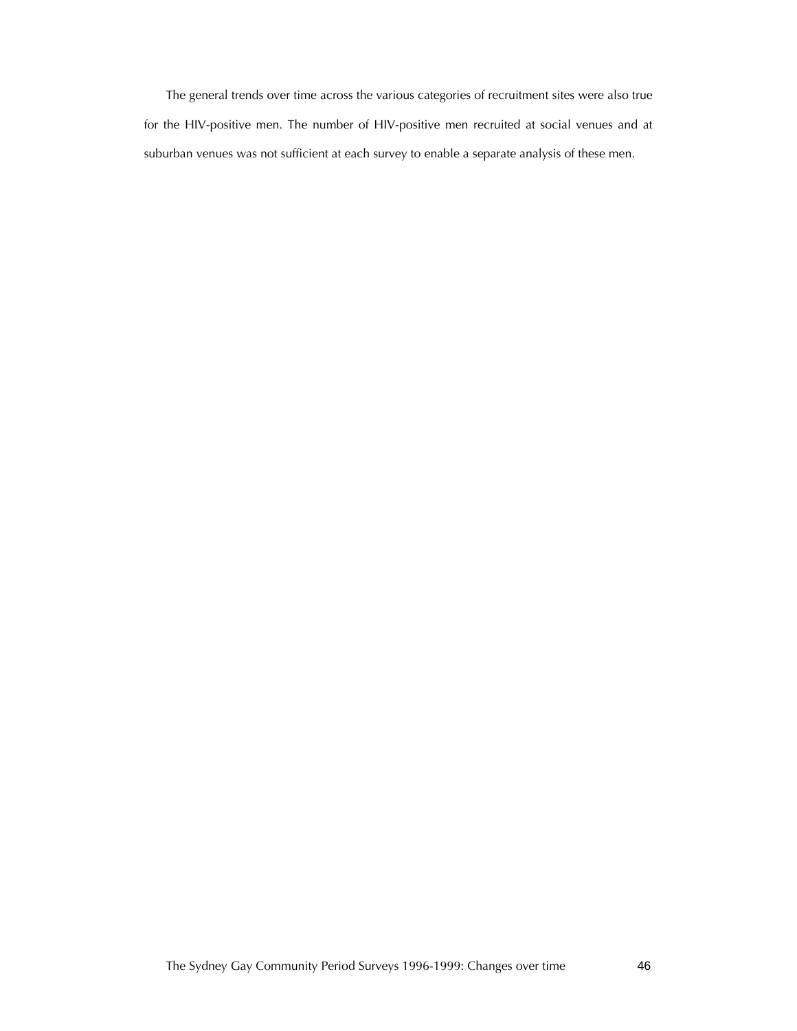The general trends over time across the various categories of recruitment sites were also true for the HIV-positive men. The number of HIV-positive men recruited at social venues and at suburban venues was not sufficient at each survey to enable a separate analysis of these men.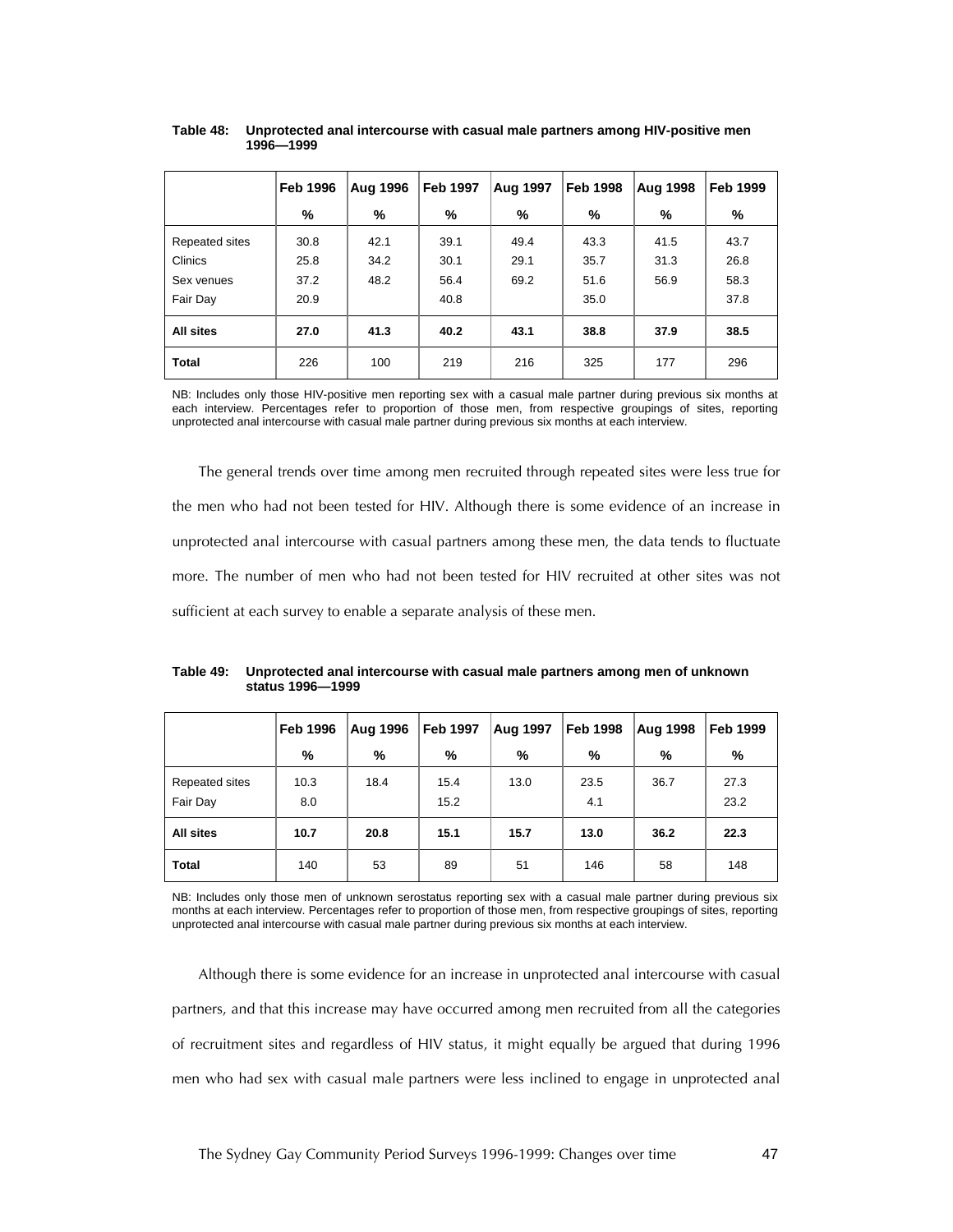**Table 48: Unprotected anal intercourse with casual male partners among HIV-positive men 1996—1999**

| | Feb 1996 | Aug 1996 | Feb 1997 | Aug 1997 | Feb 1998 | Aug 1998 | Feb 1999 |
|---|---|---|---|---|---|---|---|
| | % | % | % | % | % | % | % |
| Repeated sites | 30.8 | 42.1 | 39.1 | 49.4 | 43.3 | 41.5 | 43.7 |
| Clinics | 25.8 | 34.2 | 30.1 | 29.1 | 35.7 | 31.3 | 26.8 |
| Sex venues | 37.2 | 48.2 | 56.4 | 69.2 | 51.6 | 56.9 | 58.3 |
| Fair Day | 20.9 | | 40.8 | | 35.0 | | 37.8 |
| **All sites** | **27.0** | **41.3** | **40.2** | **43.1** | **38.8** | **37.9** | **38.5** |
| **Total** | 226 | 100 | 219 | 216 | 325 | 177 | 296 |

NB: Includes only those HIV-positive men reporting sex with a casual male partner during previous six months at each interview. Percentages refer to proportion of those men, from respective groupings of sites, reporting unprotected anal intercourse with casual male partner during previous six months at each interview.

The general trends over time among men recruited through repeated sites were less true for the men who had not been tested for HIV. Although there is some evidence of an increase in unprotected anal intercourse with casual partners among these men, the data tends to fluctuate more. The number of men who had not been tested for HIV recruited at other sites was not sufficient at each survey to enable a separate analysis of these men.

**Table 49: Unprotected anal intercourse with casual male partners among men of unknown status 1996—1999**

| | Feb 1996 | Aug 1996 | Feb 1997 | Aug 1997 | Feb 1998 | Aug 1998 | Feb 1999 |
|---|---|---|---|---|---|---|---|
| | % | % | % | % | % | % | % |
| Repeated sites | 10.3 | 18.4 | 15.4 | 13.0 | 23.5 | 36.7 | 27.3 |
| Fair Day | 8.0 | | 15.2 | | 4.1 | | 23.2 |
| **All sites** | **10.7** | **20.8** | **15.1** | **15.7** | **13.0** | **36.2** | **22.3** |
| **Total** | 140 | 53 | 89 | 51 | 146 | 58 | 148 |

NB: Includes only those men of unknown serostatus reporting sex with a casual male partner during previous six months at each interview. Percentages refer to proportion of those men, from respective groupings of sites, reporting unprotected anal intercourse with casual male partner during previous six months at each interview.

Although there is some evidence for an increase in unprotected anal intercourse with casual partners, and that this increase may have occurred among men recruited from all the categories of recruitment sites and regardless of HIV status, it might equally be argued that during 1996 men who had sex with casual male partners were less inclined to engage in unprotected anal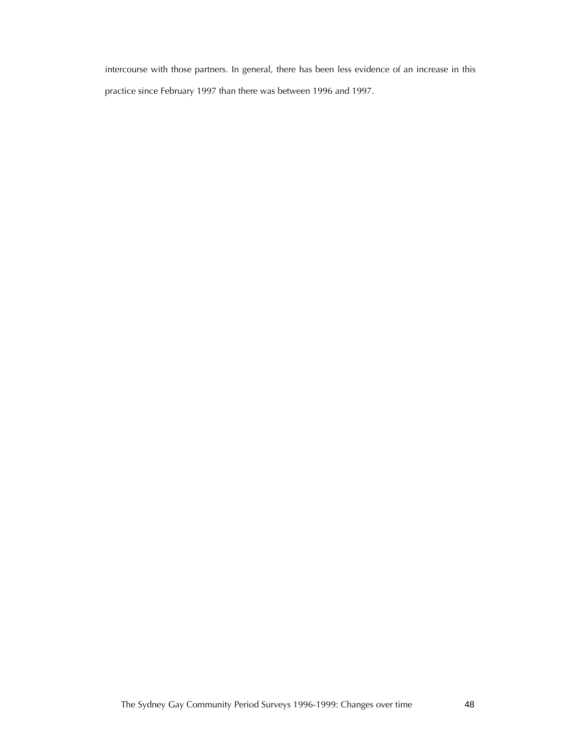intercourse with those partners. In general, there has been less evidence of an increase in this practice since February 1997 than there was between 1996 and 1997.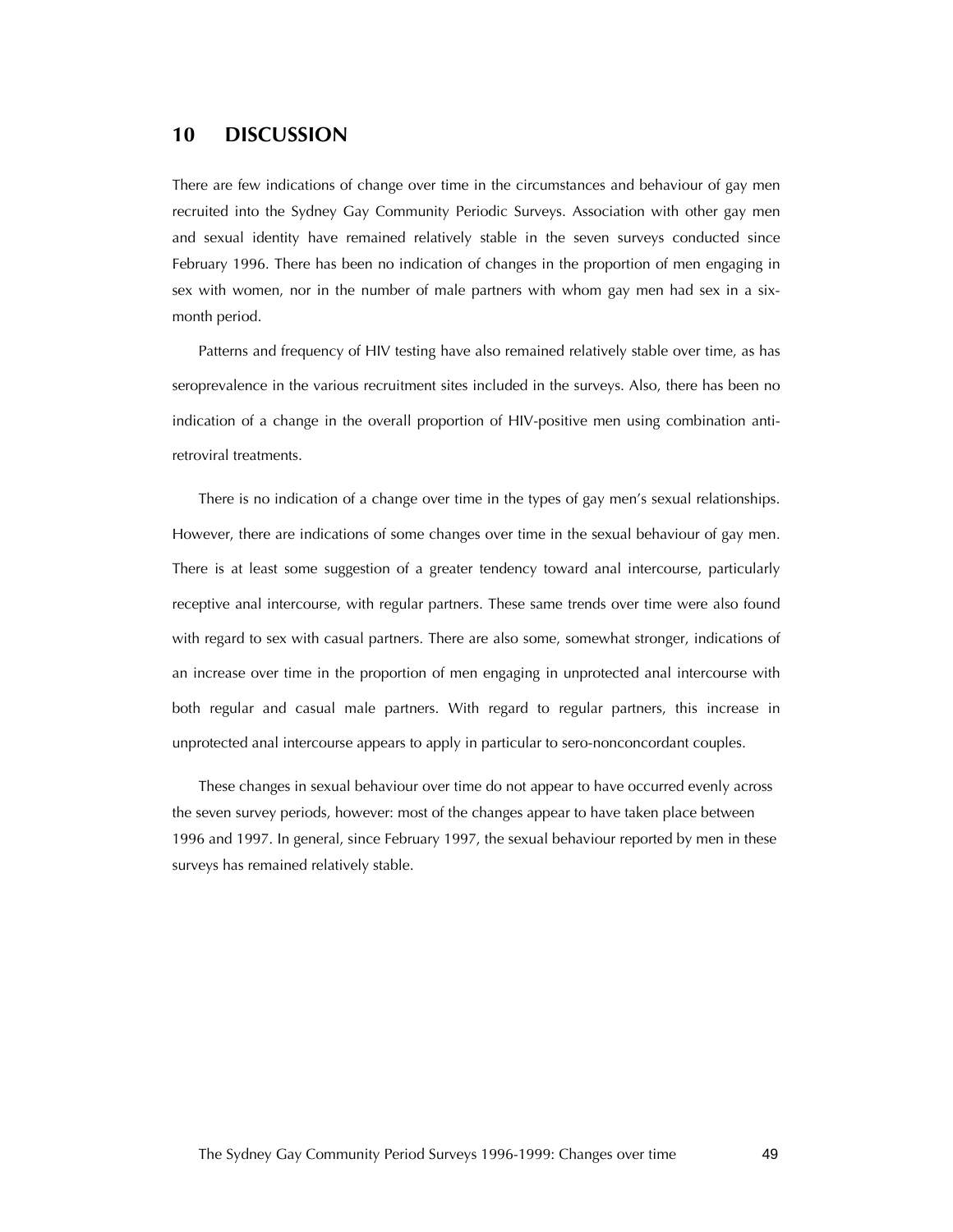# 10 DISCUSSION

There are few indications of change over time in the circumstances and behaviour of gay men recruited into the Sydney Gay Community Periodic Surveys. Association with other gay men and sexual identity have remained relatively stable in the seven surveys conducted since February 1996. There has been no indication of changes in the proportion of men engaging in sex with women, nor in the number of male partners with whom gay men had sex in a six-month period.

Patterns and frequency of HIV testing have also remained relatively stable over time, as has seroprevalence in the various recruitment sites included in the surveys. Also, there has been no indication of a change in the overall proportion of HIV-positive men using combination anti-retroviral treatments.

There is no indication of a change over time in the types of gay men's sexual relationships. However, there are indications of some changes over time in the sexual behaviour of gay men. There is at least some suggestion of a greater tendency toward anal intercourse, particularly receptive anal intercourse, with regular partners. These same trends over time were also found with regard to sex with casual partners. There are also some, somewhat stronger, indications of an increase over time in the proportion of men engaging in unprotected anal intercourse with both regular and casual male partners. With regard to regular partners, this increase in unprotected anal intercourse appears to apply in particular to sero-nonconcordant couples.

These changes in sexual behaviour over time do not appear to have occurred evenly across the seven survey periods, however: most of the changes appear to have taken place between 1996 and 1997. In general, since February 1997, the sexual behaviour reported by men in these surveys has remained relatively stable.